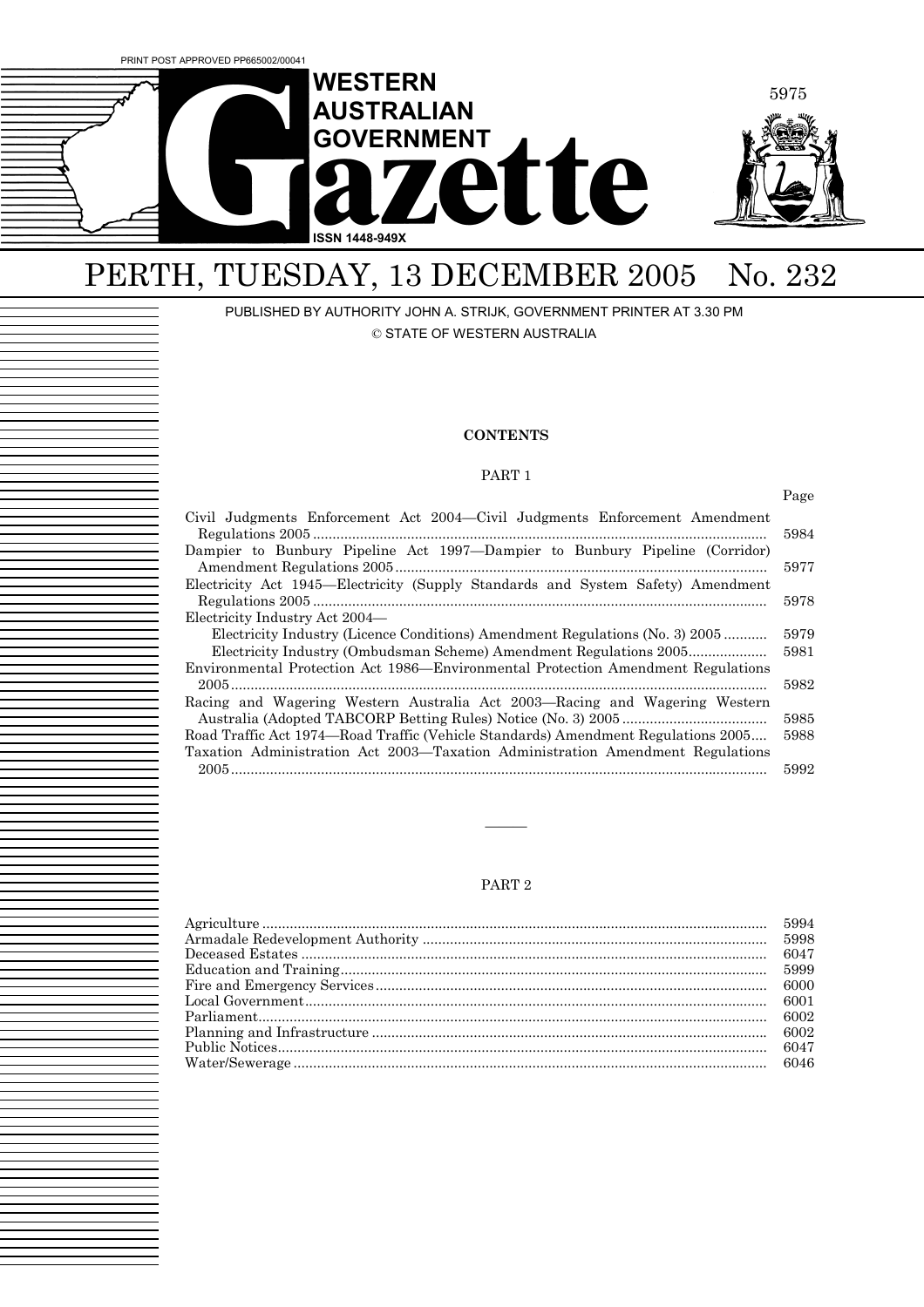PRINT POST APPROVED PP665002/00041

# WESTERN AUSTRALIAN GOVERNMENT Gazette

ISSN 1448-949X

## PERTH, TUESDAY, 13 DECEMBER 2005 No. 232

PUBLISHED BY AUTHORITY JOHN A. STRIJK, GOVERNMENT PRINTER AT 3.30 PM

© STATE OF WESTERN AUSTRALIA

### CONTENTS

#### PART 1

| | Page |
|---|---|
| Civil Judgments Enforcement Act 2004—Civil Judgments Enforcement Amendment Regulations 2005 | 5984 |
| Dampier to Bunbury Pipeline Act 1997—Dampier to Bunbury Pipeline (Corridor) Amendment Regulations 2005 | 5977 |
| Electricity Act 1945—Electricity (Supply Standards and System Safety) Amendment Regulations 2005 | 5978 |
| Electricity Industry Act 2004— | |
| Electricity Industry (Licence Conditions) Amendment Regulations (No. 3) 2005 | 5979 |
| Electricity Industry (Ombudsman Scheme) Amendment Regulations 2005 | 5981 |
| Environmental Protection Act 1986—Environmental Protection Amendment Regulations 2005 | 5982 |
| Racing and Wagering Western Australia Act 2003—Racing and Wagering Western Australia (Adopted TABCORP Betting Rules) Notice (No. 3) 2005 | 5985 |
| Road Traffic Act 1974—Road Traffic (Vehicle Standards) Amendment Regulations 2005 | 5988 |
| Taxation Administration Act 2003—Taxation Administration Amendment Regulations 2005 | 5992 |

———

#### PART 2

| | |
|---|---|
| Agriculture | 5994 |
| Armadale Redevelopment Authority | 5998 |
| Deceased Estates | 6047 |
| Education and Training | 5999 |
| Fire and Emergency Services | 6000 |
| Local Government | 6001 |
| Parliament | 6002 |
| Planning and Infrastructure | 6002 |
| Public Notices | 6047 |
| Water/Sewerage | 6046 |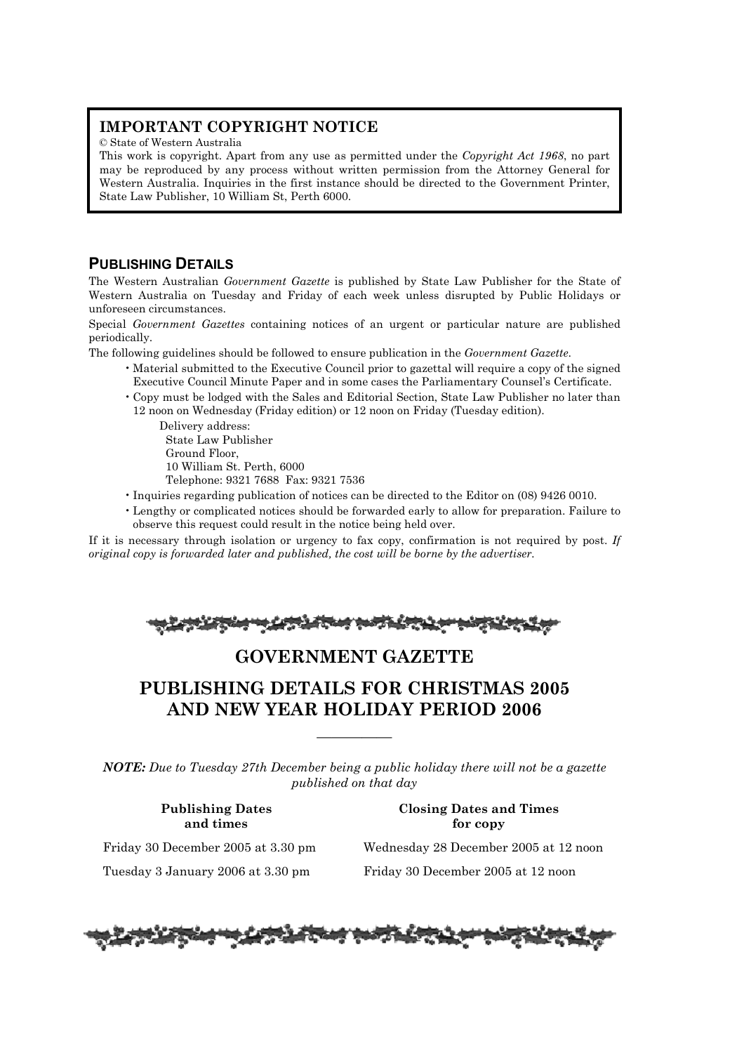**IMPORTANT COPYRIGHT NOTICE**

© State of Western Australia

This work is copyright. Apart from any use as permitted under the *Copyright Act 1968*, no part may be reproduced by any process without written permission from the Attorney General for Western Australia. Inquiries in the first instance should be directed to the Government Printer, State Law Publisher, 10 William St, Perth 6000.

## PUBLISHING DETAILS

The Western Australian *Government Gazette* is published by State Law Publisher for the State of Western Australia on Tuesday and Friday of each week unless disrupted by Public Holidays or unforeseen circumstances.

Special *Government Gazettes* containing notices of an urgent or particular nature are published periodically.

The following guidelines should be followed to ensure publication in the *Government Gazette*.

- Material submitted to the Executive Council prior to gazettal will require a copy of the signed Executive Council Minute Paper and in some cases the Parliamentary Counsel's Certificate.
- Copy must be lodged with the Sales and Editorial Section, State Law Publisher no later than 12 noon on Wednesday (Friday edition) or 12 noon on Friday (Tuesday edition).

  Delivery address:
  State Law Publisher
  Ground Floor,
  10 William St. Perth, 6000
  Telephone: 9321 7688 Fax: 9321 7536
- Inquiries regarding publication of notices can be directed to the Editor on (08) 9426 0010.
- Lengthy or complicated notices should be forwarded early to allow for preparation. Failure to observe this request could result in the notice being held over.

If it is necessary through isolation or urgency to fax copy, confirmation is not required by post. *If original copy is forwarded later and published, the cost will be borne by the advertiser.*

## GOVERNMENT GAZETTE

## PUBLISHING DETAILS FOR CHRISTMAS 2005 AND NEW YEAR HOLIDAY PERIOD 2006

---

***NOTE:*** *Due to Tuesday 27th December being a public holiday there will not be a gazette published on that day*

| Publishing Dates and times | Closing Dates and Times for copy |
|---|---|
| Friday 30 December 2005 at 3.30 pm | Wednesday 28 December 2005 at 12 noon |
| Tuesday 3 January 2006 at 3.30 pm | Friday 30 December 2005 at 12 noon |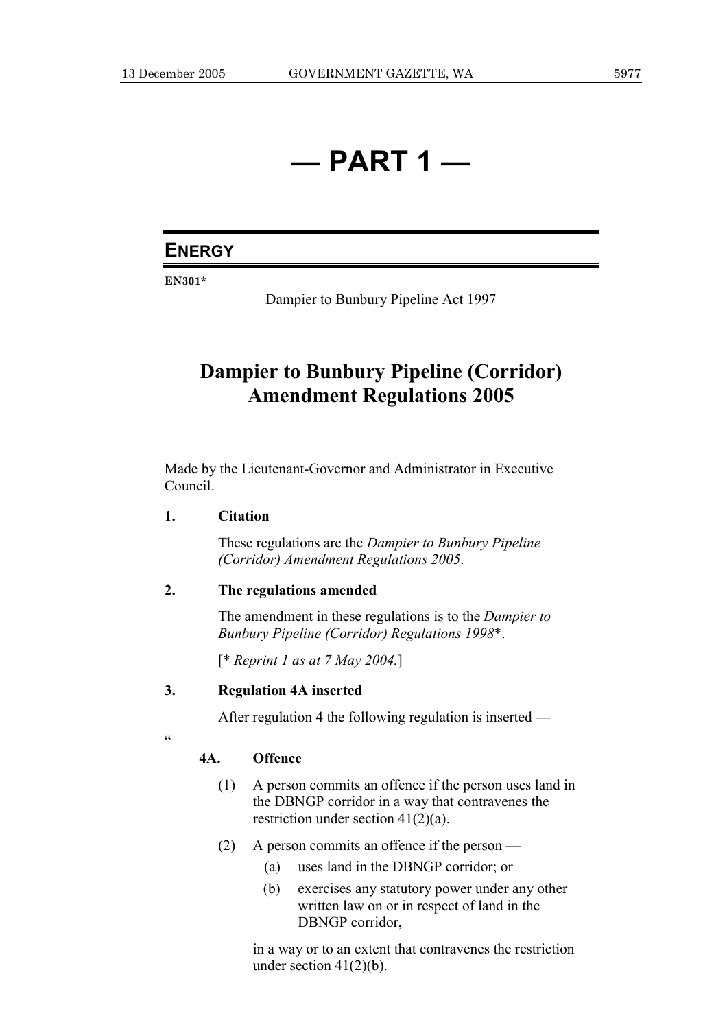# — PART 1 —

## ENERGY

**EN301***

Dampier to Bunbury Pipeline Act 1997

# Dampier to Bunbury Pipeline (Corridor) Amendment Regulations 2005

Made by the Lieutenant-Governor and Administrator in Executive Council.

**1. Citation**

These regulations are the *Dampier to Bunbury Pipeline (Corridor) Amendment Regulations 2005*.

**2. The regulations amended**

The amendment in these regulations is to the *Dampier to Bunbury Pipeline (Corridor) Regulations 1998**.

[* *Reprint 1 as at 7 May 2004.*]

**3. Regulation 4A inserted**

After regulation 4 the following regulation is inserted —

"

**4A. Offence**

(1) A person commits an offence if the person uses land in the DBNGP corridor in a way that contravenes the restriction under section 41(2)(a).

(2) A person commits an offence if the person —

(a) uses land in the DBNGP corridor; or

(b) exercises any statutory power under any other written law on or in respect of land in the DBNGP corridor,

in a way or to an extent that contravenes the restriction under section 41(2)(b).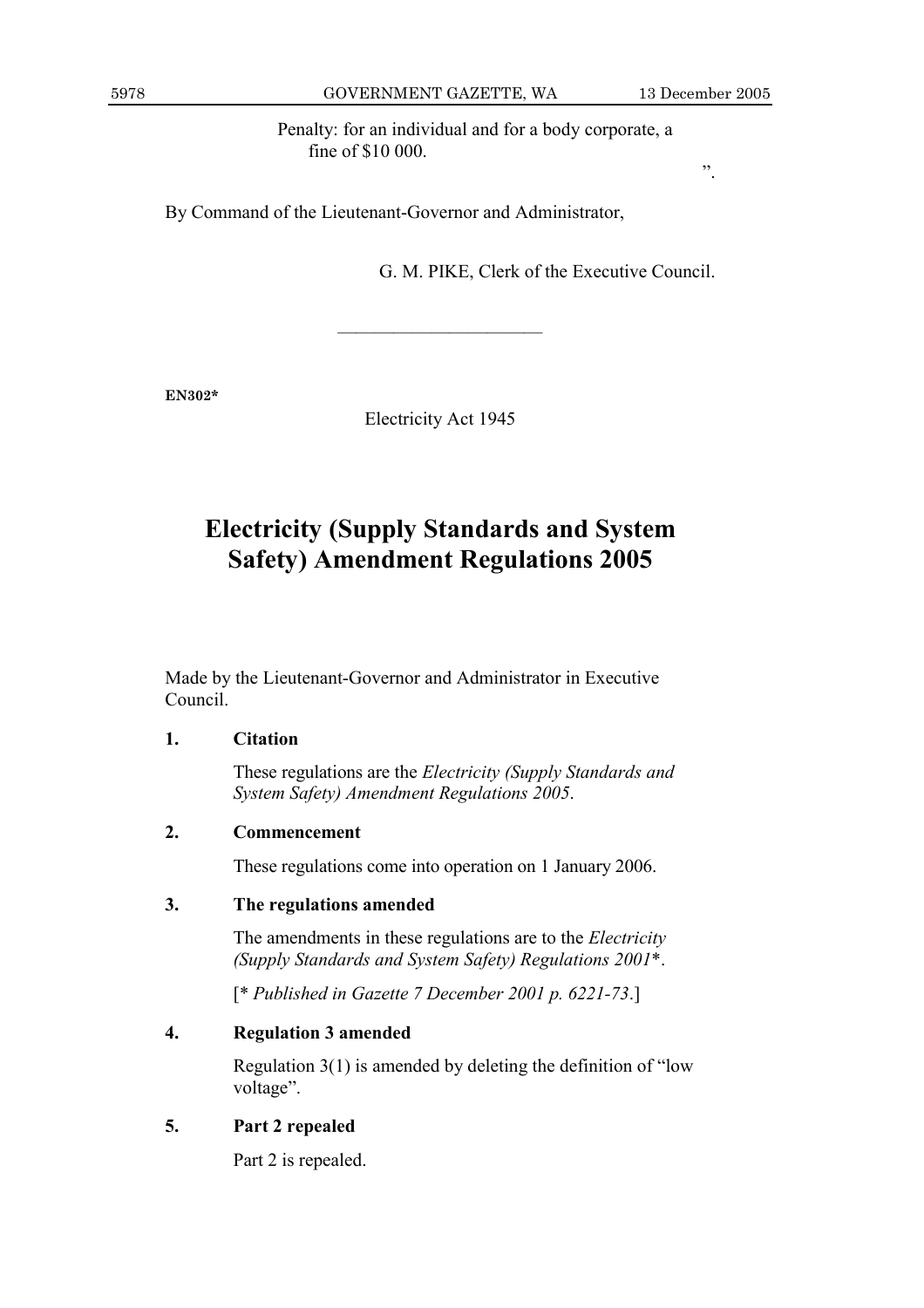Penalty: for an individual and for a body corporate, a fine of $10 000.

”.

By Command of the Lieutenant-Governor and Administrator,

G. M. PIKE, Clerk of the Executive Council.

---

**EN302***

Electricity Act 1945

# Electricity (Supply Standards and System Safety) Amendment Regulations 2005

Made by the Lieutenant-Governor and Administrator in Executive Council.

**1. Citation**

These regulations are the *Electricity (Supply Standards and System Safety) Amendment Regulations 2005*.

**2. Commencement**

These regulations come into operation on 1 January 2006.

**3. The regulations amended**

The amendments in these regulations are to the *Electricity (Supply Standards and System Safety) Regulations 2001**.

[* *Published in Gazette 7 December 2001 p. 6221-73*.]

**4. Regulation 3 amended**

Regulation 3(1) is amended by deleting the definition of “low voltage”.

**5. Part 2 repealed**

Part 2 is repealed.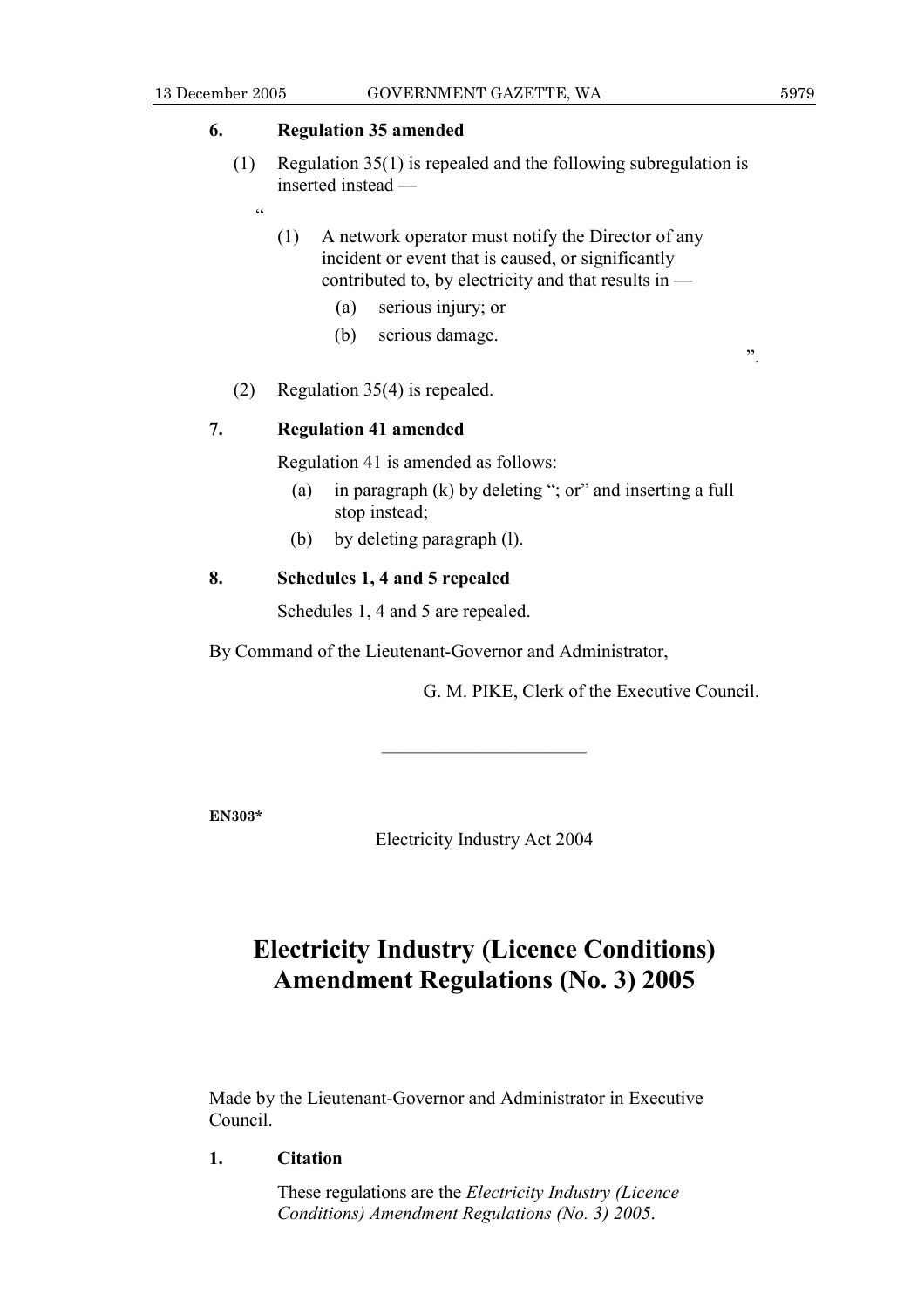### 6. Regulation 35 amended

(1) Regulation 35(1) is repealed and the following subregulation is inserted instead —

"

(1) A network operator must notify the Director of any incident or event that is caused, or significantly contributed to, by electricity and that results in —

(a) serious injury; or

(b) serious damage.

".

(2) Regulation 35(4) is repealed.

### 7. Regulation 41 amended

Regulation 41 is amended as follows:

(a) in paragraph (k) by deleting "; or" and inserting a full stop instead;

(b) by deleting paragraph (l).

### 8. Schedules 1, 4 and 5 repealed

Schedules 1, 4 and 5 are repealed.

By Command of the Lieutenant-Governor and Administrator,

G. M. PIKE, Clerk of the Executive Council.

---

**EN303***

Electricity Industry Act 2004

# Electricity Industry (Licence Conditions) Amendment Regulations (No. 3) 2005

Made by the Lieutenant-Governor and Administrator in Executive Council.

### 1. Citation

These regulations are the *Electricity Industry (Licence Conditions) Amendment Regulations (No. 3) 2005*.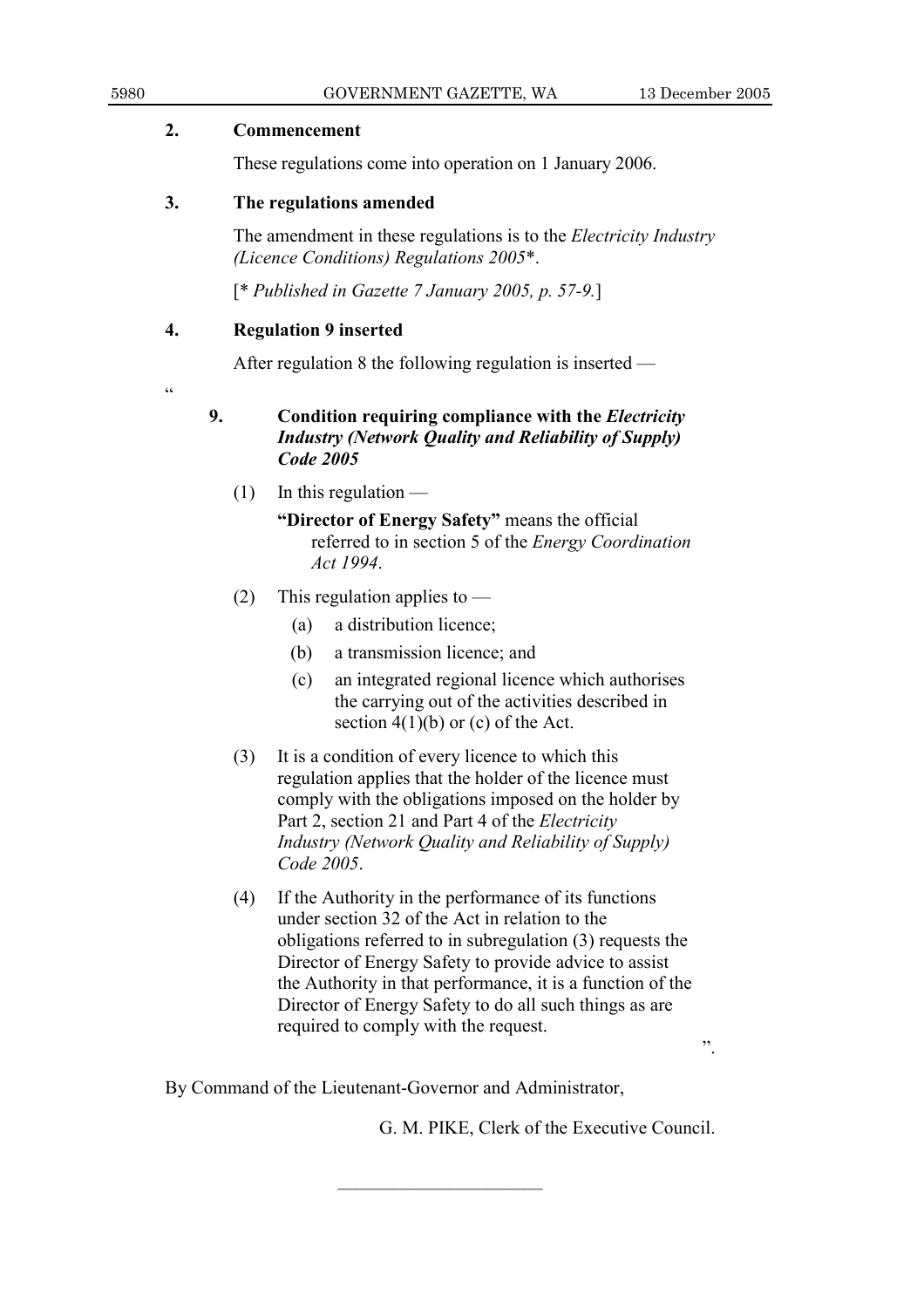**2. Commencement**

These regulations come into operation on 1 January 2006.

**3. The regulations amended**

The amendment in these regulations is to the *Electricity Industry (Licence Conditions) Regulations 2005*\*.

[\* *Published in Gazette 7 January 2005, p. 57-9.*]

**4. Regulation 9 inserted**

After regulation 8 the following regulation is inserted —

"

**9. Condition requiring compliance with the *Electricity Industry (Network Quality and Reliability of Supply) Code 2005***

(1) In this regulation —

**"Director of Energy Safety"** means the official referred to in section 5 of the *Energy Coordination Act 1994*.

(2) This regulation applies to —

(a) a distribution licence;

(b) a transmission licence; and

(c) an integrated regional licence which authorises the carrying out of the activities described in section 4(1)(b) or (c) of the Act.

(3) It is a condition of every licence to which this regulation applies that the holder of the licence must comply with the obligations imposed on the holder by Part 2, section 21 and Part 4 of the *Electricity Industry (Network Quality and Reliability of Supply) Code 2005*.

(4) If the Authority in the performance of its functions under section 32 of the Act in relation to the obligations referred to in subregulation (3) requests the Director of Energy Safety to provide advice to assist the Authority in that performance, it is a function of the Director of Energy Safety to do all such things as are required to comply with the request.

".

By Command of the Lieutenant-Governor and Administrator,

G. M. PIKE, Clerk of the Executive Council.

---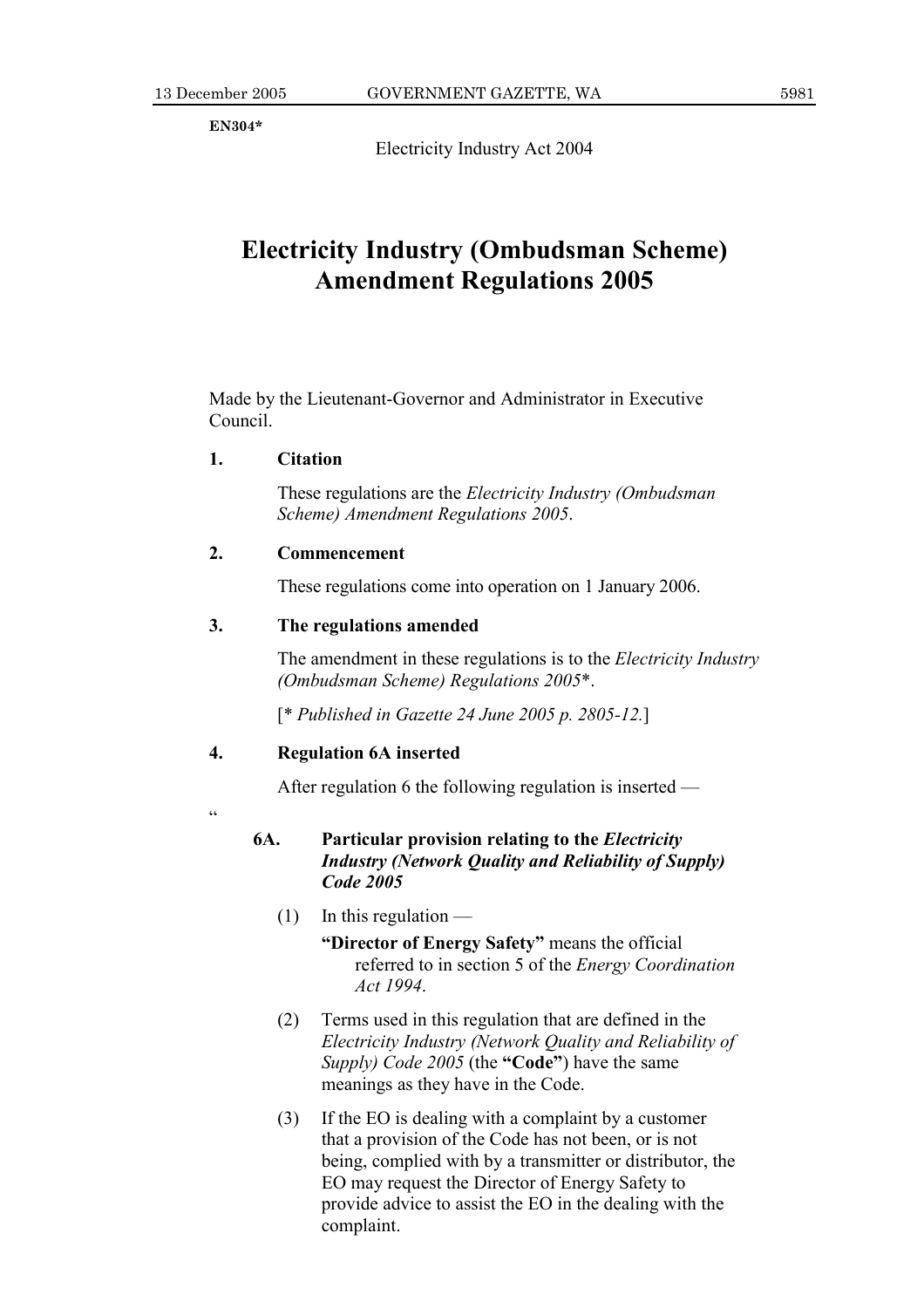**EN304***

Electricity Industry Act 2004

# Electricity Industry (Ombudsman Scheme) Amendment Regulations 2005

Made by the Lieutenant-Governor and Administrator in Executive Council.

**1. Citation**

These regulations are the *Electricity Industry (Ombudsman Scheme) Amendment Regulations 2005*.

**2. Commencement**

These regulations come into operation on 1 January 2006.

**3. The regulations amended**

The amendment in these regulations is to the *Electricity Industry (Ombudsman Scheme) Regulations 2005**.

[* *Published in Gazette 24 June 2005 p. 2805-12.*]

**4. Regulation 6A inserted**

After regulation 6 the following regulation is inserted —

"

**6A. Particular provision relating to the *Electricity Industry (Network Quality and Reliability of Supply) Code 2005***

(1) In this regulation —

**"Director of Energy Safety"** means the official referred to in section 5 of the *Energy Coordination Act 1994*.

(2) Terms used in this regulation that are defined in the *Electricity Industry (Network Quality and Reliability of Supply) Code 2005* (the **"Code"**) have the same meanings as they have in the Code.

(3) If the EO is dealing with a complaint by a customer that a provision of the Code has not been, or is not being, complied with by a transmitter or distributor, the EO may request the Director of Energy Safety to provide advice to assist the EO in the dealing with the complaint.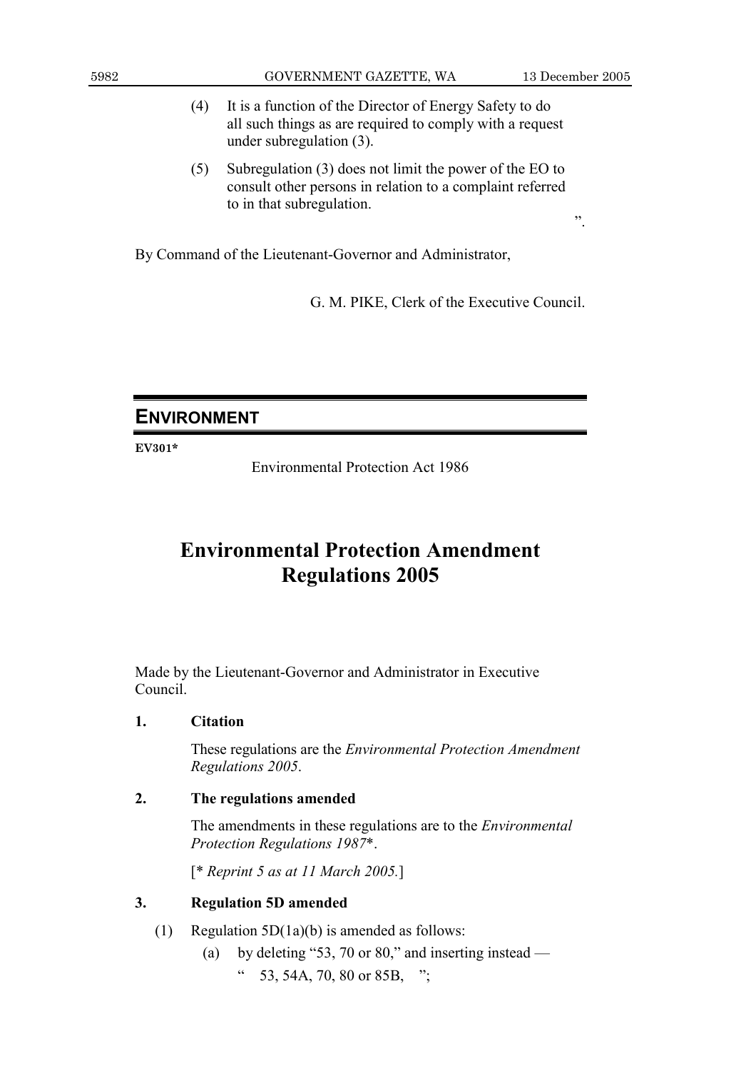(4) It is a function of the Director of Energy Safety to do all such things as are required to comply with a request under subregulation (3).

(5) Subregulation (3) does not limit the power of the EO to consult other persons in relation to a complaint referred to in that subregulation.

".

By Command of the Lieutenant-Governor and Administrator,

G. M. PIKE, Clerk of the Executive Council.

---

## ENVIRONMENT

**EV301***

Environmental Protection Act 1986

# Environmental Protection Amendment Regulations 2005

Made by the Lieutenant-Governor and Administrator in Executive Council.

**1. Citation**

These regulations are the *Environmental Protection Amendment Regulations 2005*.

**2. The regulations amended**

The amendments in these regulations are to the *Environmental Protection Regulations 1987**.

[* *Reprint 5 as at 11 March 2005.*]

**3. Regulation 5D amended**

(1) Regulation 5D(1a)(b) is amended as follows:

(a) by deleting "53, 70 or 80," and inserting instead —

" 53, 54A, 70, 80 or 85B, ";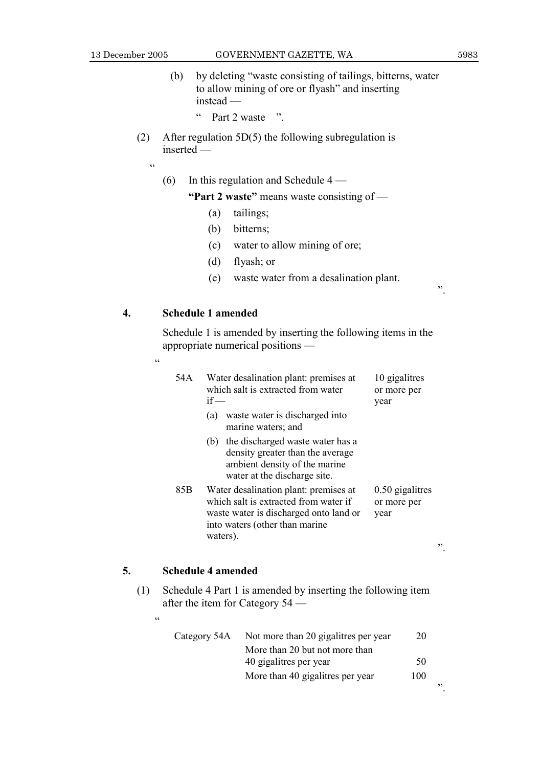(b) by deleting "waste consisting of tailings, bitterns, water to allow mining of ore or flyash" and inserting instead —

" Part 2 waste ".

(2) After regulation 5D(5) the following subregulation is inserted —

"

(6) In this regulation and Schedule 4 —

**"Part 2 waste"** means waste consisting of —

(a) tailings;

(b) bitterns;

(c) water to allow mining of ore;

(d) flyash; or

(e) waste water from a desalination plant.

".

## 4. Schedule 1 amended

Schedule 1 is amended by inserting the following items in the appropriate numerical positions —

"

| | | |
|---|---|---|
| 54A | Water desalination plant: premises at which salt is extracted from water if —<br>(a) waste water is discharged into marine waters; and<br>(b) the discharged waste water has a density greater than the average ambient density of the marine water at the discharge site. | 10 gigalitres or more per year |
| 85B | Water desalination plant: premises at which salt is extracted from water if waste water is discharged onto land or into waters (other than marine waters). | 0.50 gigalitres or more per year |

".

## 5. Schedule 4 amended

(1) Schedule 4 Part 1 is amended by inserting the following item after the item for Category 54 —

"

| | | |
|---|---|---|
| Category 54A | Not more than 20 gigalitres per year | 20 |
| | More than 20 but not more than 40 gigalitres per year | 50 |
| | More than 40 gigalitres per year | 100 |

".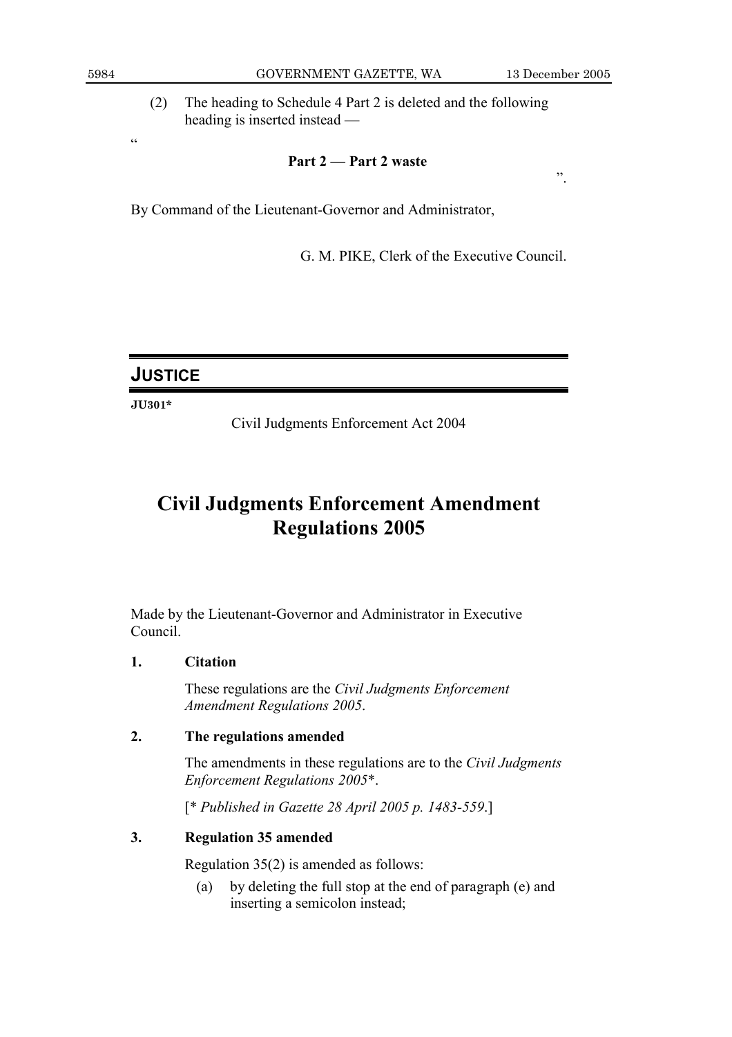(2) The heading to Schedule 4 Part 2 is deleted and the following heading is inserted instead —

"

**Part 2 — Part 2 waste**

".

By Command of the Lieutenant-Governor and Administrator,

G. M. PIKE, Clerk of the Executive Council.

---

## JUSTICE

**JU301***

Civil Judgments Enforcement Act 2004

# Civil Judgments Enforcement Amendment Regulations 2005

Made by the Lieutenant-Governor and Administrator in Executive Council.

**1. Citation**

These regulations are the *Civil Judgments Enforcement Amendment Regulations 2005*.

**2. The regulations amended**

The amendments in these regulations are to the *Civil Judgments Enforcement Regulations 2005**.

[* *Published in Gazette 28 April 2005 p. 1483-559*.]

**3. Regulation 35 amended**

Regulation 35(2) is amended as follows:

(a) by deleting the full stop at the end of paragraph (e) and inserting a semicolon instead;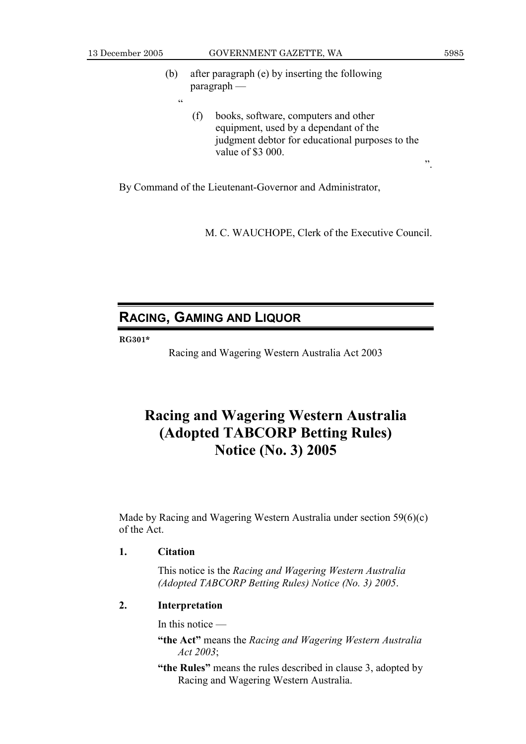(b) after paragraph (e) by inserting the following paragraph —

"

(f) books, software, computers and other equipment, used by a dependant of the judgment debtor for educational purposes to the value of $3 000.

".

By Command of the Lieutenant-Governor and Administrator,

M. C. WAUCHOPE, Clerk of the Executive Council.

## RACING, GAMING AND LIQUOR

**RG301***

Racing and Wagering Western Australia Act 2003

# Racing and Wagering Western Australia (Adopted TABCORP Betting Rules) Notice (No. 3) 2005

Made by Racing and Wagering Western Australia under section 59(6)(c) of the Act.

**1. Citation**

This notice is the *Racing and Wagering Western Australia (Adopted TABCORP Betting Rules) Notice (No. 3) 2005*.

**2. Interpretation**

In this notice —

**"the Act"** means the *Racing and Wagering Western Australia Act 2003*;

**"the Rules"** means the rules described in clause 3, adopted by Racing and Wagering Western Australia.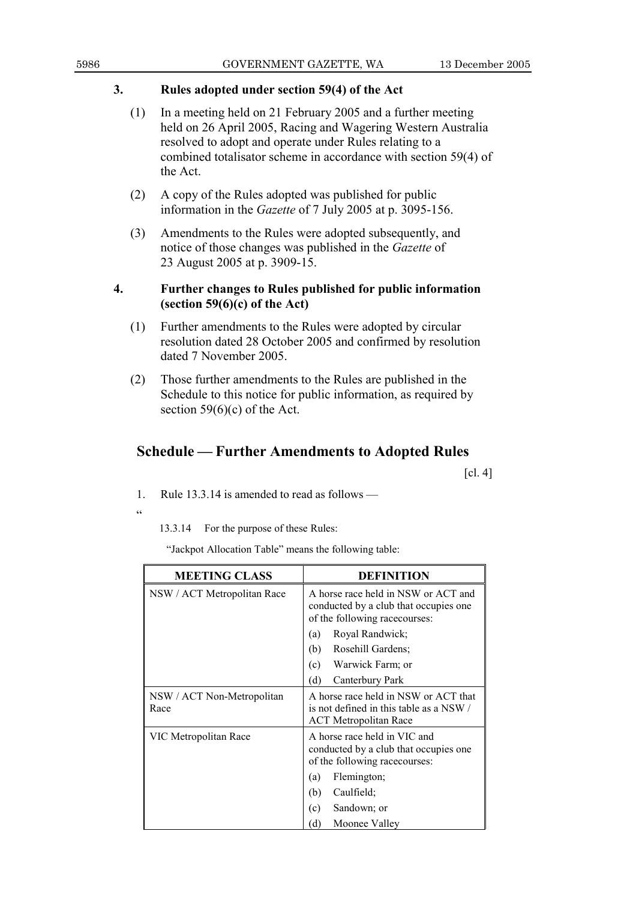### 3. Rules adopted under section 59(4) of the Act

(1) In a meeting held on 21 February 2005 and a further meeting held on 26 April 2005, Racing and Wagering Western Australia resolved to adopt and operate under Rules relating to a combined totalisator scheme in accordance with section 59(4) of the Act.

(2) A copy of the Rules adopted was published for public information in the *Gazette* of 7 July 2005 at p. 3095-156.

(3) Amendments to the Rules were adopted subsequently, and notice of those changes was published in the *Gazette* of 23 August 2005 at p. 3909-15.

### 4. Further changes to Rules published for public information (section 59(6)(c) of the Act)

(1) Further amendments to the Rules were adopted by circular resolution dated 28 October 2005 and confirmed by resolution dated 7 November 2005.

(2) Those further amendments to the Rules are published in the Schedule to this notice for public information, as required by section 59(6)(c) of the Act.

## Schedule — Further Amendments to Adopted Rules

[cl. 4]

1. Rule 13.3.14 is amended to read as follows —

"

13.3.14 For the purpose of these Rules:

"Jackpot Allocation Table" means the following table:

| MEETING CLASS | DEFINITION |
|---|---|
| NSW / ACT Metropolitan Race | A horse race held in NSW or ACT and conducted by a club that occupies one of the following racecourses: (a) Royal Randwick; (b) Rosehill Gardens; (c) Warwick Farm; or (d) Canterbury Park |
| NSW / ACT Non-Metropolitan Race | A horse race held in NSW or ACT that is not defined in this table as a NSW / ACT Metropolitan Race |
| VIC Metropolitan Race | A horse race held in VIC and conducted by a club that occupies one of the following racecourses: (a) Flemington; (b) Caulfield; (c) Sandown; or (d) Moonee Valley |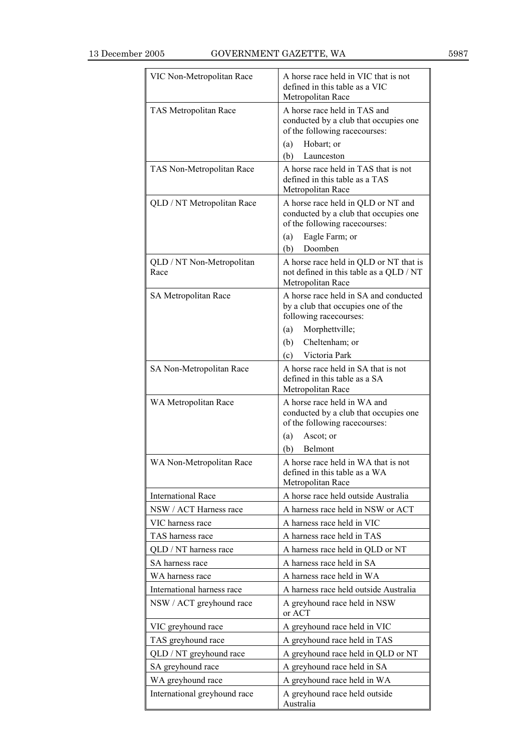| | |
|---|---|
| VIC Non-Metropolitan Race | A horse race held in VIC that is not defined in this table as a VIC Metropolitan Race |
| TAS Metropolitan Race | A horse race held in TAS and conducted by a club that occupies one of the following racecourses:<br>(a) Hobart; or<br>(b) Launceston |
| TAS Non-Metropolitan Race | A horse race held in TAS that is not defined in this table as a TAS Metropolitan Race |
| QLD / NT Metropolitan Race | A horse race held in QLD or NT and conducted by a club that occupies one of the following racecourses:<br>(a) Eagle Farm; or<br>(b) Doomben |
| QLD / NT Non-Metropolitan Race | A horse race held in QLD or NT that is not defined in this table as a QLD / NT Metropolitan Race |
| SA Metropolitan Race | A horse race held in SA and conducted by a club that occupies one of the following racecourses:<br>(a) Morphettville;<br>(b) Cheltenham; or<br>(c) Victoria Park |
| SA Non-Metropolitan Race | A horse race held in SA that is not defined in this table as a SA Metropolitan Race |
| WA Metropolitan Race | A horse race held in WA and conducted by a club that occupies one of the following racecourses:<br>(a) Ascot; or<br>(b) Belmont |
| WA Non-Metropolitan Race | A horse race held in WA that is not defined in this table as a WA Metropolitan Race |
| International Race | A horse race held outside Australia |
| NSW / ACT Harness race | A harness race held in NSW or ACT |
| VIC harness race | A harness race held in VIC |
| TAS harness race | A harness race held in TAS |
| QLD / NT harness race | A harness race held in QLD or NT |
| SA harness race | A harness race held in SA |
| WA harness race | A harness race held in WA |
| International harness race | A harness race held outside Australia |
| NSW / ACT greyhound race | A greyhound race held in NSW or ACT |
| VIC greyhound race | A greyhound race held in VIC |
| TAS greyhound race | A greyhound race held in TAS |
| QLD / NT greyhound race | A greyhound race held in QLD or NT |
| SA greyhound race | A greyhound race held in SA |
| WA greyhound race | A greyhound race held in WA |
| International greyhound race | A greyhound race held outside Australia |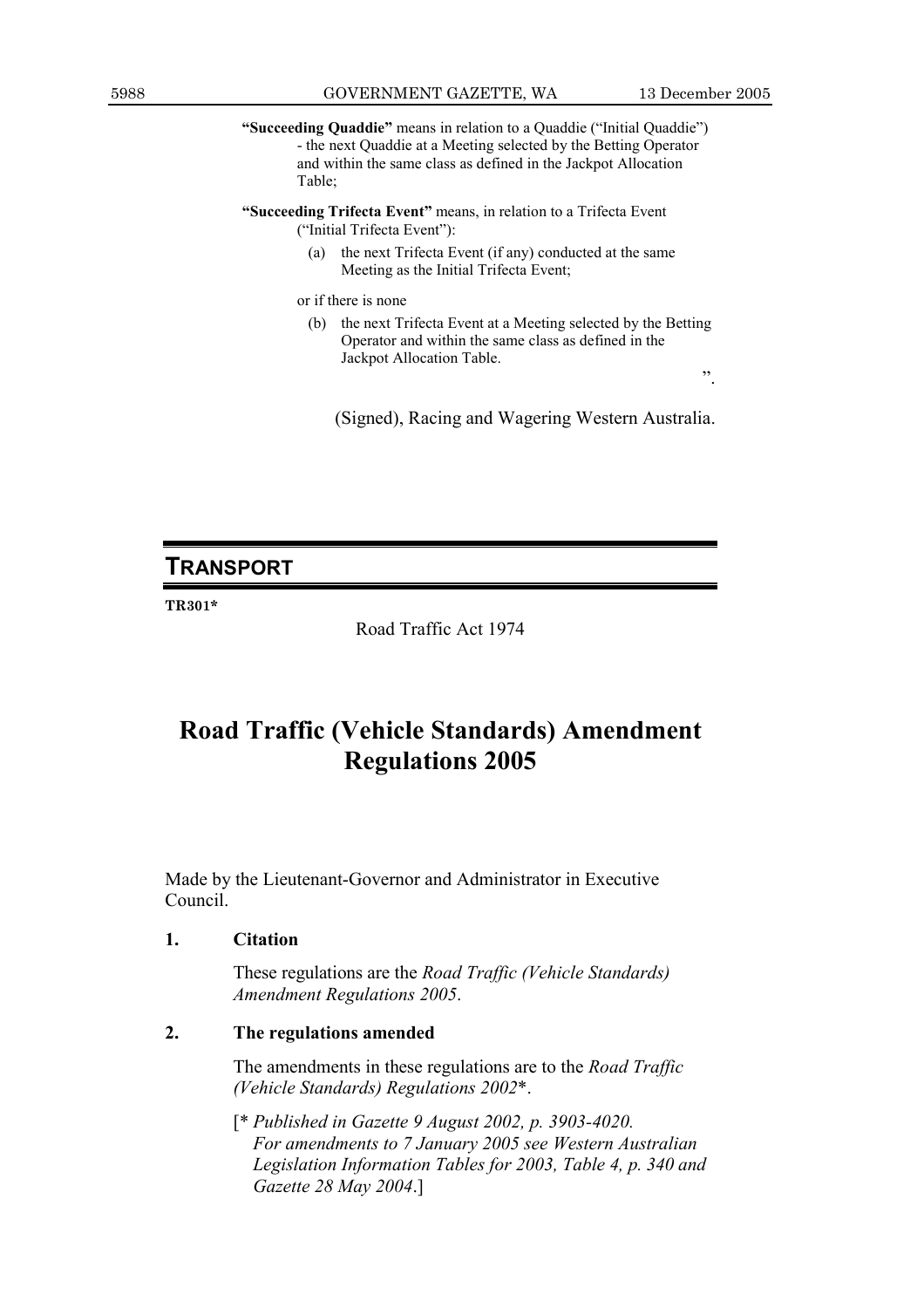**"Succeeding Quaddie"** means in relation to a Quaddie ("Initial Quaddie") - the next Quaddie at a Meeting selected by the Betting Operator and within the same class as defined in the Jackpot Allocation Table;

**"Succeeding Trifecta Event"** means, in relation to a Trifecta Event ("Initial Trifecta Event"):

(a) the next Trifecta Event (if any) conducted at the same Meeting as the Initial Trifecta Event;

or if there is none

(b) the next Trifecta Event at a Meeting selected by the Betting Operator and within the same class as defined in the Jackpot Allocation Table.

".

(Signed), Racing and Wagering Western Australia.

## TRANSPORT

**TR301***

Road Traffic Act 1974

# Road Traffic (Vehicle Standards) Amendment Regulations 2005

Made by the Lieutenant-Governor and Administrator in Executive Council.

**1. Citation**

These regulations are the *Road Traffic (Vehicle Standards) Amendment Regulations 2005*.

**2. The regulations amended**

The amendments in these regulations are to the *Road Traffic (Vehicle Standards) Regulations 2002**.

[* *Published in Gazette 9 August 2002, p. 3903-4020. For amendments to 7 January 2005 see Western Australian Legislation Information Tables for 2003, Table 4, p. 340 and Gazette 28 May 2004*.]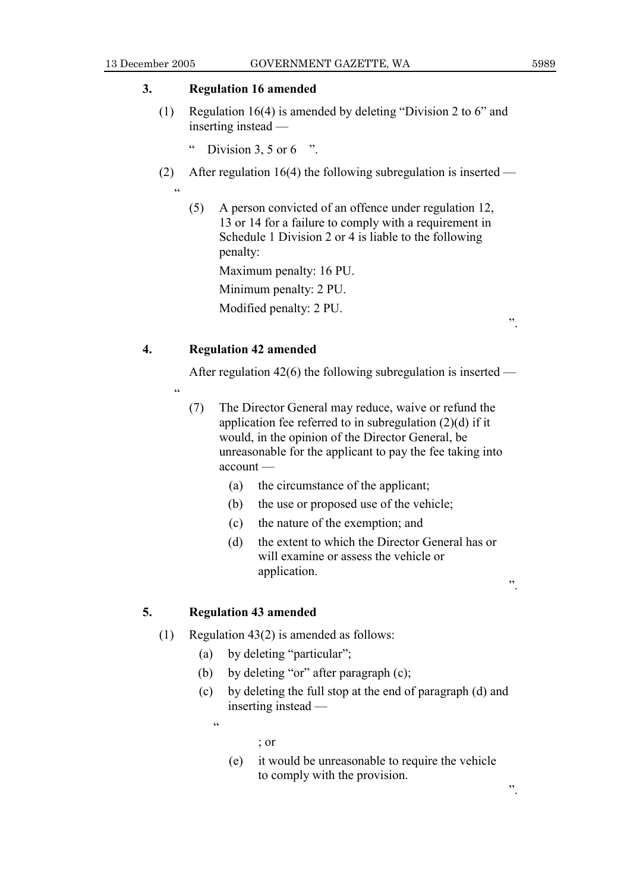### 3. Regulation 16 amended

(1) Regulation 16(4) is amended by deleting "Division 2 to 6" and inserting instead —

" Division 3, 5 or 6 ".

(2) After regulation 16(4) the following subregulation is inserted —

"

(5) A person convicted of an offence under regulation 12, 13 or 14 for a failure to comply with a requirement in Schedule 1 Division 2 or 4 is liable to the following penalty:

Maximum penalty: 16 PU.

Minimum penalty: 2 PU.

Modified penalty: 2 PU.

".

### 4. Regulation 42 amended

After regulation 42(6) the following subregulation is inserted —

"

(7) The Director General may reduce, waive or refund the application fee referred to in subregulation (2)(d) if it would, in the opinion of the Director General, be unreasonable for the applicant to pay the fee taking into account —

- (a) the circumstance of the applicant;
- (b) the use or proposed use of the vehicle;
- (c) the nature of the exemption; and
- (d) the extent to which the Director General has or will examine or assess the vehicle or application.

".

### 5. Regulation 43 amended

(1) Regulation 43(2) is amended as follows:

- (a) by deleting "particular";
- (b) by deleting "or" after paragraph (c);
- (c) by deleting the full stop at the end of paragraph (d) and inserting instead —

"

; or

(e) it would be unreasonable to require the vehicle to comply with the provision.

".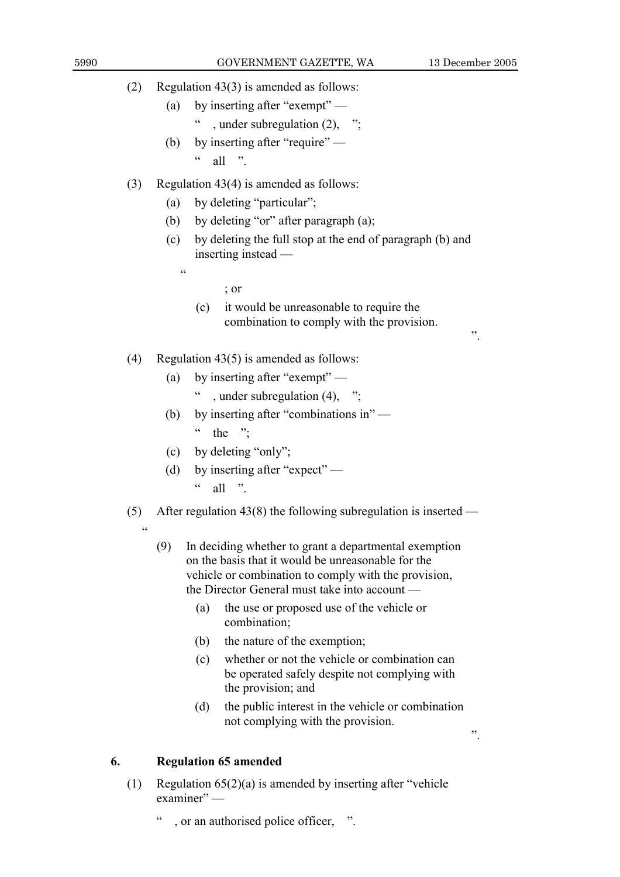(2) Regulation 43(3) is amended as follows:

(a) by inserting after "exempt" —

" , under subregulation (2), ";

(b) by inserting after "require" —

" all ".

(3) Regulation 43(4) is amended as follows:

(a) by deleting "particular";

(b) by deleting "or" after paragraph (a);

(c) by deleting the full stop at the end of paragraph (b) and inserting instead —

"

; or

(c) it would be unreasonable to require the combination to comply with the provision.

".

(4) Regulation 43(5) is amended as follows:

(a) by inserting after "exempt" —

" , under subregulation (4), ";

(b) by inserting after "combinations in" —

" the ";

(c) by deleting "only";

(d) by inserting after "expect" —

" all ".

(5) After regulation 43(8) the following subregulation is inserted —

"

(9) In deciding whether to grant a departmental exemption on the basis that it would be unreasonable for the vehicle or combination to comply with the provision, the Director General must take into account —

(a) the use or proposed use of the vehicle or combination;

(b) the nature of the exemption;

(c) whether or not the vehicle or combination can be operated safely despite not complying with the provision; and

(d) the public interest in the vehicle or combination not complying with the provision.

".

## 6. Regulation 65 amended

(1) Regulation 65(2)(a) is amended by inserting after "vehicle examiner" —

" , or an authorised police officer, ".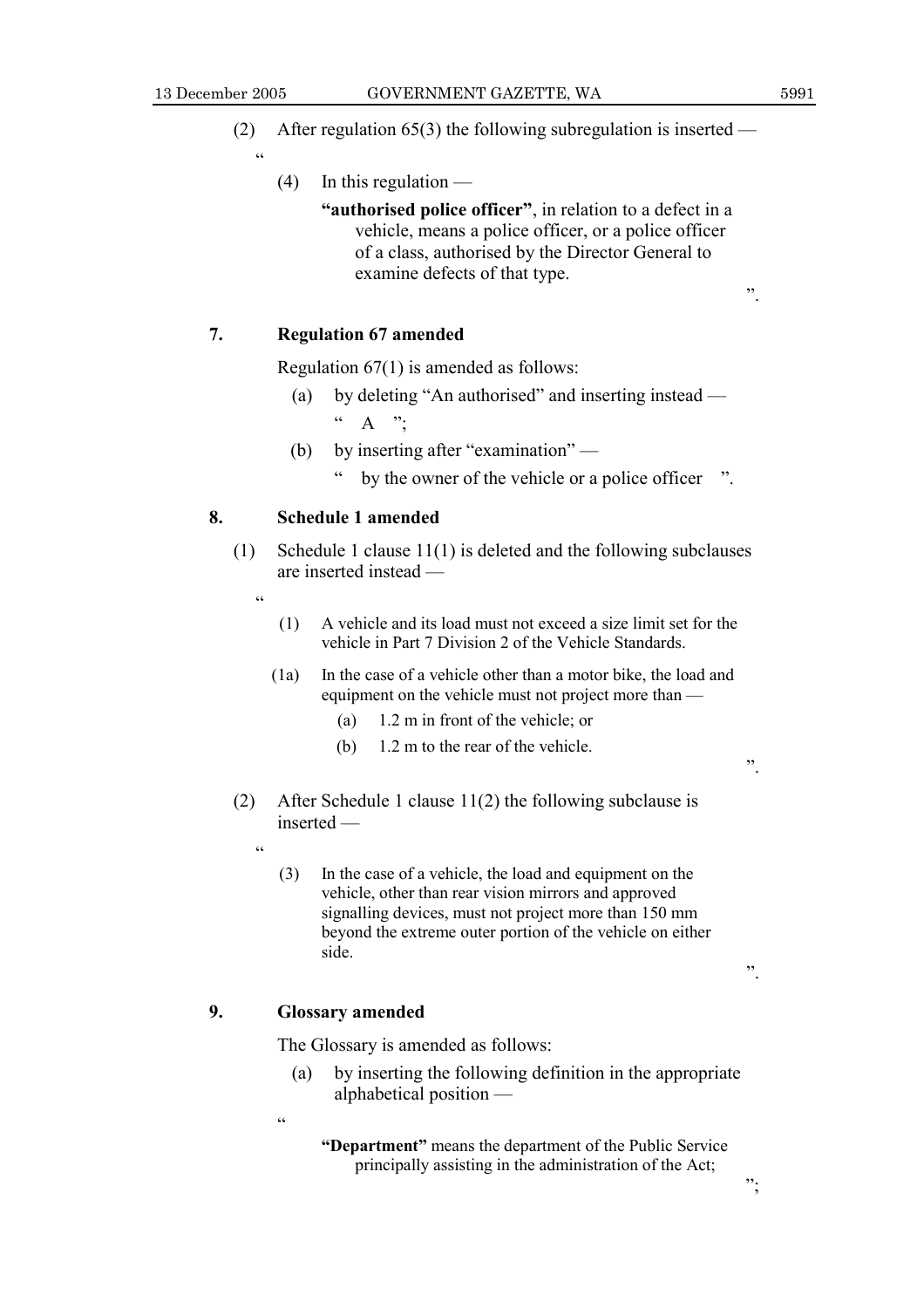(2) After regulation 65(3) the following subregulation is inserted —

"

(4) In this regulation —

**"authorised police officer"**, in relation to a defect in a vehicle, means a police officer, or a police officer of a class, authorised by the Director General to examine defects of that type.

".

### 7. Regulation 67 amended

Regulation 67(1) is amended as follows:

(a) by deleting "An authorised" and inserting instead —

" A ";

(b) by inserting after "examination" —

" by the owner of the vehicle or a police officer ".

### 8. Schedule 1 amended

(1) Schedule 1 clause 11(1) is deleted and the following subclauses are inserted instead —

"

(1) A vehicle and its load must not exceed a size limit set for the vehicle in Part 7 Division 2 of the Vehicle Standards.

(1a) In the case of a vehicle other than a motor bike, the load and equipment on the vehicle must not project more than —

(a) 1.2 m in front of the vehicle; or

(b) 1.2 m to the rear of the vehicle.

".

(2) After Schedule 1 clause 11(2) the following subclause is inserted —

"

(3) In the case of a vehicle, the load and equipment on the vehicle, other than rear vision mirrors and approved signalling devices, must not project more than 150 mm beyond the extreme outer portion of the vehicle on either side.

".

### 9. Glossary amended

The Glossary is amended as follows:

(a) by inserting the following definition in the appropriate alphabetical position —

"

**"Department"** means the department of the Public Service principally assisting in the administration of the Act;

";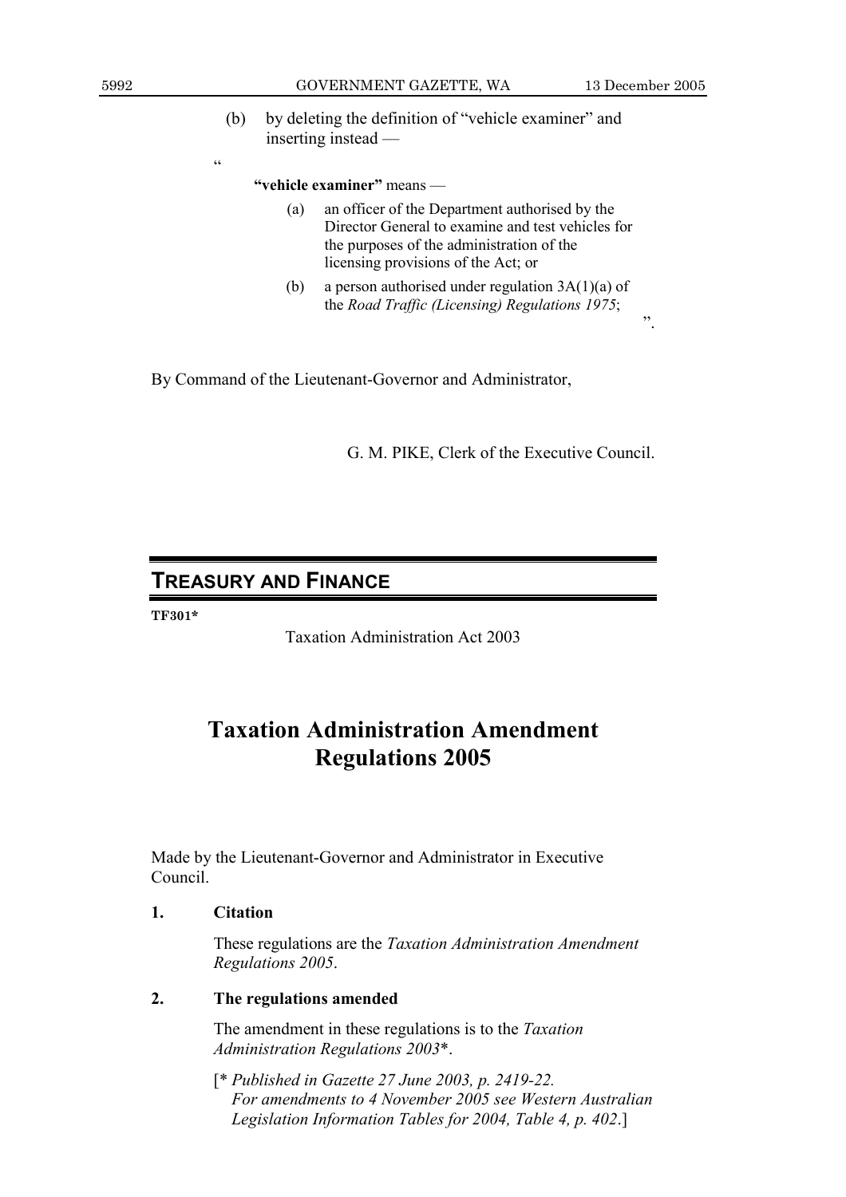(b) by deleting the definition of "vehicle examiner" and inserting instead —

"

**"vehicle examiner"** means —

(a) an officer of the Department authorised by the Director General to examine and test vehicles for the purposes of the administration of the licensing provisions of the Act; or

(b) a person authorised under regulation 3A(1)(a) of the *Road Traffic (Licensing) Regulations 1975*;

".

By Command of the Lieutenant-Governor and Administrator,

G. M. PIKE, Clerk of the Executive Council.

## TREASURY AND FINANCE

**TF301***

Taxation Administration Act 2003

# Taxation Administration Amendment Regulations 2005

Made by the Lieutenant-Governor and Administrator in Executive Council.

**1. Citation**

These regulations are the *Taxation Administration Amendment Regulations 2005*.

**2. The regulations amended**

The amendment in these regulations is to the *Taxation Administration Regulations 2003**.

[* *Published in Gazette 27 June 2003, p. 2419-22. For amendments to 4 November 2005 see Western Australian Legislation Information Tables for 2004, Table 4, p. 402*.]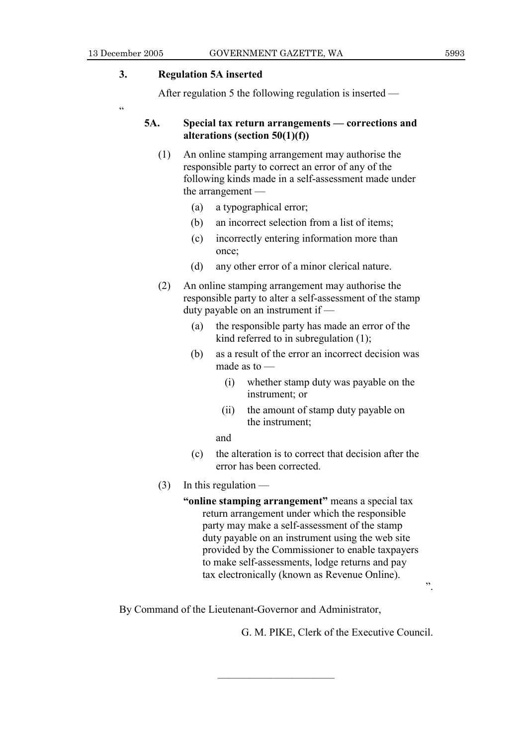**3. Regulation 5A inserted**

After regulation 5 the following regulation is inserted —

"

**5A. Special tax return arrangements — corrections and alterations (section 50(1)(f))**

(1) An online stamping arrangement may authorise the responsible party to correct an error of any of the following kinds made in a self-assessment made under the arrangement —

(a) a typographical error;

(b) an incorrect selection from a list of items;

(c) incorrectly entering information more than once;

(d) any other error of a minor clerical nature.

(2) An online stamping arrangement may authorise the responsible party to alter a self-assessment of the stamp duty payable on an instrument if —

(a) the responsible party has made an error of the kind referred to in subregulation (1);

(b) as a result of the error an incorrect decision was made as to —

(i) whether stamp duty was payable on the instrument; or

(ii) the amount of stamp duty payable on the instrument;

and

(c) the alteration is to correct that decision after the error has been corrected.

(3) In this regulation —

**"online stamping arrangement"** means a special tax return arrangement under which the responsible party may make a self-assessment of the stamp duty payable on an instrument using the web site provided by the Commissioner to enable taxpayers to make self-assessments, lodge returns and pay tax electronically (known as Revenue Online).

".

By Command of the Lieutenant-Governor and Administrator,

G. M. PIKE, Clerk of the Executive Council.

---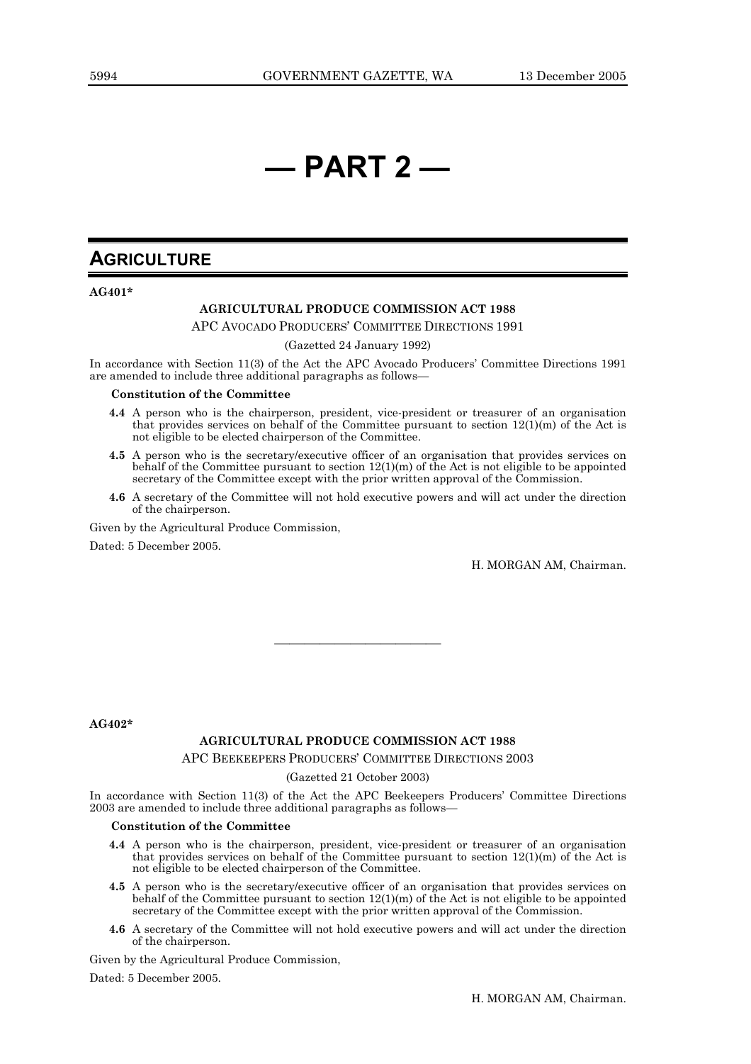# — PART 2 —

## AGRICULTURE

**AG401***

**AGRICULTURAL PRODUCE COMMISSION ACT 1988**

APC AVOCADO PRODUCERS' COMMITTEE DIRECTIONS 1991

(Gazetted 24 January 1992)

In accordance with Section 11(3) of the Act the APC Avocado Producers' Committee Directions 1991 are amended to include three additional paragraphs as follows—

**Constitution of the Committee**

**4.4** A person who is the chairperson, president, vice-president or treasurer of an organisation that provides services on behalf of the Committee pursuant to section 12(1)(m) of the Act is not eligible to be elected chairperson of the Committee.

**4.5** A person who is the secretary/executive officer of an organisation that provides services on behalf of the Committee pursuant to section 12(1)(m) of the Act is not eligible to be appointed secretary of the Committee except with the prior written approval of the Commission.

**4.6** A secretary of the Committee will not hold executive powers and will act under the direction of the chairperson.

Given by the Agricultural Produce Commission,

Dated: 5 December 2005.

H. MORGAN AM, Chairman.

---

**AG402***

**AGRICULTURAL PRODUCE COMMISSION ACT 1988**

APC BEEKEEPERS PRODUCERS' COMMITTEE DIRECTIONS 2003

(Gazetted 21 October 2003)

In accordance with Section 11(3) of the Act the APC Beekeepers Producers' Committee Directions 2003 are amended to include three additional paragraphs as follows—

**Constitution of the Committee**

**4.4** A person who is the chairperson, president, vice-president or treasurer of an organisation that provides services on behalf of the Committee pursuant to section 12(1)(m) of the Act is not eligible to be elected chairperson of the Committee.

**4.5** A person who is the secretary/executive officer of an organisation that provides services on behalf of the Committee pursuant to section 12(1)(m) of the Act is not eligible to be appointed secretary of the Committee except with the prior written approval of the Commission.

**4.6** A secretary of the Committee will not hold executive powers and will act under the direction of the chairperson.

Given by the Agricultural Produce Commission,

Dated: 5 December 2005.

H. MORGAN AM, Chairman.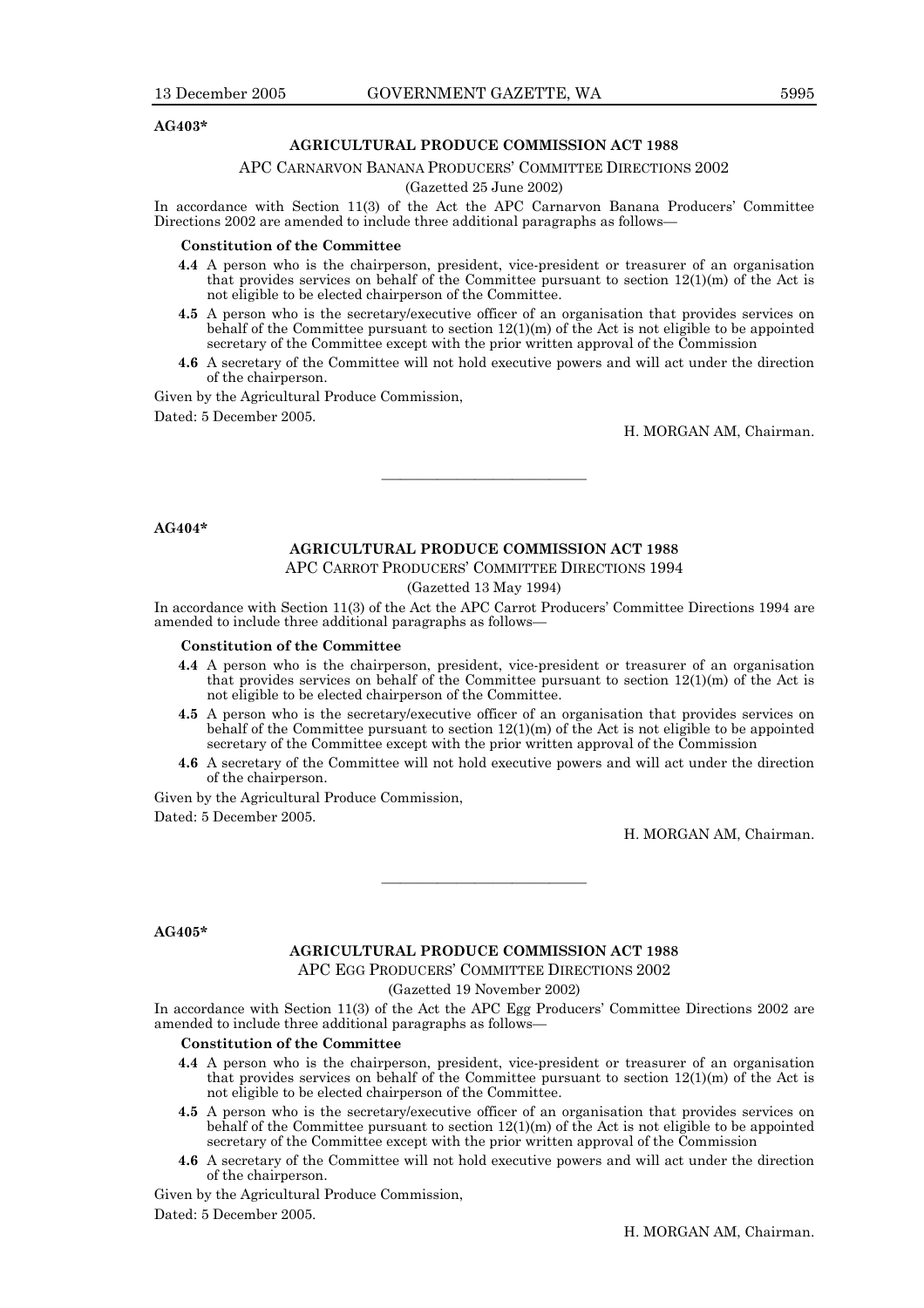**AG403***

## AGRICULTURAL PRODUCE COMMISSION ACT 1988

APC CARNARVON BANANA PRODUCERS' COMMITTEE DIRECTIONS 2002

(Gazetted 25 June 2002)

In accordance with Section 11(3) of the Act the APC Carnarvon Banana Producers' Committee Directions 2002 are amended to include three additional paragraphs as follows—

**Constitution of the Committee**

**4.4** A person who is the chairperson, president, vice-president or treasurer of an organisation that provides services on behalf of the Committee pursuant to section 12(1)(m) of the Act is not eligible to be elected chairperson of the Committee.

**4.5** A person who is the secretary/executive officer of an organisation that provides services on behalf of the Committee pursuant to section 12(1)(m) of the Act is not eligible to be appointed secretary of the Committee except with the prior written approval of the Commission

**4.6** A secretary of the Committee will not hold executive powers and will act under the direction of the chairperson.

Given by the Agricultural Produce Commission,

Dated: 5 December 2005.

H. MORGAN AM, Chairman.

---

**AG404***

## AGRICULTURAL PRODUCE COMMISSION ACT 1988

APC CARROT PRODUCERS' COMMITTEE DIRECTIONS 1994

(Gazetted 13 May 1994)

In accordance with Section 11(3) of the Act the APC Carrot Producers' Committee Directions 1994 are amended to include three additional paragraphs as follows—

**Constitution of the Committee**

**4.4** A person who is the chairperson, president, vice-president or treasurer of an organisation that provides services on behalf of the Committee pursuant to section 12(1)(m) of the Act is not eligible to be elected chairperson of the Committee.

**4.5** A person who is the secretary/executive officer of an organisation that provides services on behalf of the Committee pursuant to section 12(1)(m) of the Act is not eligible to be appointed secretary of the Committee except with the prior written approval of the Commission

**4.6** A secretary of the Committee will not hold executive powers and will act under the direction of the chairperson.

Given by the Agricultural Produce Commission,

Dated: 5 December 2005.

H. MORGAN AM, Chairman.

---

**AG405***

## AGRICULTURAL PRODUCE COMMISSION ACT 1988

APC EGG PRODUCERS' COMMITTEE DIRECTIONS 2002

(Gazetted 19 November 2002)

In accordance with Section 11(3) of the Act the APC Egg Producers' Committee Directions 2002 are amended to include three additional paragraphs as follows—

**Constitution of the Committee**

**4.4** A person who is the chairperson, president, vice-president or treasurer of an organisation that provides services on behalf of the Committee pursuant to section 12(1)(m) of the Act is not eligible to be elected chairperson of the Committee.

**4.5** A person who is the secretary/executive officer of an organisation that provides services on behalf of the Committee pursuant to section 12(1)(m) of the Act is not eligible to be appointed secretary of the Committee except with the prior written approval of the Commission

**4.6** A secretary of the Committee will not hold executive powers and will act under the direction of the chairperson.

Given by the Agricultural Produce Commission,

Dated: 5 December 2005.

H. MORGAN AM, Chairman.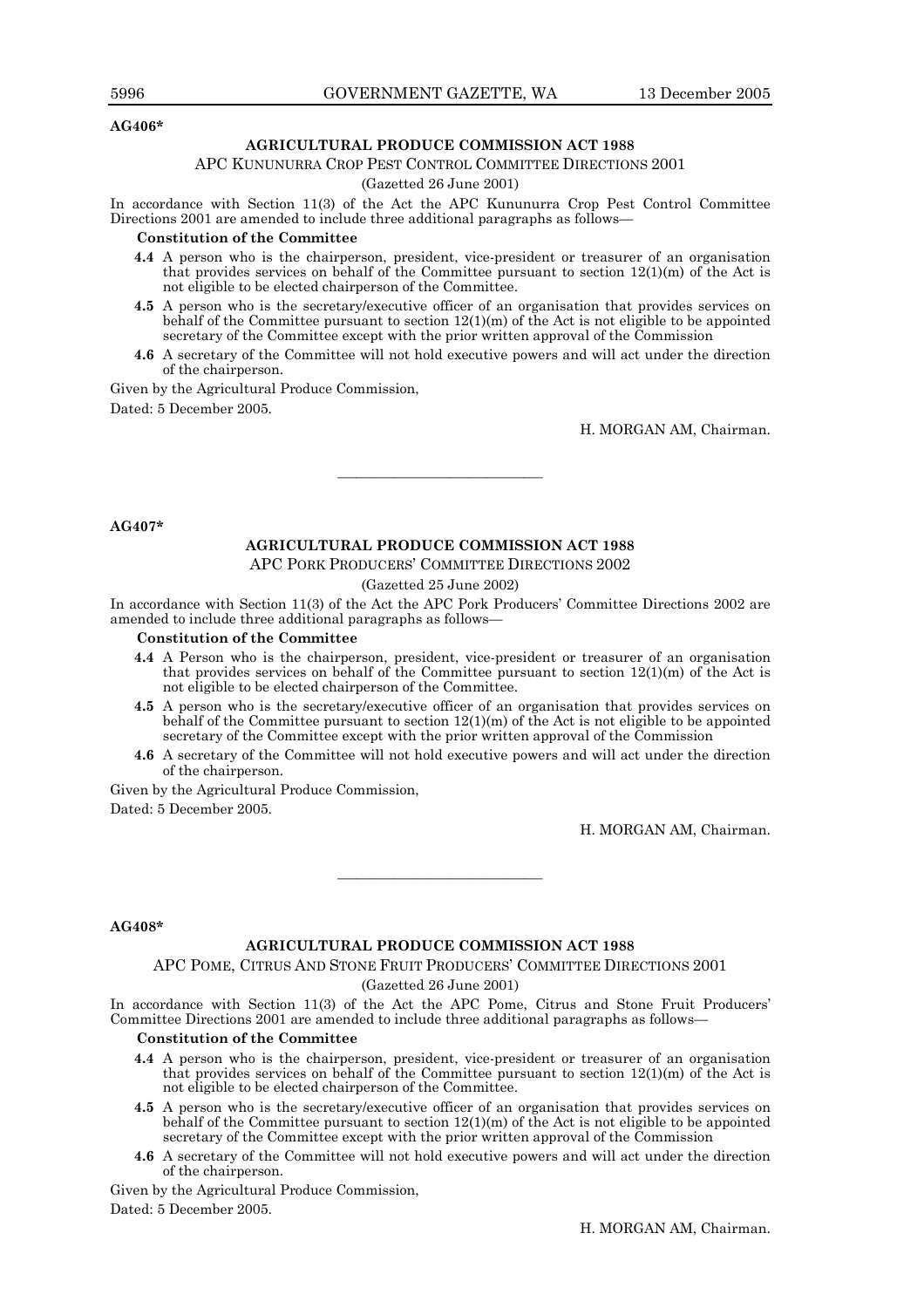**AG406***

## AGRICULTURAL PRODUCE COMMISSION ACT 1988

### APC KUNUNURRA CROP PEST CONTROL COMMITTEE DIRECTIONS 2001

(Gazetted 26 June 2001)

In accordance with Section 11(3) of the Act the APC Kununurra Crop Pest Control Committee Directions 2001 are amended to include three additional paragraphs as follows—

**Constitution of the Committee**

**4.4** A person who is the chairperson, president, vice-president or treasurer of an organisation that provides services on behalf of the Committee pursuant to section 12(1)(m) of the Act is not eligible to be elected chairperson of the Committee.

**4.5** A person who is the secretary/executive officer of an organisation that provides services on behalf of the Committee pursuant to section 12(1)(m) of the Act is not eligible to be appointed secretary of the Committee except with the prior written approval of the Commission

**4.6** A secretary of the Committee will not hold executive powers and will act under the direction of the chairperson.

Given by the Agricultural Produce Commission,

Dated: 5 December 2005.

H. MORGAN AM, Chairman.

---

**AG407***

## AGRICULTURAL PRODUCE COMMISSION ACT 1988

### APC PORK PRODUCERS' COMMITTEE DIRECTIONS 2002

(Gazetted 25 June 2002)

In accordance with Section 11(3) of the Act the APC Pork Producers' Committee Directions 2002 are amended to include three additional paragraphs as follows—

**Constitution of the Committee**

**4.4** A Person who is the chairperson, president, vice-president or treasurer of an organisation that provides services on behalf of the Committee pursuant to section 12(1)(m) of the Act is not eligible to be elected chairperson of the Committee.

**4.5** A person who is the secretary/executive officer of an organisation that provides services on behalf of the Committee pursuant to section 12(1)(m) of the Act is not eligible to be appointed secretary of the Committee except with the prior written approval of the Commission

**4.6** A secretary of the Committee will not hold executive powers and will act under the direction of the chairperson.

Given by the Agricultural Produce Commission,

Dated: 5 December 2005.

H. MORGAN AM, Chairman.

---

**AG408***

## AGRICULTURAL PRODUCE COMMISSION ACT 1988

### APC POME, CITRUS AND STONE FRUIT PRODUCERS' COMMITTEE DIRECTIONS 2001

(Gazetted 26 June 2001)

In accordance with Section 11(3) of the Act the APC Pome, Citrus and Stone Fruit Producers' Committee Directions 2001 are amended to include three additional paragraphs as follows—

**Constitution of the Committee**

**4.4** A person who is the chairperson, president, vice-president or treasurer of an organisation that provides services on behalf of the Committee pursuant to section 12(1)(m) of the Act is not eligible to be elected chairperson of the Committee.

**4.5** A person who is the secretary/executive officer of an organisation that provides services on behalf of the Committee pursuant to section 12(1)(m) of the Act is not eligible to be appointed secretary of the Committee except with the prior written approval of the Commission

**4.6** A secretary of the Committee will not hold executive powers and will act under the direction of the chairperson.

Given by the Agricultural Produce Commission,

Dated: 5 December 2005.

H. MORGAN AM, Chairman.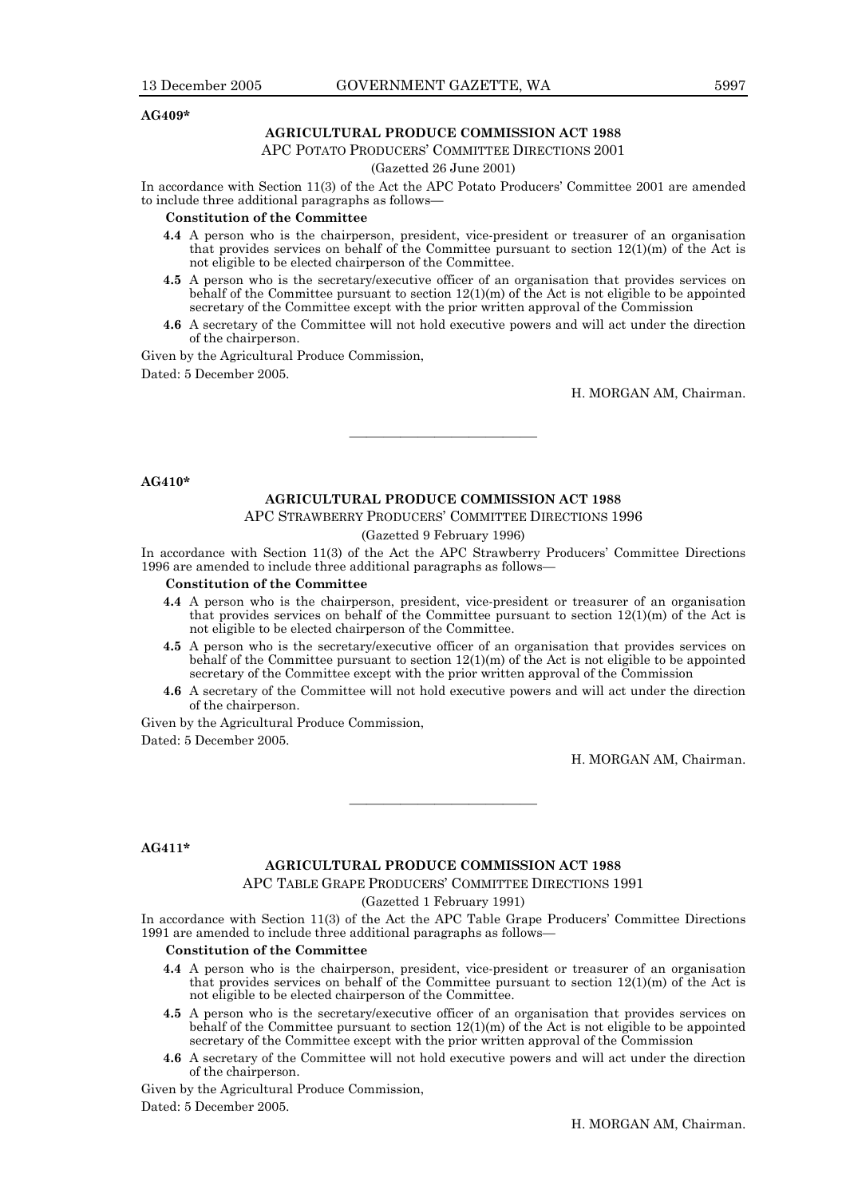**AG409***

## AGRICULTURAL PRODUCE COMMISSION ACT 1988

APC POTATO PRODUCERS' COMMITTEE DIRECTIONS 2001

(Gazetted 26 June 2001)

In accordance with Section 11(3) of the Act the APC Potato Producers' Committee 2001 are amended to include three additional paragraphs as follows—

**Constitution of the Committee**

**4.4** A person who is the chairperson, president, vice-president or treasurer of an organisation that provides services on behalf of the Committee pursuant to section 12(1)(m) of the Act is not eligible to be elected chairperson of the Committee.

**4.5** A person who is the secretary/executive officer of an organisation that provides services on behalf of the Committee pursuant to section 12(1)(m) of the Act is not eligible to be appointed secretary of the Committee except with the prior written approval of the Commission

**4.6** A secretary of the Committee will not hold executive powers and will act under the direction of the chairperson.

Given by the Agricultural Produce Commission,

Dated: 5 December 2005.

H. MORGAN AM, Chairman.

---

**AG410***

## AGRICULTURAL PRODUCE COMMISSION ACT 1988

APC STRAWBERRY PRODUCERS' COMMITTEE DIRECTIONS 1996

(Gazetted 9 February 1996)

In accordance with Section 11(3) of the Act the APC Strawberry Producers' Committee Directions 1996 are amended to include three additional paragraphs as follows—

**Constitution of the Committee**

**4.4** A person who is the chairperson, president, vice-president or treasurer of an organisation that provides services on behalf of the Committee pursuant to section 12(1)(m) of the Act is not eligible to be elected chairperson of the Committee.

**4.5** A person who is the secretary/executive officer of an organisation that provides services on behalf of the Committee pursuant to section 12(1)(m) of the Act is not eligible to be appointed secretary of the Committee except with the prior written approval of the Commission

**4.6** A secretary of the Committee will not hold executive powers and will act under the direction of the chairperson.

Given by the Agricultural Produce Commission,

Dated: 5 December 2005.

H. MORGAN AM, Chairman.

---

**AG411***

## AGRICULTURAL PRODUCE COMMISSION ACT 1988

APC TABLE GRAPE PRODUCERS' COMMITTEE DIRECTIONS 1991

(Gazetted 1 February 1991)

In accordance with Section 11(3) of the Act the APC Table Grape Producers' Committee Directions 1991 are amended to include three additional paragraphs as follows—

**Constitution of the Committee**

**4.4** A person who is the chairperson, president, vice-president or treasurer of an organisation that provides services on behalf of the Committee pursuant to section 12(1)(m) of the Act is not eligible to be elected chairperson of the Committee.

**4.5** A person who is the secretary/executive officer of an organisation that provides services on behalf of the Committee pursuant to section 12(1)(m) of the Act is not eligible to be appointed secretary of the Committee except with the prior written approval of the Commission

**4.6** A secretary of the Committee will not hold executive powers and will act under the direction of the chairperson.

Given by the Agricultural Produce Commission,

Dated: 5 December 2005.

H. MORGAN AM, Chairman.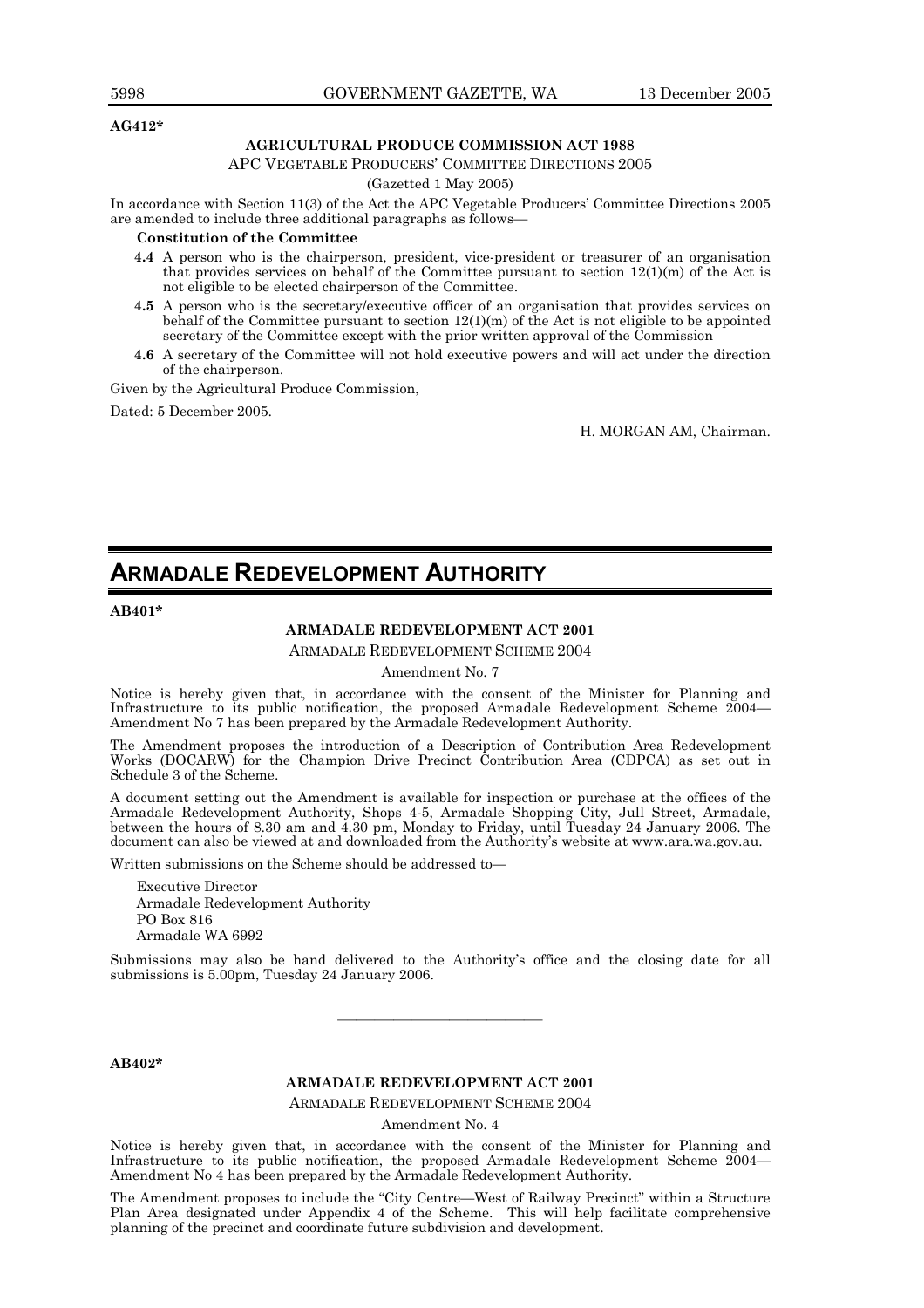**AG412***

**AGRICULTURAL PRODUCE COMMISSION ACT 1988**

APC VEGETABLE PRODUCERS' COMMITTEE DIRECTIONS 2005

(Gazetted 1 May 2005)

In accordance with Section 11(3) of the Act the APC Vegetable Producers' Committee Directions 2005 are amended to include three additional paragraphs as follows—

**Constitution of the Committee**

**4.4** A person who is the chairperson, president, vice-president or treasurer of an organisation that provides services on behalf of the Committee pursuant to section 12(1)(m) of the Act is not eligible to be elected chairperson of the Committee.

**4.5** A person who is the secretary/executive officer of an organisation that provides services on behalf of the Committee pursuant to section 12(1)(m) of the Act is not eligible to be appointed secretary of the Committee except with the prior written approval of the Commission

**4.6** A secretary of the Committee will not hold executive powers and will act under the direction of the chairperson.

Given by the Agricultural Produce Commission,

Dated: 5 December 2005.

H. MORGAN AM, Chairman.

# ARMADALE REDEVELOPMENT AUTHORITY

**AB401***

**ARMADALE REDEVELOPMENT ACT 2001**

ARMADALE REDEVELOPMENT SCHEME 2004

Amendment No. 7

Notice is hereby given that, in accordance with the consent of the Minister for Planning and Infrastructure to its public notification, the proposed Armadale Redevelopment Scheme 2004—Amendment No 7 has been prepared by the Armadale Redevelopment Authority.

The Amendment proposes the introduction of a Description of Contribution Area Redevelopment Works (DOCARW) for the Champion Drive Precinct Contribution Area (CDPCA) as set out in Schedule 3 of the Scheme.

A document setting out the Amendment is available for inspection or purchase at the offices of the Armadale Redevelopment Authority, Shops 4-5, Armadale Shopping City, Jull Street, Armadale, between the hours of 8.30 am and 4.30 pm, Monday to Friday, until Tuesday 24 January 2006. The document can also be viewed at and downloaded from the Authority's website at www.ara.wa.gov.au.

Written submissions on the Scheme should be addressed to—

Executive Director
Armadale Redevelopment Authority
PO Box 816
Armadale WA 6992

Submissions may also be hand delivered to the Authority's office and the closing date for all submissions is 5.00pm, Tuesday 24 January 2006.

---

**AB402***

**ARMADALE REDEVELOPMENT ACT 2001**

ARMADALE REDEVELOPMENT SCHEME 2004

Amendment No. 4

Notice is hereby given that, in accordance with the consent of the Minister for Planning and Infrastructure to its public notification, the proposed Armadale Redevelopment Scheme 2004—Amendment No 4 has been prepared by the Armadale Redevelopment Authority.

The Amendment proposes to include the "City Centre—West of Railway Precinct" within a Structure Plan Area designated under Appendix 4 of the Scheme. This will help facilitate comprehensive planning of the precinct and coordinate future subdivision and development.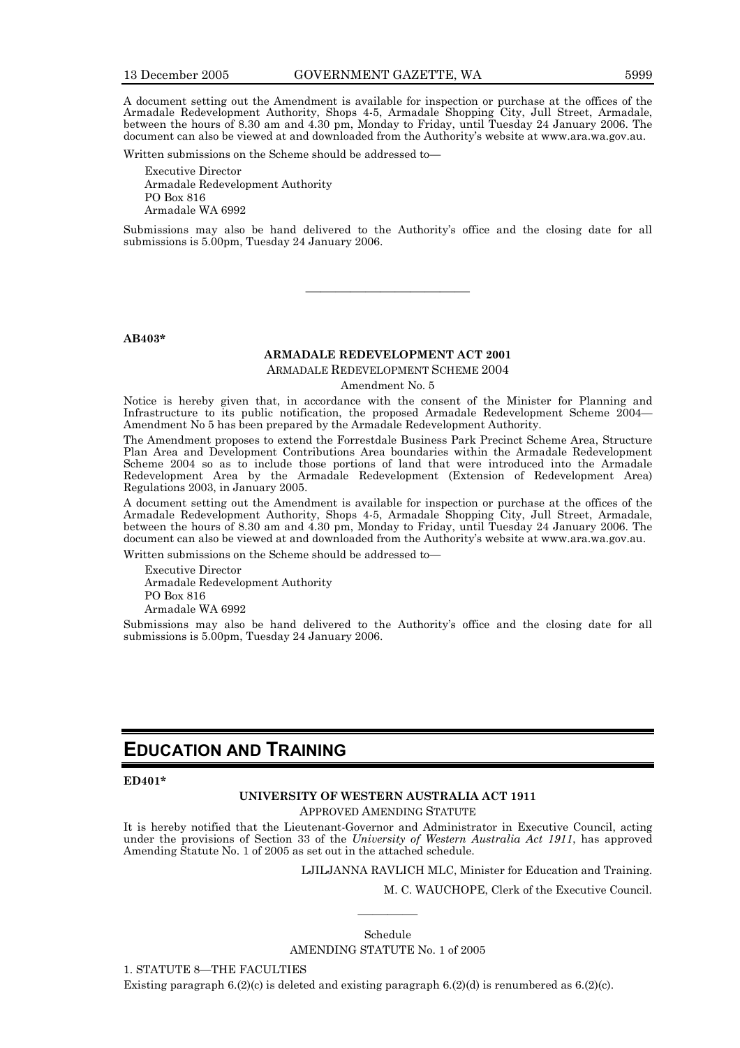A document setting out the Amendment is available for inspection or purchase at the offices of the Armadale Redevelopment Authority, Shops 4-5, Armadale Shopping City, Jull Street, Armadale, between the hours of 8.30 am and 4.30 pm, Monday to Friday, until Tuesday 24 January 2006. The document can also be viewed at and downloaded from the Authority's website at www.ara.wa.gov.au.

Written submissions on the Scheme should be addressed to—

Executive Director
Armadale Redevelopment Authority
PO Box 816
Armadale WA 6992

Submissions may also be hand delivered to the Authority's office and the closing date for all submissions is 5.00pm, Tuesday 24 January 2006.

---

**AB403***

**ARMADALE REDEVELOPMENT ACT 2001**

ARMADALE REDEVELOPMENT SCHEME 2004

Amendment No. 5

Notice is hereby given that, in accordance with the consent of the Minister for Planning and Infrastructure to its public notification, the proposed Armadale Redevelopment Scheme 2004—Amendment No 5 has been prepared by the Armadale Redevelopment Authority.

The Amendment proposes to extend the Forrestdale Business Park Precinct Scheme Area, Structure Plan Area and Development Contributions Area boundaries within the Armadale Redevelopment Scheme 2004 so as to include those portions of land that were introduced into the Armadale Redevelopment Area by the Armadale Redevelopment (Extension of Redevelopment Area) Regulations 2003, in January 2005.

A document setting out the Amendment is available for inspection or purchase at the offices of the Armadale Redevelopment Authority, Shops 4-5, Armadale Shopping City, Jull Street, Armadale, between the hours of 8.30 am and 4.30 pm, Monday to Friday, until Tuesday 24 January 2006. The document can also be viewed at and downloaded from the Authority's website at www.ara.wa.gov.au.

Written submissions on the Scheme should be addressed to—

Executive Director
Armadale Redevelopment Authority
PO Box 816
Armadale WA 6992

Submissions may also be hand delivered to the Authority's office and the closing date for all submissions is 5.00pm, Tuesday 24 January 2006.

# EDUCATION AND TRAINING

**ED401***

**UNIVERSITY OF WESTERN AUSTRALIA ACT 1911**

APPROVED AMENDING STATUTE

It is hereby notified that the Lieutenant-Governor and Administrator in Executive Council, acting under the provisions of Section 33 of the *University of Western Australia Act 1911*, has approved Amending Statute No. 1 of 2005 as set out in the attached schedule.

LJILJANNA RAVLICH MLC, Minister for Education and Training.

M. C. WAUCHOPE, Clerk of the Executive Council.

---

Schedule

AMENDING STATUTE No. 1 of 2005

1. STATUTE 8—THE FACULTIES

Existing paragraph 6.(2)(c) is deleted and existing paragraph 6.(2)(d) is renumbered as 6.(2)(c).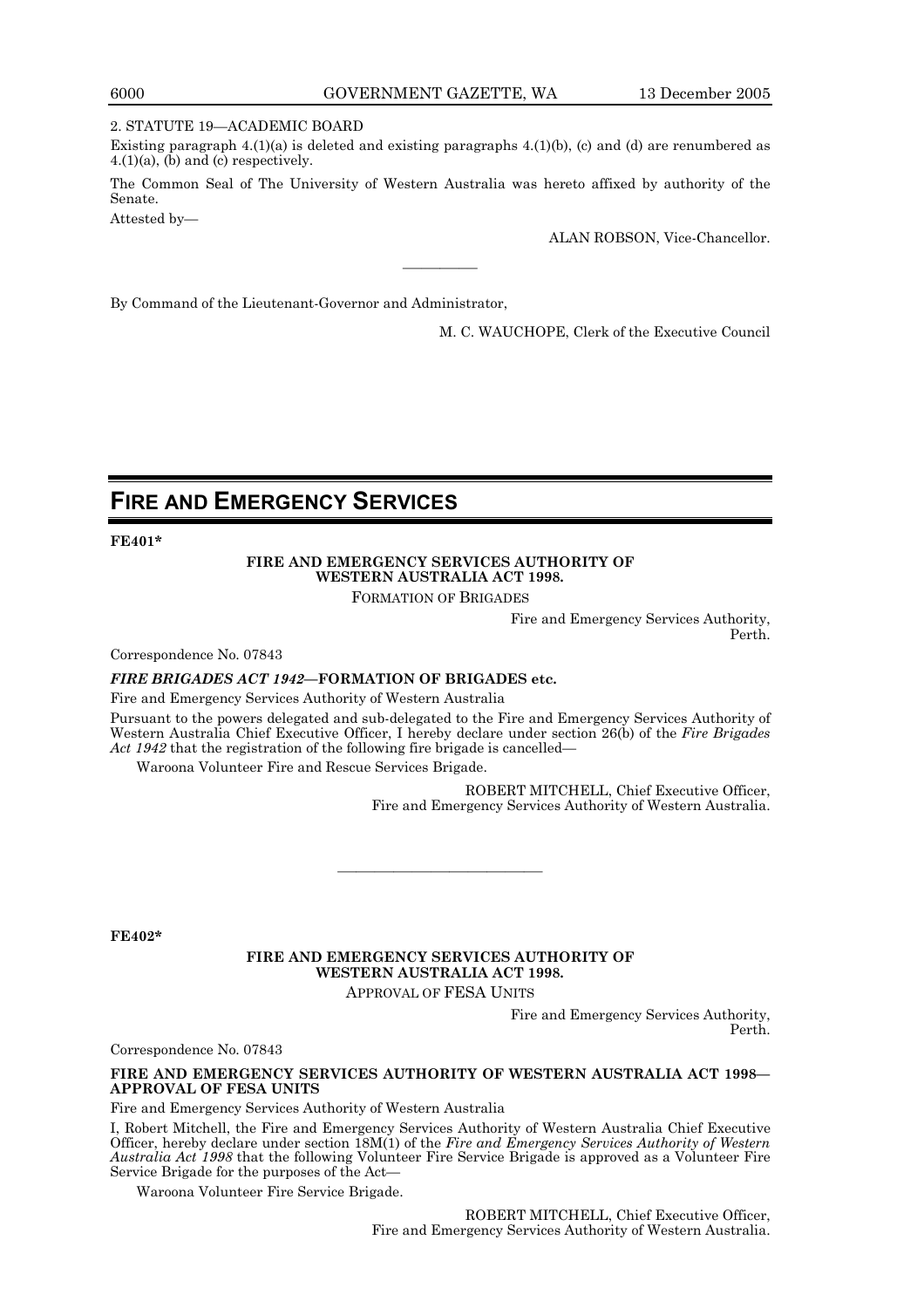2. STATUTE 19—ACADEMIC BOARD

Existing paragraph 4.(1)(a) is deleted and existing paragraphs 4.(1)(b), (c) and (d) are renumbered as 4.(1)(a), (b) and (c) respectively.

The Common Seal of The University of Western Australia was hereto affixed by authority of the Senate.

Attested by—

ALAN ROBSON, Vice-Chancellor.

---

By Command of the Lieutenant-Governor and Administrator,

M. C. WAUCHOPE, Clerk of the Executive Council

# FIRE AND EMERGENCY SERVICES

**FE401***

**FIRE AND EMERGENCY SERVICES AUTHORITY OF WESTERN AUSTRALIA ACT 1998.**

FORMATION OF BRIGADES

Fire and Emergency Services Authority,
Perth.

Correspondence No. 07843

***FIRE BRIGADES ACT 1942*—FORMATION OF BRIGADES etc.**

Fire and Emergency Services Authority of Western Australia

Pursuant to the powers delegated and sub-delegated to the Fire and Emergency Services Authority of Western Australia Chief Executive Officer, I hereby declare under section 26(b) of the *Fire Brigades Act 1942* that the registration of the following fire brigade is cancelled—

Waroona Volunteer Fire and Rescue Services Brigade.

ROBERT MITCHELL, Chief Executive Officer,
Fire and Emergency Services Authority of Western Australia.

---

**FE402***

**FIRE AND EMERGENCY SERVICES AUTHORITY OF WESTERN AUSTRALIA ACT 1998.**

APPROVAL OF FESA UNITS

Fire and Emergency Services Authority,
Perth.

Correspondence No. 07843

**FIRE AND EMERGENCY SERVICES AUTHORITY OF WESTERN AUSTRALIA ACT 1998—APPROVAL OF FESA UNITS**

Fire and Emergency Services Authority of Western Australia

I, Robert Mitchell, the Fire and Emergency Services Authority of Western Australia Chief Executive Officer, hereby declare under section 18M(1) of the *Fire and Emergency Services Authority of Western Australia Act 1998* that the following Volunteer Fire Service Brigade is approved as a Volunteer Fire Service Brigade for the purposes of the Act—

Waroona Volunteer Fire Service Brigade.

ROBERT MITCHELL, Chief Executive Officer,
Fire and Emergency Services Authority of Western Australia.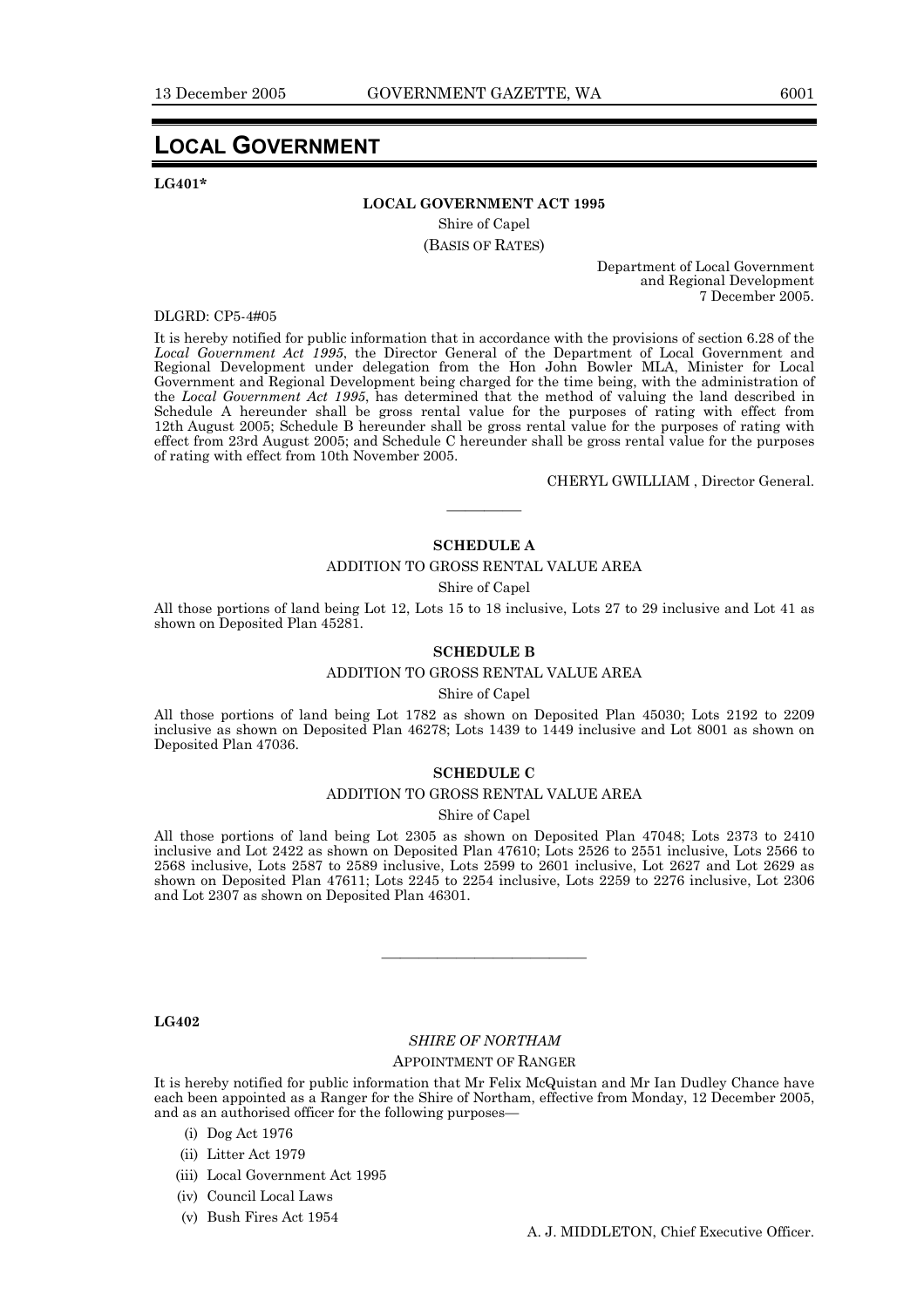# LOCAL GOVERNMENT

**LG401***

**LOCAL GOVERNMENT ACT 1995**

Shire of Capel

(BASIS OF RATES)

Department of Local Government
and Regional Development
7 December 2005.

DLGRD: CP5-4#05

It is hereby notified for public information that in accordance with the provisions of section 6.28 of the *Local Government Act 1995*, the Director General of the Department of Local Government and Regional Development under delegation from the Hon John Bowler MLA, Minister for Local Government and Regional Development being charged for the time being, with the administration of the *Local Government Act 1995*, has determined that the method of valuing the land described in Schedule A hereunder shall be gross rental value for the purposes of rating with effect from 12th August 2005; Schedule B hereunder shall be gross rental value for the purposes of rating with effect from 23rd August 2005; and Schedule C hereunder shall be gross rental value for the purposes of rating with effect from 10th November 2005.

CHERYL GWILLIAM , Director General.

---

**SCHEDULE A**

ADDITION TO GROSS RENTAL VALUE AREA

Shire of Capel

All those portions of land being Lot 12, Lots 15 to 18 inclusive, Lots 27 to 29 inclusive and Lot 41 as shown on Deposited Plan 45281.

**SCHEDULE B**

ADDITION TO GROSS RENTAL VALUE AREA

Shire of Capel

All those portions of land being Lot 1782 as shown on Deposited Plan 45030; Lots 2192 to 2209 inclusive as shown on Deposited Plan 46278; Lots 1439 to 1449 inclusive and Lot 8001 as shown on Deposited Plan 47036.

**SCHEDULE C**

ADDITION TO GROSS RENTAL VALUE AREA

Shire of Capel

All those portions of land being Lot 2305 as shown on Deposited Plan 47048; Lots 2373 to 2410 inclusive and Lot 2422 as shown on Deposited Plan 47610; Lots 2526 to 2551 inclusive, Lots 2566 to 2568 inclusive, Lots 2587 to 2589 inclusive, Lots 2599 to 2601 inclusive, Lot 2627 and Lot 2629 as shown on Deposited Plan 47611; Lots 2245 to 2254 inclusive, Lots 2259 to 2276 inclusive, Lot 2306 and Lot 2307 as shown on Deposited Plan 46301.

---

**LG402**

*SHIRE OF NORTHAM*

APPOINTMENT OF RANGER

It is hereby notified for public information that Mr Felix McQuistan and Mr Ian Dudley Chance have each been appointed as a Ranger for the Shire of Northam, effective from Monday, 12 December 2005, and as an authorised officer for the following purposes—

(i) Dog Act 1976

(ii) Litter Act 1979

(iii) Local Government Act 1995

(iv) Council Local Laws

(v) Bush Fires Act 1954

A. J. MIDDLETON, Chief Executive Officer.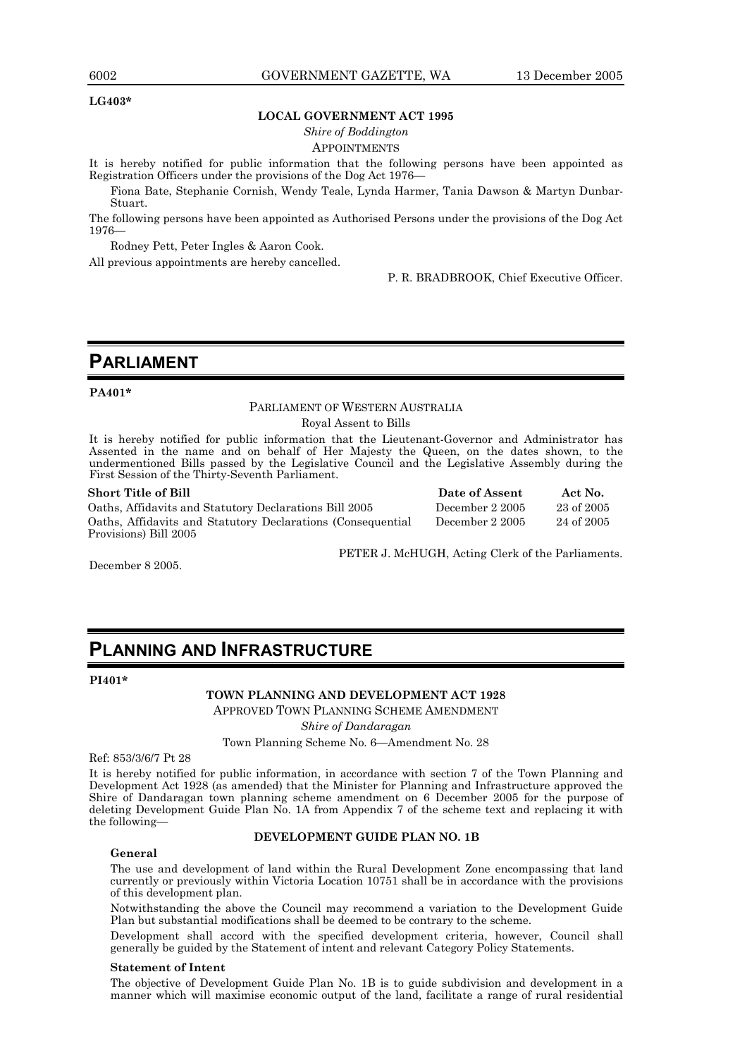**LG403***

**LOCAL GOVERNMENT ACT 1995**

*Shire of Boddington*

APPOINTMENTS

It is hereby notified for public information that the following persons have been appointed as Registration Officers under the provisions of the Dog Act 1976—

Fiona Bate, Stephanie Cornish, Wendy Teale, Lynda Harmer, Tania Dawson & Martyn Dunbar-Stuart.

The following persons have been appointed as Authorised Persons under the provisions of the Dog Act 1976—

Rodney Pett, Peter Ingles & Aaron Cook.

All previous appointments are hereby cancelled.

P. R. BRADBROOK, Chief Executive Officer.

# PARLIAMENT

**PA401***

PARLIAMENT OF WESTERN AUSTRALIA

Royal Assent to Bills

It is hereby notified for public information that the Lieutenant-Governor and Administrator has Assented in the name and on behalf of Her Majesty the Queen, on the dates shown, to the undermentioned Bills passed by the Legislative Council and the Legislative Assembly during the First Session of the Thirty-Seventh Parliament.

| Short Title of Bill | Date of Assent | Act No. |
|---|---|---|
| Oaths, Affidavits and Statutory Declarations Bill 2005 | December 2 2005 | 23 of 2005 |
| Oaths, Affidavits and Statutory Declarations (Consequential Provisions) Bill 2005 | December 2 2005 | 24 of 2005 |

PETER J. McHUGH, Acting Clerk of the Parliaments.

December 8 2005.

# PLANNING AND INFRASTRUCTURE

**PI401***

**TOWN PLANNING AND DEVELOPMENT ACT 1928**

APPROVED TOWN PLANNING SCHEME AMENDMENT

*Shire of Dandaragan*

Town Planning Scheme No. 6—Amendment No. 28

Ref: 853/3/6/7 Pt 28

It is hereby notified for public information, in accordance with section 7 of the Town Planning and Development Act 1928 (as amended) that the Minister for Planning and Infrastructure approved the Shire of Dandaragan town planning scheme amendment on 6 December 2005 for the purpose of deleting Development Guide Plan No. 1A from Appendix 7 of the scheme text and replacing it with the following—

**DEVELOPMENT GUIDE PLAN NO. 1B**

**General**

The use and development of land within the Rural Development Zone encompassing that land currently or previously within Victoria Location 10751 shall be in accordance with the provisions of this development plan.

Notwithstanding the above the Council may recommend a variation to the Development Guide Plan but substantial modifications shall be deemed to be contrary to the scheme.

Development shall accord with the specified development criteria, however, Council shall generally be guided by the Statement of intent and relevant Category Policy Statements.

**Statement of Intent**

The objective of Development Guide Plan No. 1B is to guide subdivision and development in a manner which will maximise economic output of the land, facilitate a range of rural residential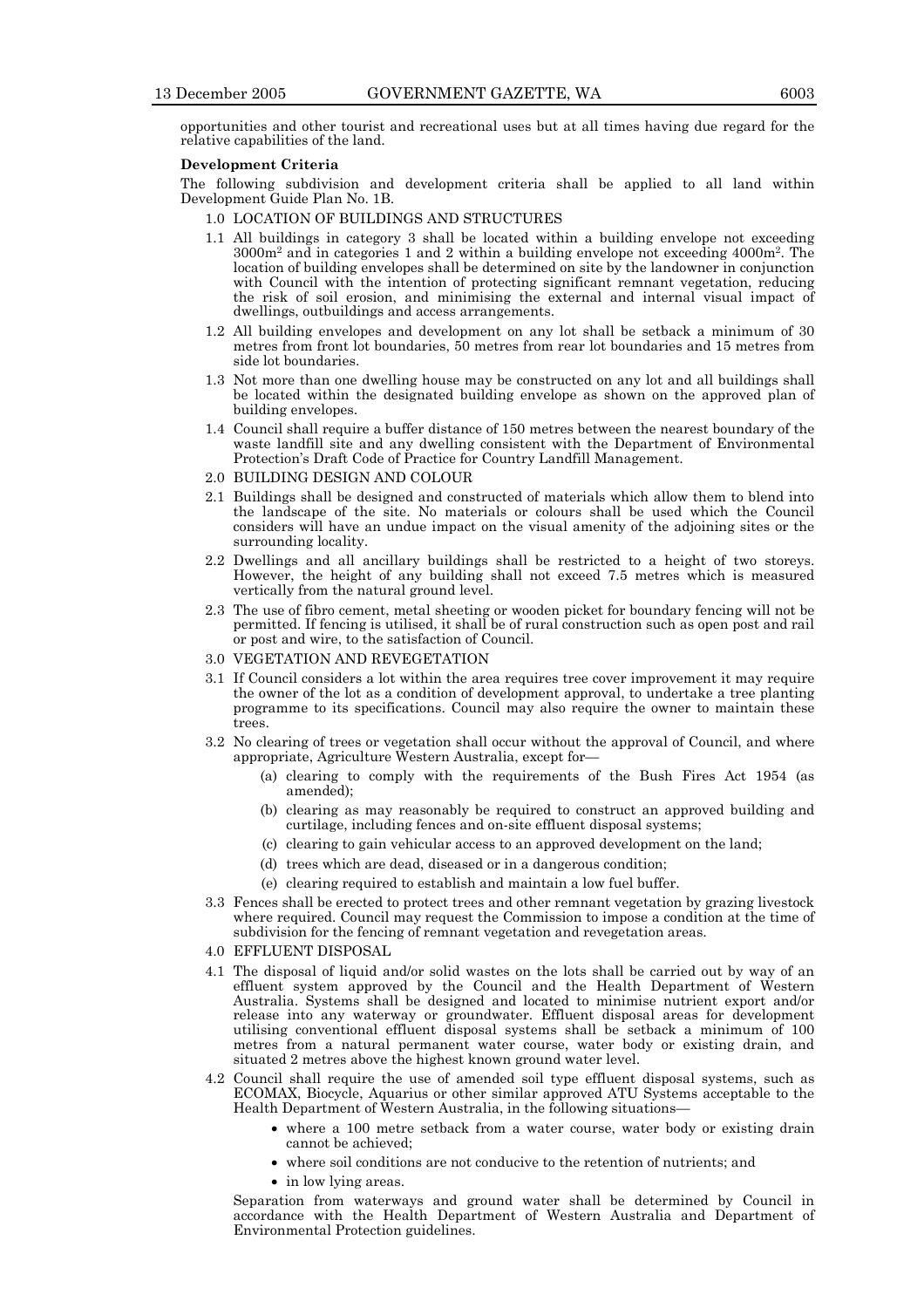opportunities and other tourist and recreational uses but at all times having due regard for the relative capabilities of the land.

**Development Criteria**

The following subdivision and development criteria shall be applied to all land within Development Guide Plan No. 1B.

1.0 LOCATION OF BUILDINGS AND STRUCTURES

1.1 All buildings in category 3 shall be located within a building envelope not exceeding $3000m^2$ and in categories 1 and 2 within a building envelope not exceeding $4000m^2$. The location of building envelopes shall be determined on site by the landowner in conjunction with Council with the intention of protecting significant remnant vegetation, reducing the risk of soil erosion, and minimising the external and internal visual impact of dwellings, outbuildings and access arrangements.

1.2 All building envelopes and development on any lot shall be setback a minimum of 30 metres from front lot boundaries, 50 metres from rear lot boundaries and 15 metres from side lot boundaries.

1.3 Not more than one dwelling house may be constructed on any lot and all buildings shall be located within the designated building envelope as shown on the approved plan of building envelopes.

1.4 Council shall require a buffer distance of 150 metres between the nearest boundary of the waste landfill site and any dwelling consistent with the Department of Environmental Protection's Draft Code of Practice for Country Landfill Management.

2.0 BUILDING DESIGN AND COLOUR

2.1 Buildings shall be designed and constructed of materials which allow them to blend into the landscape of the site. No materials or colours shall be used which the Council considers will have an undue impact on the visual amenity of the adjoining sites or the surrounding locality.

2.2 Dwellings and all ancillary buildings shall be restricted to a height of two storeys. However, the height of any building shall not exceed 7.5 metres which is measured vertically from the natural ground level.

2.3 The use of fibro cement, metal sheeting or wooden picket for boundary fencing will not be permitted. If fencing is utilised, it shall be of rural construction such as open post and rail or post and wire, to the satisfaction of Council.

3.0 VEGETATION AND REVEGETATION

3.1 If Council considers a lot within the area requires tree cover improvement it may require the owner of the lot as a condition of development approval, to undertake a tree planting programme to its specifications. Council may also require the owner to maintain these trees.

3.2 No clearing of trees or vegetation shall occur without the approval of Council, and where appropriate, Agriculture Western Australia, except for—

- (a) clearing to comply with the requirements of the Bush Fires Act 1954 (as amended);
- (b) clearing as may reasonably be required to construct an approved building and curtilage, including fences and on-site effluent disposal systems;
- (c) clearing to gain vehicular access to an approved development on the land;
- (d) trees which are dead, diseased or in a dangerous condition;
- (e) clearing required to establish and maintain a low fuel buffer.

3.3 Fences shall be erected to protect trees and other remnant vegetation by grazing livestock where required. Council may request the Commission to impose a condition at the time of subdivision for the fencing of remnant vegetation and revegetation areas.

4.0 EFFLUENT DISPOSAL

4.1 The disposal of liquid and/or solid wastes on the lots shall be carried out by way of an effluent system approved by the Council and the Health Department of Western Australia. Systems shall be designed and located to minimise nutrient export and/or release into any waterway or groundwater. Effluent disposal areas for development utilising conventional effluent disposal systems shall be setback a minimum of 100 metres from a natural permanent water course, water body or existing drain, and situated 2 metres above the highest known ground water level.

4.2 Council shall require the use of amended soil type effluent disposal systems, such as ECOMAX, Biocycle, Aquarius or other similar approved ATU Systems acceptable to the Health Department of Western Australia, in the following situations—

- where a 100 metre setback from a water course, water body or existing drain cannot be achieved;
- where soil conditions are not conducive to the retention of nutrients; and
- in low lying areas.

Separation from waterways and ground water shall be determined by Council in accordance with the Health Department of Western Australia and Department of Environmental Protection guidelines.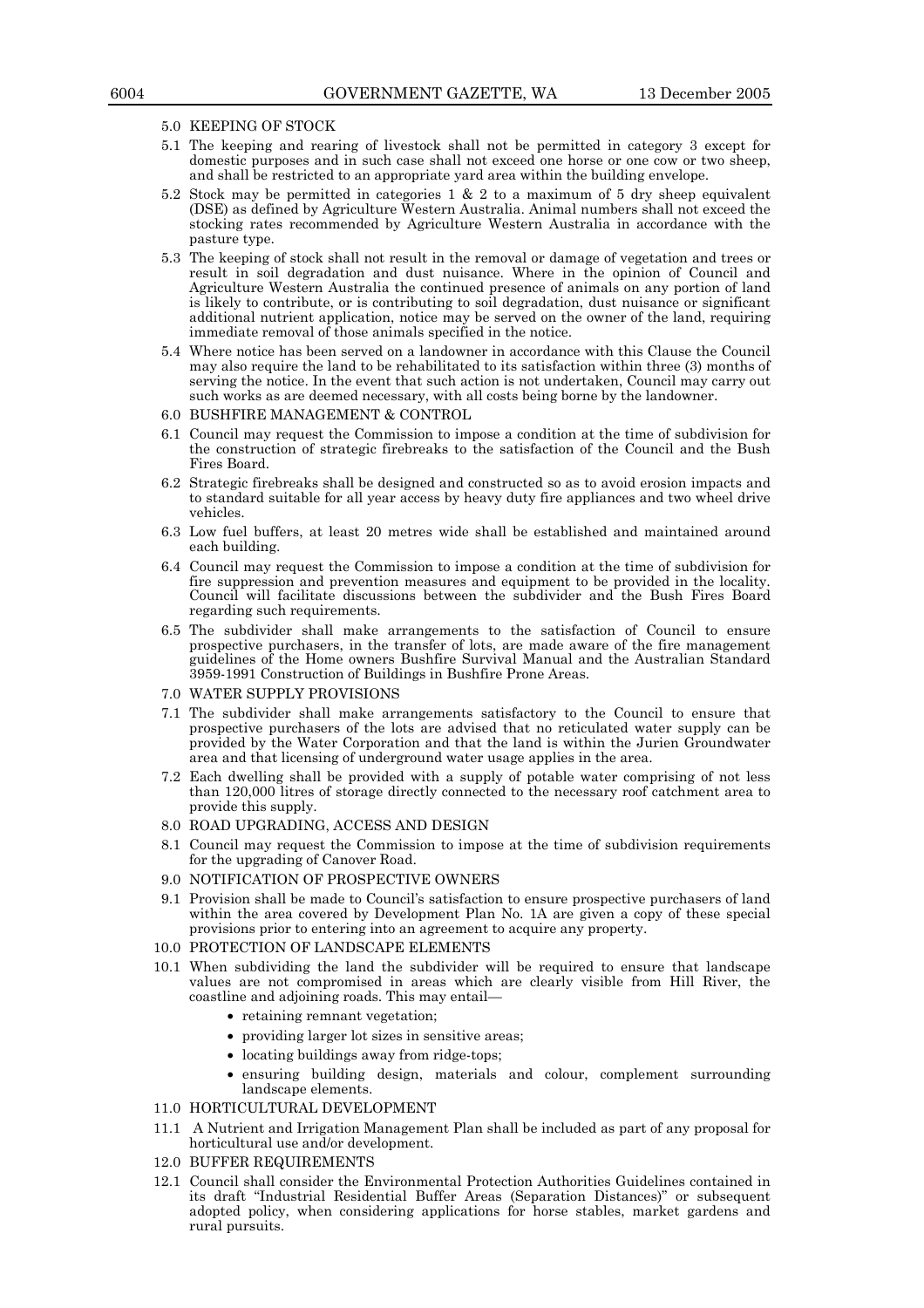5.0 KEEPING OF STOCK

5.1 The keeping and rearing of livestock shall not be permitted in category 3 except for domestic purposes and in such case shall not exceed one horse or one cow or two sheep, and shall be restricted to an appropriate yard area within the building envelope.

5.2 Stock may be permitted in categories 1 & 2 to a maximum of 5 dry sheep equivalent (DSE) as defined by Agriculture Western Australia. Animal numbers shall not exceed the stocking rates recommended by Agriculture Western Australia in accordance with the pasture type.

5.3 The keeping of stock shall not result in the removal or damage of vegetation and trees or result in soil degradation and dust nuisance. Where in the opinion of Council and Agriculture Western Australia the continued presence of animals on any portion of land is likely to contribute, or is contributing to soil degradation, dust nuisance or significant additional nutrient application, notice may be served on the owner of the land, requiring immediate removal of those animals specified in the notice.

5.4 Where notice has been served on a landowner in accordance with this Clause the Council may also require the land to be rehabilitated to its satisfaction within three (3) months of serving the notice. In the event that such action is not undertaken, Council may carry out such works as are deemed necessary, with all costs being borne by the landowner.

6.0 BUSHFIRE MANAGEMENT & CONTROL

6.1 Council may request the Commission to impose a condition at the time of subdivision for the construction of strategic firebreaks to the satisfaction of the Council and the Bush Fires Board.

6.2 Strategic firebreaks shall be designed and constructed so as to avoid erosion impacts and to standard suitable for all year access by heavy duty fire appliances and two wheel drive vehicles.

6.3 Low fuel buffers, at least 20 metres wide shall be established and maintained around each building.

6.4 Council may request the Commission to impose a condition at the time of subdivision for fire suppression and prevention measures and equipment to be provided in the locality. Council will facilitate discussions between the subdivider and the Bush Fires Board regarding such requirements.

6.5 The subdivider shall make arrangements to the satisfaction of Council to ensure prospective purchasers, in the transfer of lots, are made aware of the fire management guidelines of the Home owners Bushfire Survival Manual and the Australian Standard 3959-1991 Construction of Buildings in Bushfire Prone Areas.

7.0 WATER SUPPLY PROVISIONS

7.1 The subdivider shall make arrangements satisfactory to the Council to ensure that prospective purchasers of the lots are advised that no reticulated water supply can be provided by the Water Corporation and that the land is within the Jurien Groundwater area and that licensing of underground water usage applies in the area.

7.2 Each dwelling shall be provided with a supply of potable water comprising of not less than 120,000 litres of storage directly connected to the necessary roof catchment area to provide this supply.

8.0 ROAD UPGRADING, ACCESS AND DESIGN

8.1 Council may request the Commission to impose at the time of subdivision requirements for the upgrading of Canover Road.

9.0 NOTIFICATION OF PROSPECTIVE OWNERS

9.1 Provision shall be made to Council's satisfaction to ensure prospective purchasers of land within the area covered by Development Plan No. 1A are given a copy of these special provisions prior to entering into an agreement to acquire any property.

10.0 PROTECTION OF LANDSCAPE ELEMENTS

10.1 When subdividing the land the subdivider will be required to ensure that landscape values are not compromised in areas which are clearly visible from Hill River, the coastline and adjoining roads. This may entail—

- retaining remnant vegetation;
- providing larger lot sizes in sensitive areas;
- locating buildings away from ridge-tops;
- ensuring building design, materials and colour, complement surrounding landscape elements.

11.0 HORTICULTURAL DEVELOPMENT

11.1 A Nutrient and Irrigation Management Plan shall be included as part of any proposal for horticultural use and/or development.

12.0 BUFFER REQUIREMENTS

12.1 Council shall consider the Environmental Protection Authorities Guidelines contained in its draft "Industrial Residential Buffer Areas (Separation Distances)" or subsequent adopted policy, when considering applications for horse stables, market gardens and rural pursuits.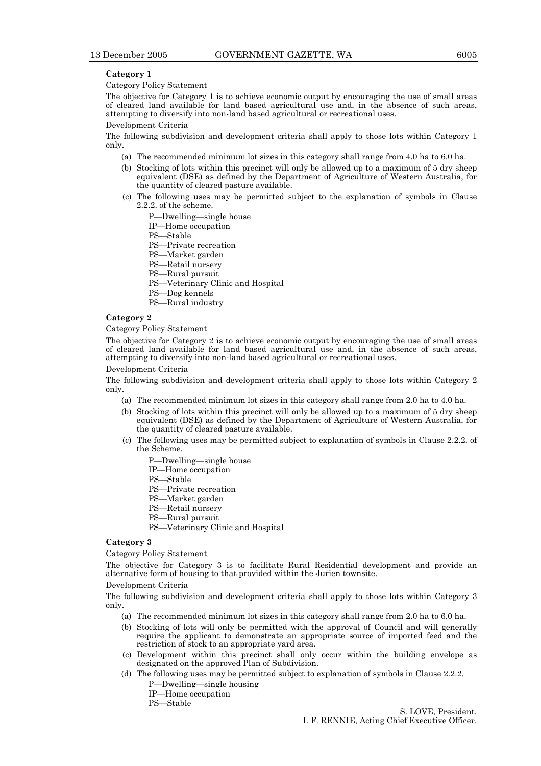**Category 1**

Category Policy Statement

The objective for Category 1 is to achieve economic output by encouraging the use of small areas of cleared land available for land based agricultural use and, in the absence of such areas, attempting to diversify into non-land based agricultural or recreational uses.

Development Criteria

The following subdivision and development criteria shall apply to those lots within Category 1 only.

(a) The recommended minimum lot sizes in this category shall range from 4.0 ha to 6.0 ha.

(b) Stocking of lots within this precinct will only be allowed up to a maximum of 5 dry sheep equivalent (DSE) as defined by the Department of Agriculture of Western Australia, for the quantity of cleared pasture available.

(c) The following uses may be permitted subject to the explanation of symbols in Clause 2.2.2. of the scheme.

P—Dwelling—single house
IP—Home occupation
PS—Stable
PS—Private recreation
PS—Market garden
PS—Retail nursery
PS—Rural pursuit
PS—Veterinary Clinic and Hospital
PS—Dog kennels
PS—Rural industry

**Category 2**

Category Policy Statement

The objective for Category 2 is to achieve economic output by encouraging the use of small areas of cleared land available for land based agricultural use and, in the absence of such areas, attempting to diversify into non-land based agricultural or recreational uses.

Development Criteria

The following subdivision and development criteria shall apply to those lots within Category 2 only.

(a) The recommended minimum lot sizes in this category shall range from 2.0 ha to 4.0 ha.

(b) Stocking of lots within this precinct will only be allowed up to a maximum of 5 dry sheep equivalent (DSE) as defined by the Department of Agriculture of Western Australia, for the quantity of cleared pasture available.

(c) The following uses may be permitted subject to explanation of symbols in Clause 2.2.2. of the Scheme.

P—Dwelling—single house
IP—Home occupation
PS—Stable
PS—Private recreation
PS—Market garden
PS—Retail nursery
PS—Rural pursuit
PS—Veterinary Clinic and Hospital

**Category 3**

Category Policy Statement

The objective for Category 3 is to facilitate Rural Residential development and provide an alternative form of housing to that provided within the Jurien townsite.

Development Criteria

The following subdivision and development criteria shall apply to those lots within Category 3 only.

(a) The recommended minimum lot sizes in this category shall range from 2.0 ha to 6.0 ha.

(b) Stocking of lots will only be permitted with the approval of Council and will generally require the applicant to demonstrate an appropriate source of imported feed and the restriction of stock to an appropriate yard area.

(c) Development within this precinct shall only occur within the building envelope as designated on the approved Plan of Subdivision.

(d) The following uses may be permitted subject to explanation of symbols in Clause 2.2.2.

P—Dwelling—single housing
IP—Home occupation
PS—Stable

S. LOVE, President.
I. F. RENNIE, Acting Chief Executive Officer.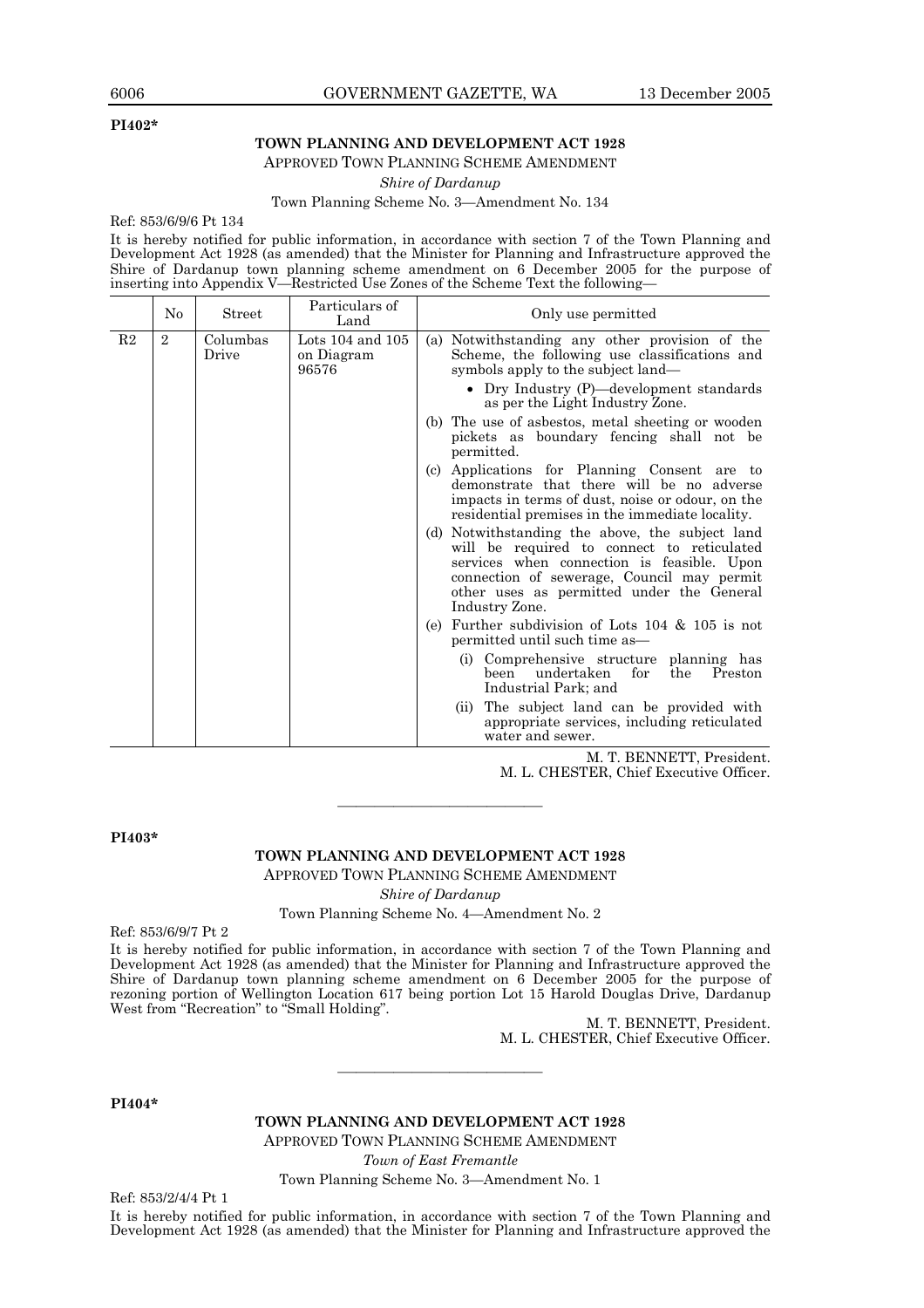**PI402***

**TOWN PLANNING AND DEVELOPMENT ACT 1928**

APPROVED TOWN PLANNING SCHEME AMENDMENT

*Shire of Dardanup*

Town Planning Scheme No. 3—Amendment No. 134

Ref: 853/6/9/6 Pt 134

It is hereby notified for public information, in accordance with section 7 of the Town Planning and Development Act 1928 (as amended) that the Minister for Planning and Infrastructure approved the Shire of Dardanup town planning scheme amendment on 6 December 2005 for the purpose of inserting into Appendix V—Restricted Use Zones of the Scheme Text the following—

| | No | Street | Particulars of Land | Only use permitted |
|---|---|---|---|---|
| R2 | 2 | Columbas Drive | Lots 104 and 105 on Diagram 96576 | (a) Notwithstanding any other provision of the Scheme, the following use classifications and symbols apply to the subject land— <br> • Dry Industry (P)—development standards as per the Light Industry Zone. <br> (b) The use of asbestos, metal sheeting or wooden pickets as boundary fencing shall not be permitted. <br> (c) Applications for Planning Consent are to demonstrate that there will be no adverse impacts in terms of dust, noise or odour, on the residential premises in the immediate locality. <br> (d) Notwithstanding the above, the subject land will be required to connect to reticulated services when connection is feasible. Upon connection of sewerage, Council may permit other uses as permitted under the General Industry Zone. <br> (e) Further subdivision of Lots 104 & 105 is not permitted until such time as— <br> (i) Comprehensive structure planning has been undertaken for the Preston Industrial Park; and <br> (ii) The subject land can be provided with appropriate services, including reticulated water and sewer. |

M. T. BENNETT, President.
M. L. CHESTER, Chief Executive Officer.

---

**PI403***

**TOWN PLANNING AND DEVELOPMENT ACT 1928**

APPROVED TOWN PLANNING SCHEME AMENDMENT

*Shire of Dardanup*

Town Planning Scheme No. 4—Amendment No. 2

Ref: 853/6/9/7 Pt 2

It is hereby notified for public information, in accordance with section 7 of the Town Planning and Development Act 1928 (as amended) that the Minister for Planning and Infrastructure approved the Shire of Dardanup town planning scheme amendment on 6 December 2005 for the purpose of rezoning portion of Wellington Location 617 being portion Lot 15 Harold Douglas Drive, Dardanup West from "Recreation" to "Small Holding".

M. T. BENNETT, President.
M. L. CHESTER, Chief Executive Officer.

---

**PI404***

**TOWN PLANNING AND DEVELOPMENT ACT 1928**

APPROVED TOWN PLANNING SCHEME AMENDMENT

*Town of East Fremantle*

Town Planning Scheme No. 3—Amendment No. 1

Ref: 853/2/4/4 Pt 1

It is hereby notified for public information, in accordance with section 7 of the Town Planning and Development Act 1928 (as amended) that the Minister for Planning and Infrastructure approved the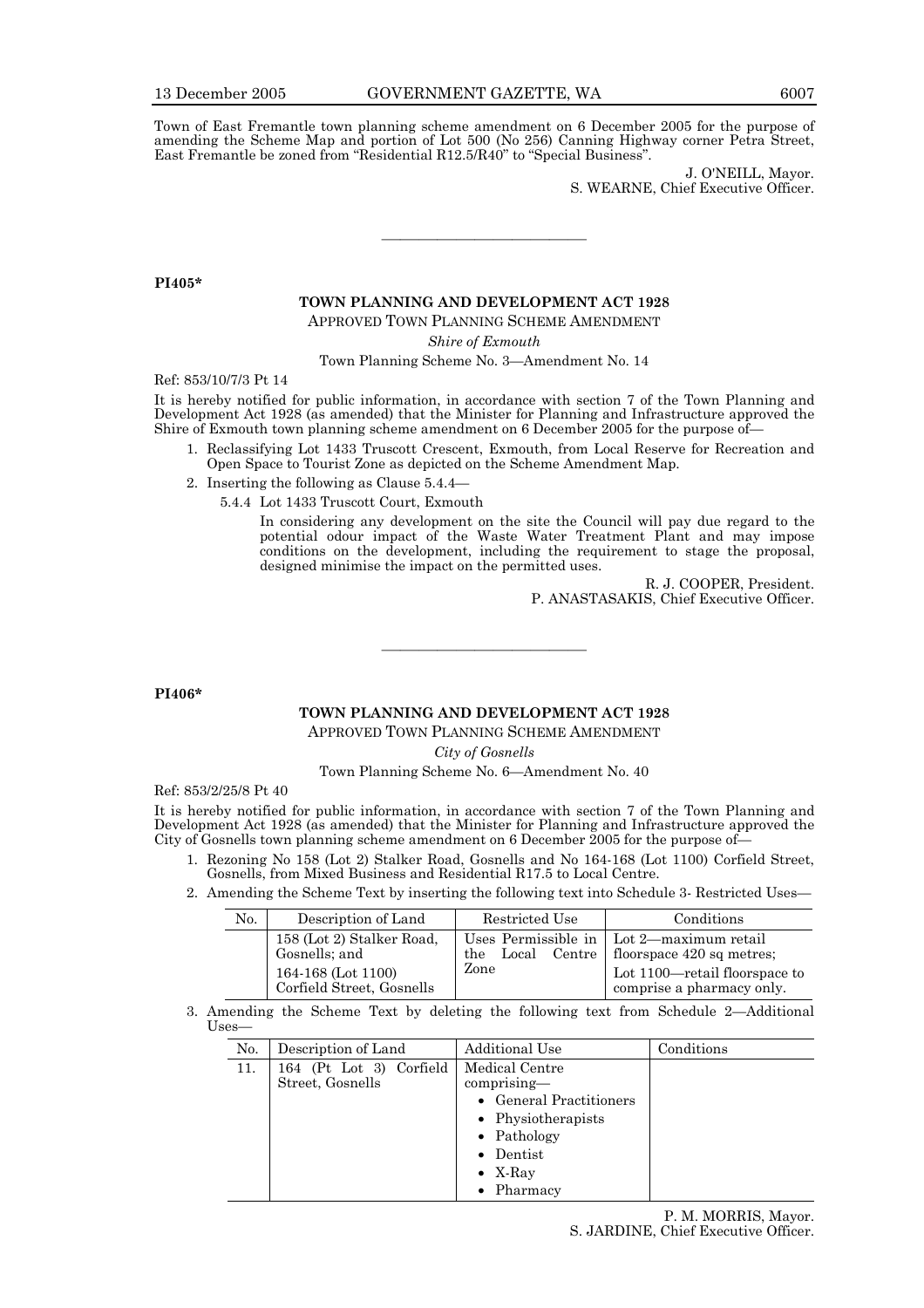Town of East Fremantle town planning scheme amendment on 6 December 2005 for the purpose of amending the Scheme Map and portion of Lot 500 (No 256) Canning Highway corner Petra Street, East Fremantle be zoned from "Residential R12.5/R40" to "Special Business".

J. O'NEILL, Mayor.
S. WEARNE, Chief Executive Officer.

---

**PI405***

**TOWN PLANNING AND DEVELOPMENT ACT 1928**

APPROVED TOWN PLANNING SCHEME AMENDMENT

*Shire of Exmouth*

Town Planning Scheme No. 3—Amendment No. 14

Ref: 853/10/7/3 Pt 14

It is hereby notified for public information, in accordance with section 7 of the Town Planning and Development Act 1928 (as amended) that the Minister for Planning and Infrastructure approved the Shire of Exmouth town planning scheme amendment on 6 December 2005 for the purpose of—

1. Reclassifying Lot 1433 Truscott Crescent, Exmouth, from Local Reserve for Recreation and Open Space to Tourist Zone as depicted on the Scheme Amendment Map.
2. Inserting the following as Clause 5.4.4—

   5.4.4 Lot 1433 Truscott Court, Exmouth

   In considering any development on the site the Council will pay due regard to the potential odour impact of the Waste Water Treatment Plant and may impose conditions on the development, including the requirement to stage the proposal, designed minimise the impact on the permitted uses.

R. J. COOPER, President.
P. ANASTASAKIS, Chief Executive Officer.

---

**PI406***

**TOWN PLANNING AND DEVELOPMENT ACT 1928**

APPROVED TOWN PLANNING SCHEME AMENDMENT

*City of Gosnells*

Town Planning Scheme No. 6—Amendment No. 40

Ref: 853/2/25/8 Pt 40

It is hereby notified for public information, in accordance with section 7 of the Town Planning and Development Act 1928 (as amended) that the Minister for Planning and Infrastructure approved the City of Gosnells town planning scheme amendment on 6 December 2005 for the purpose of—

1. Rezoning No 158 (Lot 2) Stalker Road, Gosnells and No 164-168 (Lot 1100) Corfield Street, Gosnells, from Mixed Business and Residential R17.5 to Local Centre.
2. Amending the Scheme Text by inserting the following text into Schedule 3- Restricted Uses—

| No. | Description of Land | Restricted Use | Conditions |
|---|---|---|---|
| | 158 (Lot 2) Stalker Road, Gosnells; and<br>164-168 (Lot 1100) Corfield Street, Gosnells | Uses Permissible in the Local Centre Zone | Lot 2—maximum retail floorspace 420 sq metres;<br>Lot 1100—retail floorspace to comprise a pharmacy only. |

3. Amending the Scheme Text by deleting the following text from Schedule 2—Additional Uses—

| No. | Description of Land | Additional Use | Conditions |
|---|---|---|---|
| 11. | 164 (Pt Lot 3) Corfield Street, Gosnells | Medical Centre comprising—<br>• General Practitioners<br>• Physiotherapists<br>• Pathology<br>• Dentist<br>• X-Ray<br>• Pharmacy | |

P. M. MORRIS, Mayor.
S. JARDINE, Chief Executive Officer.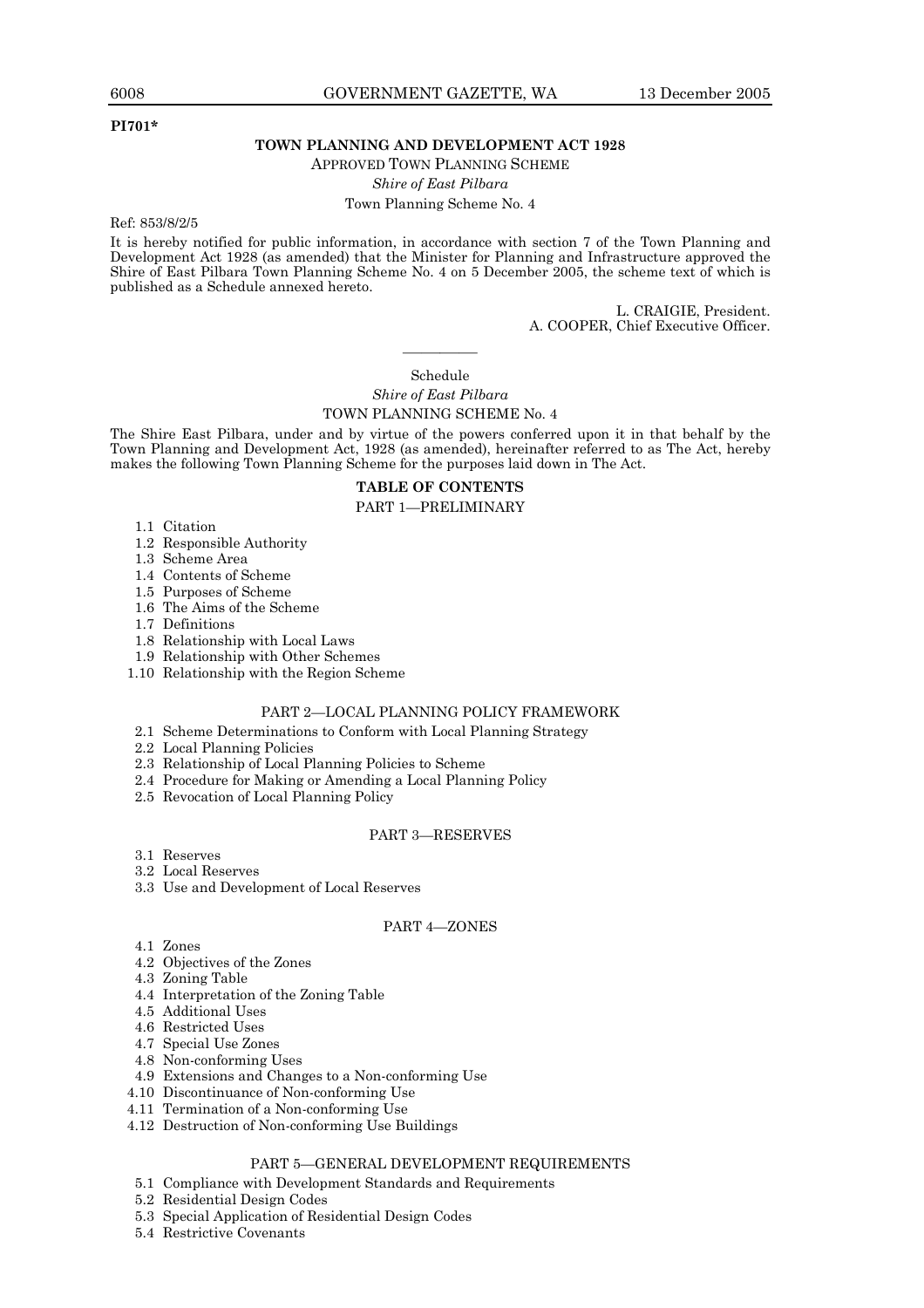**PI701***

## TOWN PLANNING AND DEVELOPMENT ACT 1928

APPROVED TOWN PLANNING SCHEME

*Shire of East Pilbara*

Town Planning Scheme No. 4

Ref: 853/8/2/5

It is hereby notified for public information, in accordance with section 7 of the Town Planning and Development Act 1928 (as amended) that the Minister for Planning and Infrastructure approved the Shire of East Pilbara Town Planning Scheme No. 4 on 5 December 2005, the scheme text of which is published as a Schedule annexed hereto.

L. CRAIGIE, President.
A. COOPER, Chief Executive Officer.

---

Schedule

*Shire of East Pilbara*

TOWN PLANNING SCHEME No. 4

The Shire East Pilbara, under and by virtue of the powers conferred upon it in that behalf by the Town Planning and Development Act, 1928 (as amended), hereinafter referred to as The Act, hereby makes the following Town Planning Scheme for the purposes laid down in The Act.

### TABLE OF CONTENTS

PART 1—PRELIMINARY

- 1.1 Citation
- 1.2 Responsible Authority
- 1.3 Scheme Area
- 1.4 Contents of Scheme
- 1.5 Purposes of Scheme
- 1.6 The Aims of the Scheme
- 1.7 Definitions
- 1.8 Relationship with Local Laws
- 1.9 Relationship with Other Schemes
- 1.10 Relationship with the Region Scheme

PART 2—LOCAL PLANNING POLICY FRAMEWORK

- 2.1 Scheme Determinations to Conform with Local Planning Strategy
- 2.2 Local Planning Policies
- 2.3 Relationship of Local Planning Policies to Scheme
- 2.4 Procedure for Making or Amending a Local Planning Policy
- 2.5 Revocation of Local Planning Policy

PART 3—RESERVES

- 3.1 Reserves
- 3.2 Local Reserves
- 3.3 Use and Development of Local Reserves

PART 4—ZONES

- 4.1 Zones
- 4.2 Objectives of the Zones
- 4.3 Zoning Table
- 4.4 Interpretation of the Zoning Table
- 4.5 Additional Uses
- 4.6 Restricted Uses
- 4.7 Special Use Zones
- 4.8 Non-conforming Uses
- 4.9 Extensions and Changes to a Non-conforming Use
- 4.10 Discontinuance of Non-conforming Use
- 4.11 Termination of a Non-conforming Use
- 4.12 Destruction of Non-conforming Use Buildings

PART 5—GENERAL DEVELOPMENT REQUIREMENTS

- 5.1 Compliance with Development Standards and Requirements
- 5.2 Residential Design Codes
- 5.3 Special Application of Residential Design Codes
- 5.4 Restrictive Covenants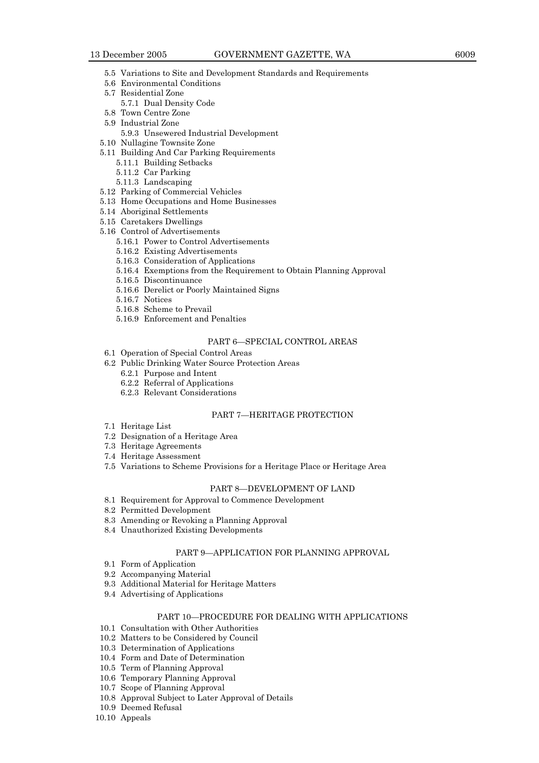5.5 Variations to Site and Development Standards and Requirements
5.6 Environmental Conditions
5.7 Residential Zone
 5.7.1 Dual Density Code
5.8 Town Centre Zone
5.9 Industrial Zone
 5.9.3 Unsewered Industrial Development
5.10 Nullagine Townsite Zone
5.11 Building And Car Parking Requirements
 5.11.1 Building Setbacks
 5.11.2 Car Parking
 5.11.3 Landscaping
5.12 Parking of Commercial Vehicles
5.13 Home Occupations and Home Businesses
5.14 Aboriginal Settlements
5.15 Caretakers Dwellings
5.16 Control of Advertisements
 5.16.1 Power to Control Advertisements
 5.16.2 Existing Advertisements
 5.16.3 Consideration of Applications
 5.16.4 Exemptions from the Requirement to Obtain Planning Approval
 5.16.5 Discontinuance
 5.16.6 Derelict or Poorly Maintained Signs
 5.16.7 Notices
 5.16.8 Scheme to Prevail
 5.16.9 Enforcement and Penalties

PART 6—SPECIAL CONTROL AREAS

6.1 Operation of Special Control Areas
6.2 Public Drinking Water Source Protection Areas
 6.2.1 Purpose and Intent
 6.2.2 Referral of Applications
 6.2.3 Relevant Considerations

PART 7—HERITAGE PROTECTION

7.1 Heritage List
7.2 Designation of a Heritage Area
7.3 Heritage Agreements
7.4 Heritage Assessment
7.5 Variations to Scheme Provisions for a Heritage Place or Heritage Area

PART 8—DEVELOPMENT OF LAND

8.1 Requirement for Approval to Commence Development
8.2 Permitted Development
8.3 Amending or Revoking a Planning Approval
8.4 Unauthorized Existing Developments

PART 9—APPLICATION FOR PLANNING APPROVAL

9.1 Form of Application
9.2 Accompanying Material
9.3 Additional Material for Heritage Matters
9.4 Advertising of Applications

PART 10—PROCEDURE FOR DEALING WITH APPLICATIONS

10.1 Consultation with Other Authorities
10.2 Matters to be Considered by Council
10.3 Determination of Applications
10.4 Form and Date of Determination
10.5 Term of Planning Approval
10.6 Temporary Planning Approval
10.7 Scope of Planning Approval
10.8 Approval Subject to Later Approval of Details
10.9 Deemed Refusal
10.10 Appeals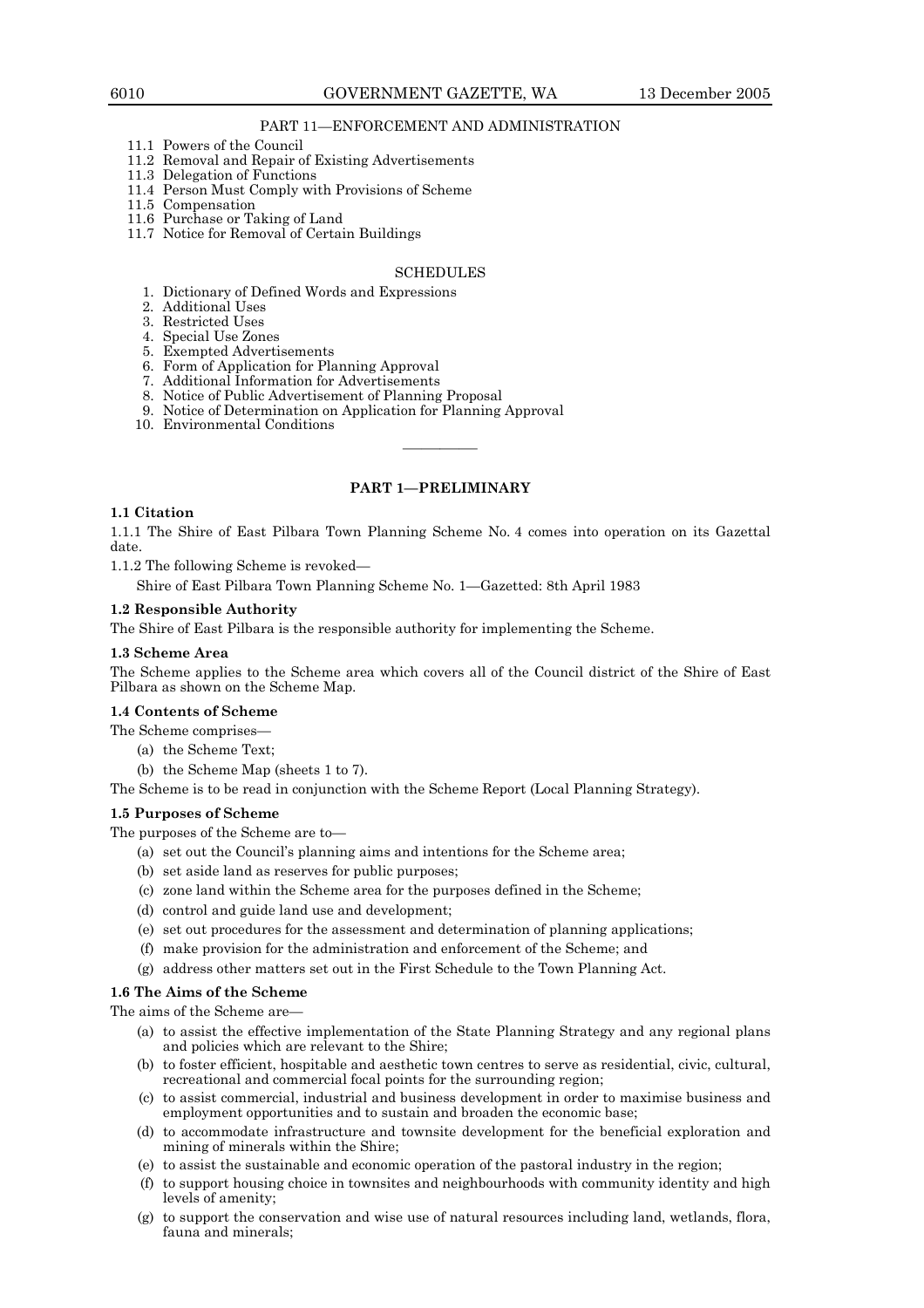PART 11—ENFORCEMENT AND ADMINISTRATION

11.1 Powers of the Council
11.2 Removal and Repair of Existing Advertisements
11.3 Delegation of Functions
11.4 Person Must Comply with Provisions of Scheme
11.5 Compensation
11.6 Purchase or Taking of Land
11.7 Notice for Removal of Certain Buildings

SCHEDULES

1. Dictionary of Defined Words and Expressions
2. Additional Uses
3. Restricted Uses
4. Special Use Zones
5. Exempted Advertisements
6. Form of Application for Planning Approval
7. Additional Information for Advertisements
8. Notice of Public Advertisement of Planning Proposal
9. Notice of Determination on Application for Planning Approval
10. Environmental Conditions

---

## PART 1—PRELIMINARY

### 1.1 Citation

1.1.1 The Shire of East Pilbara Town Planning Scheme No. 4 comes into operation on its Gazettal date.

1.1.2 The following Scheme is revoked—

Shire of East Pilbara Town Planning Scheme No. 1—Gazetted: 8th April 1983

### 1.2 Responsible Authority

The Shire of East Pilbara is the responsible authority for implementing the Scheme.

### 1.3 Scheme Area

The Scheme applies to the Scheme area which covers all of the Council district of the Shire of East Pilbara as shown on the Scheme Map.

### 1.4 Contents of Scheme

The Scheme comprises—

(a) the Scheme Text;

(b) the Scheme Map (sheets 1 to 7).

The Scheme is to be read in conjunction with the Scheme Report (Local Planning Strategy).

### 1.5 Purposes of Scheme

The purposes of the Scheme are to—

(a) set out the Council's planning aims and intentions for the Scheme area;

(b) set aside land as reserves for public purposes;

(c) zone land within the Scheme area for the purposes defined in the Scheme;

(d) control and guide land use and development;

(e) set out procedures for the assessment and determination of planning applications;

(f) make provision for the administration and enforcement of the Scheme; and

(g) address other matters set out in the First Schedule to the Town Planning Act.

### 1.6 The Aims of the Scheme

The aims of the Scheme are—

(a) to assist the effective implementation of the State Planning Strategy and any regional plans and policies which are relevant to the Shire;

(b) to foster efficient, hospitable and aesthetic town centres to serve as residential, civic, cultural, recreational and commercial focal points for the surrounding region;

(c) to assist commercial, industrial and business development in order to maximise business and employment opportunities and to sustain and broaden the economic base;

(d) to accommodate infrastructure and townsite development for the beneficial exploration and mining of minerals within the Shire;

(e) to assist the sustainable and economic operation of the pastoral industry in the region;

(f) to support housing choice in townsites and neighbourhoods with community identity and high levels of amenity;

(g) to support the conservation and wise use of natural resources including land, wetlands, flora, fauna and minerals;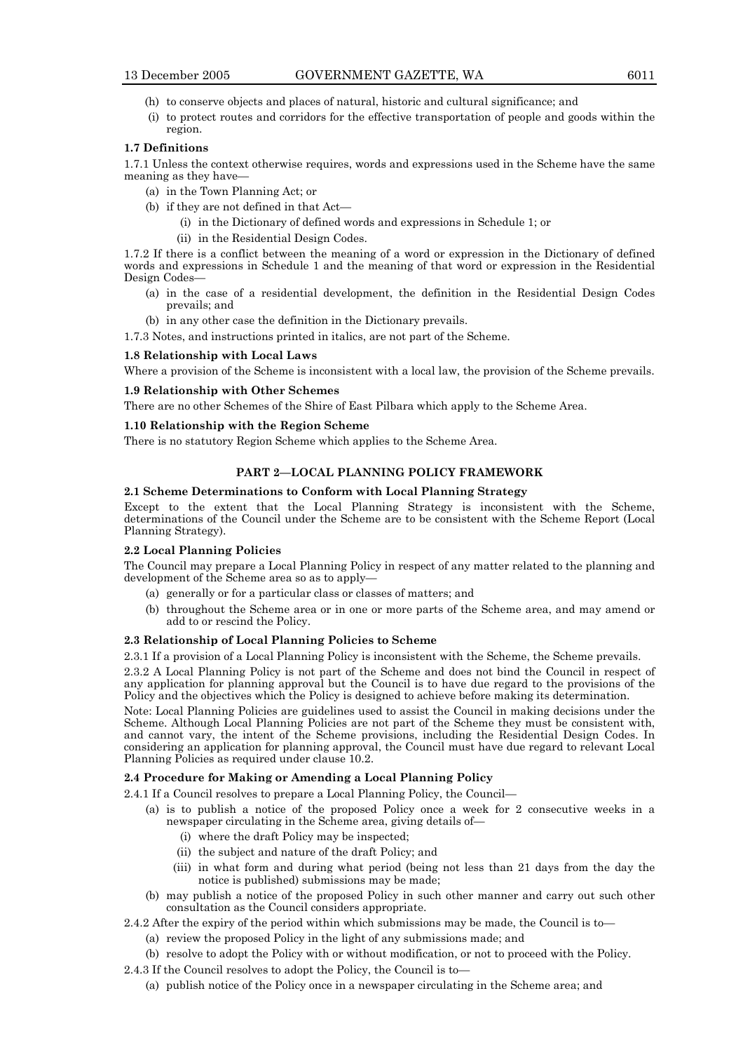(h) to conserve objects and places of natural, historic and cultural significance; and

(i) to protect routes and corridors for the effective transportation of people and goods within the region.

**1.7 Definitions**

1.7.1 Unless the context otherwise requires, words and expressions used in the Scheme have the same meaning as they have—

(a) in the Town Planning Act; or

(b) if they are not defined in that Act—

(i) in the Dictionary of defined words and expressions in Schedule 1; or

(ii) in the Residential Design Codes.

1.7.2 If there is a conflict between the meaning of a word or expression in the Dictionary of defined words and expressions in Schedule 1 and the meaning of that word or expression in the Residential Design Codes—

(a) in the case of a residential development, the definition in the Residential Design Codes prevails; and

(b) in any other case the definition in the Dictionary prevails.

1.7.3 Notes, and instructions printed in italics, are not part of the Scheme.

**1.8 Relationship with Local Laws**

Where a provision of the Scheme is inconsistent with a local law, the provision of the Scheme prevails.

**1.9 Relationship with Other Schemes**

There are no other Schemes of the Shire of East Pilbara which apply to the Scheme Area.

**1.10 Relationship with the Region Scheme**

There is no statutory Region Scheme which applies to the Scheme Area.

## PART 2—LOCAL PLANNING POLICY FRAMEWORK

**2.1 Scheme Determinations to Conform with Local Planning Strategy**

Except to the extent that the Local Planning Strategy is inconsistent with the Scheme, determinations of the Council under the Scheme are to be consistent with the Scheme Report (Local Planning Strategy).

**2.2 Local Planning Policies**

The Council may prepare a Local Planning Policy in respect of any matter related to the planning and development of the Scheme area so as to apply—

(a) generally or for a particular class or classes of matters; and

(b) throughout the Scheme area or in one or more parts of the Scheme area, and may amend or add to or rescind the Policy.

**2.3 Relationship of Local Planning Policies to Scheme**

2.3.1 If a provision of a Local Planning Policy is inconsistent with the Scheme, the Scheme prevails.

2.3.2 A Local Planning Policy is not part of the Scheme and does not bind the Council in respect of any application for planning approval but the Council is to have due regard to the provisions of the Policy and the objectives which the Policy is designed to achieve before making its determination.

Note: Local Planning Policies are guidelines used to assist the Council in making decisions under the Scheme. Although Local Planning Policies are not part of the Scheme they must be consistent with, and cannot vary, the intent of the Scheme provisions, including the Residential Design Codes. In considering an application for planning approval, the Council must have due regard to relevant Local Planning Policies as required under clause 10.2.

**2.4 Procedure for Making or Amending a Local Planning Policy**

2.4.1 If a Council resolves to prepare a Local Planning Policy, the Council—

(a) is to publish a notice of the proposed Policy once a week for 2 consecutive weeks in a newspaper circulating in the Scheme area, giving details of—

(i) where the draft Policy may be inspected;

(ii) the subject and nature of the draft Policy; and

(iii) in what form and during what period (being not less than 21 days from the day the notice is published) submissions may be made;

(b) may publish a notice of the proposed Policy in such other manner and carry out such other consultation as the Council considers appropriate.

2.4.2 After the expiry of the period within which submissions may be made, the Council is to—

(a) review the proposed Policy in the light of any submissions made; and

(b) resolve to adopt the Policy with or without modification, or not to proceed with the Policy.

2.4.3 If the Council resolves to adopt the Policy, the Council is to—

(a) publish notice of the Policy once in a newspaper circulating in the Scheme area; and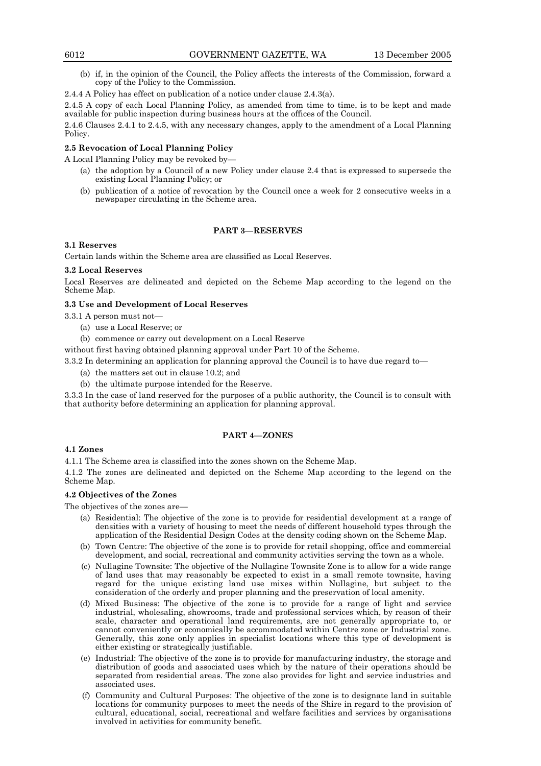(b) if, in the opinion of the Council, the Policy affects the interests of the Commission, forward a copy of the Policy to the Commission.

2.4.4 A Policy has effect on publication of a notice under clause 2.4.3(a).

2.4.5 A copy of each Local Planning Policy, as amended from time to time, is to be kept and made available for public inspection during business hours at the offices of the Council.

2.4.6 Clauses 2.4.1 to 2.4.5, with any necessary changes, apply to the amendment of a Local Planning Policy.

**2.5 Revocation of Local Planning Policy**

A Local Planning Policy may be revoked by—

(a) the adoption by a Council of a new Policy under clause 2.4 that is expressed to supersede the existing Local Planning Policy; or

(b) publication of a notice of revocation by the Council once a week for 2 consecutive weeks in a newspaper circulating in the Scheme area.

## PART 3—RESERVES

**3.1 Reserves**

Certain lands within the Scheme area are classified as Local Reserves.

**3.2 Local Reserves**

Local Reserves are delineated and depicted on the Scheme Map according to the legend on the Scheme Map.

**3.3 Use and Development of Local Reserves**

3.3.1 A person must not—

(a) use a Local Reserve; or

(b) commence or carry out development on a Local Reserve

without first having obtained planning approval under Part 10 of the Scheme.

3.3.2 In determining an application for planning approval the Council is to have due regard to—

(a) the matters set out in clause 10.2; and

(b) the ultimate purpose intended for the Reserve.

3.3.3 In the case of land reserved for the purposes of a public authority, the Council is to consult with that authority before determining an application for planning approval.

## PART 4—ZONES

**4.1 Zones**

4.1.1 The Scheme area is classified into the zones shown on the Scheme Map.

4.1.2 The zones are delineated and depicted on the Scheme Map according to the legend on the Scheme Map.

**4.2 Objectives of the Zones**

The objectives of the zones are—

(a) Residential: The objective of the zone is to provide for residential development at a range of densities with a variety of housing to meet the needs of different household types through the application of the Residential Design Codes at the density coding shown on the Scheme Map.

(b) Town Centre: The objective of the zone is to provide for retail shopping, office and commercial development, and social, recreational and community activities serving the town as a whole.

(c) Nullagine Townsite: The objective of the Nullagine Townsite Zone is to allow for a wide range of land uses that may reasonably be expected to exist in a small remote townsite, having regard for the unique existing land use mixes within Nullagine, but subject to the consideration of the orderly and proper planning and the preservation of local amenity.

(d) Mixed Business: The objective of the zone is to provide for a range of light and service industrial, wholesaling, showrooms, trade and professional services which, by reason of their scale, character and operational land requirements, are not generally appropriate to, or cannot conveniently or economically be accommodated within Centre zone or Industrial zone. Generally, this zone only applies in specialist locations where this type of development is either existing or strategically justifiable.

(e) Industrial: The objective of the zone is to provide for manufacturing industry, the storage and distribution of goods and associated uses which by the nature of their operations should be separated from residential areas. The zone also provides for light and service industries and associated uses.

(f) Community and Cultural Purposes: The objective of the zone is to designate land in suitable locations for community purposes to meet the needs of the Shire in regard to the provision of cultural, educational, social, recreational and welfare facilities and services by organisations involved in activities for community benefit.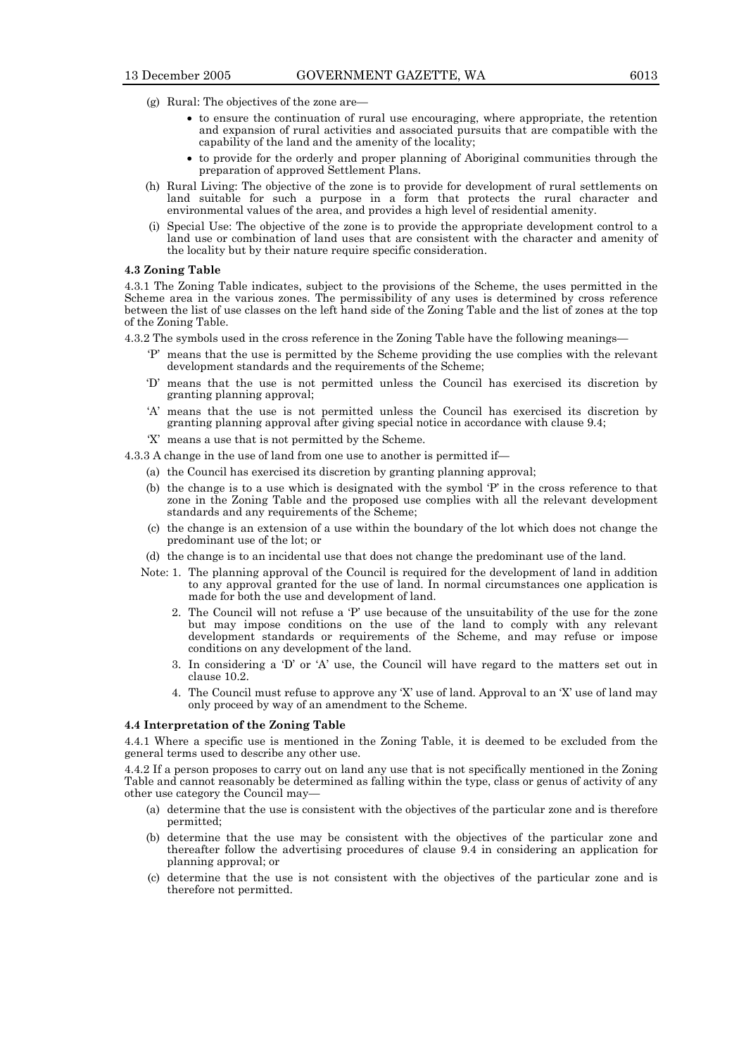(g) Rural: The objectives of the zone are—

- to ensure the continuation of rural use encouraging, where appropriate, the retention and expansion of rural activities and associated pursuits that are compatible with the capability of the land and the amenity of the locality;
- to provide for the orderly and proper planning of Aboriginal communities through the preparation of approved Settlement Plans.

(h) Rural Living: The objective of the zone is to provide for development of rural settlements on land suitable for such a purpose in a form that protects the rural character and environmental values of the area, and provides a high level of residential amenity.

(i) Special Use: The objective of the zone is to provide the appropriate development control to a land use or combination of land uses that are consistent with the character and amenity of the locality but by their nature require specific consideration.

**4.3 Zoning Table**

4.3.1 The Zoning Table indicates, subject to the provisions of the Scheme, the uses permitted in the Scheme area in the various zones. The permissibility of any uses is determined by cross reference between the list of use classes on the left hand side of the Zoning Table and the list of zones at the top of the Zoning Table.

4.3.2 The symbols used in the cross reference in the Zoning Table have the following meanings—

'P' means that the use is permitted by the Scheme providing the use complies with the relevant development standards and the requirements of the Scheme;

'D' means that the use is not permitted unless the Council has exercised its discretion by granting planning approval;

'A' means that the use is not permitted unless the Council has exercised its discretion by granting planning approval after giving special notice in accordance with clause 9.4;

'X' means a use that is not permitted by the Scheme.

4.3.3 A change in the use of land from one use to another is permitted if—

(a) the Council has exercised its discretion by granting planning approval;

(b) the change is to a use which is designated with the symbol 'P' in the cross reference to that zone in the Zoning Table and the proposed use complies with all the relevant development standards and any requirements of the Scheme;

(c) the change is an extension of a use within the boundary of the lot which does not change the predominant use of the lot; or

(d) the change is to an incidental use that does not change the predominant use of the land.

Note: 1. The planning approval of the Council is required for the development of land in addition to any approval granted for the use of land. In normal circumstances one application is made for both the use and development of land.

2. The Council will not refuse a 'P' use because of the unsuitability of the use for the zone but may impose conditions on the use of the land to comply with any relevant development standards or requirements of the Scheme, and may refuse or impose conditions on any development of the land.

3. In considering a 'D' or 'A' use, the Council will have regard to the matters set out in clause 10.2.

4. The Council must refuse to approve any 'X' use of land. Approval to an 'X' use of land may only proceed by way of an amendment to the Scheme.

**4.4 Interpretation of the Zoning Table**

4.4.1 Where a specific use is mentioned in the Zoning Table, it is deemed to be excluded from the general terms used to describe any other use.

4.4.2 If a person proposes to carry out on land any use that is not specifically mentioned in the Zoning Table and cannot reasonably be determined as falling within the type, class or genus of activity of any other use category the Council may—

(a) determine that the use is consistent with the objectives of the particular zone and is therefore permitted;

(b) determine that the use may be consistent with the objectives of the particular zone and thereafter follow the advertising procedures of clause 9.4 in considering an application for planning approval; or

(c) determine that the use is not consistent with the objectives of the particular zone and is therefore not permitted.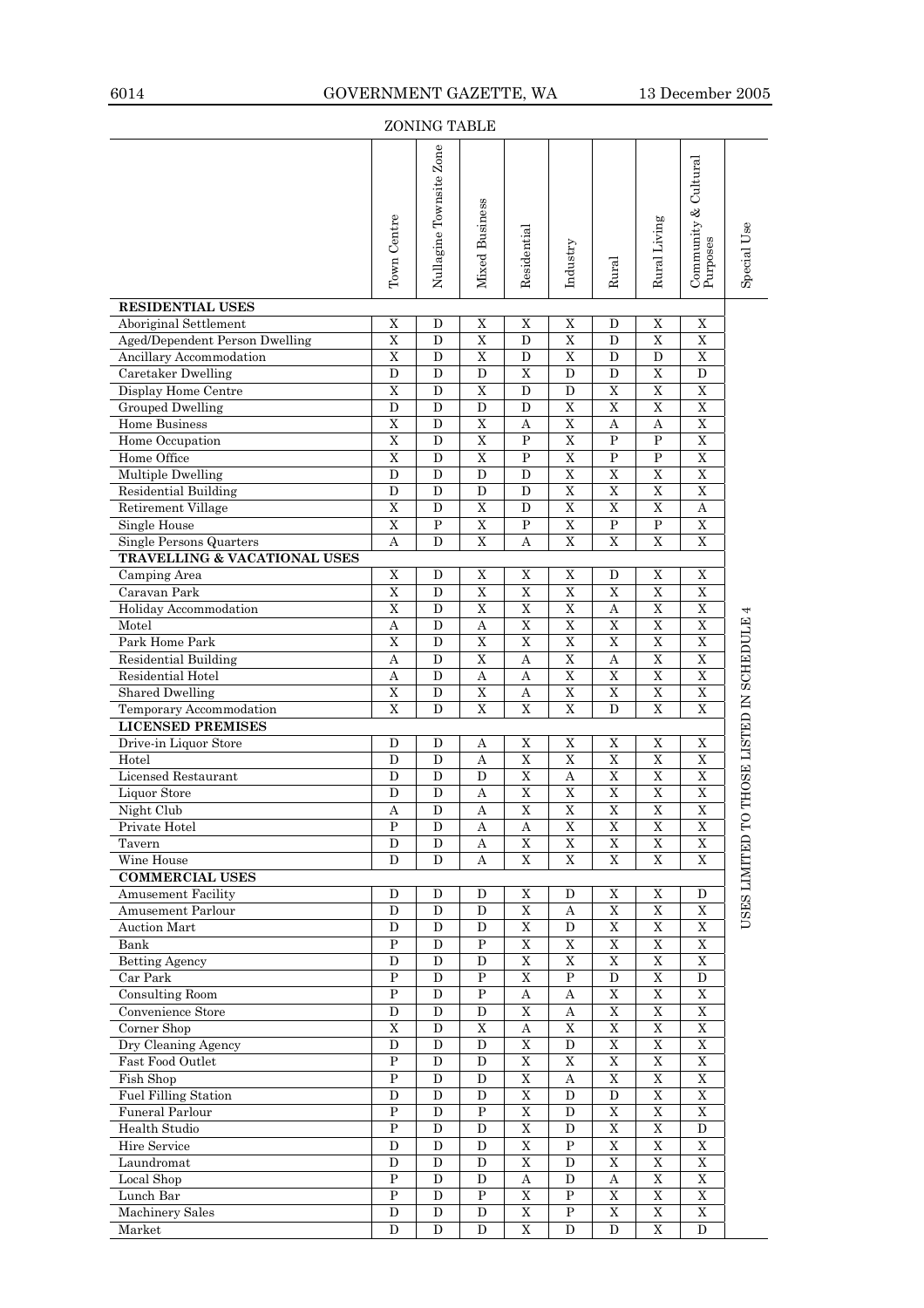ZONING TABLE

| | Town Centre | Nullagine Townsite Zone | Mixed Business | Residential | Industry | Rural | Rural Living | Community & Cultural Purposes | Special Use |
|---|---|---|---|---|---|---|---|---|---|
| **RESIDENTIAL USES** | | | | | | | | | USES LIMITED TO THOSE LISTED IN SCHEDULE 4 |
| Aboriginal Settlement | X | D | X | X | X | D | X | X | |
| Aged/Dependent Person Dwelling | X | D | X | D | X | D | X | X | |
| Ancillary Accommodation | X | D | X | D | X | D | D | X | |
| Caretaker Dwelling | D | D | D | X | D | D | X | D | |
| Display Home Centre | X | D | X | D | D | X | X | X | |
| Grouped Dwelling | D | D | D | D | X | X | X | X | |
| Home Business | X | D | X | A | X | A | A | X | |
| Home Occupation | X | D | X | P | X | P | P | X | |
| Home Office | X | D | X | P | X | P | P | X | |
| Multiple Dwelling | D | D | D | D | X | X | X | X | |
| Residential Building | D | D | D | D | X | X | X | X | |
| Retirement Village | X | D | X | D | X | X | X | A | |
| Single House | X | P | X | P | X | P | P | X | |
| Single Persons Quarters | A | D | X | A | X | X | X | X | |
| **TRAVELLING & VACATIONAL USES** | | | | | | | | | |
| Camping Area | X | D | X | X | X | D | X | X | |
| Caravan Park | X | D | X | X | X | X | X | X | |
| Holiday Accommodation | X | D | X | X | X | A | X | X | |
| Motel | A | D | A | X | X | X | X | X | |
| Park Home Park | X | D | X | X | X | X | X | X | |
| Residential Building | A | D | X | A | X | A | X | X | |
| Residential Hotel | A | D | A | A | X | X | X | X | |
| Shared Dwelling | X | D | X | A | X | X | X | X | |
| Temporary Accommodation | X | D | X | X | X | D | X | X | |
| **LICENSED PREMISES** | | | | | | | | | |
| Drive-in Liquor Store | D | D | A | X | X | X | X | X | |
| Hotel | D | D | A | X | X | X | X | X | |
| Licensed Restaurant | D | D | D | X | A | X | X | X | |
| Liquor Store | D | D | A | X | X | X | X | X | |
| Night Club | A | D | A | X | X | X | X | X | |
| Private Hotel | P | D | A | A | X | X | X | X | |
| Tavern | D | D | A | X | X | X | X | X | |
| Wine House | D | D | A | X | X | X | X | X | |
| **COMMERCIAL USES** | | | | | | | | | |
| Amusement Facility | D | D | D | X | D | X | X | D | |
| Amusement Parlour | D | D | D | X | A | X | X | X | |
| Auction Mart | D | D | D | X | D | X | X | X | |
| Bank | P | D | P | X | X | X | X | X | |
| Betting Agency | D | D | D | X | X | X | X | X | |
| Car Park | P | D | P | X | P | D | X | D | |
| Consulting Room | P | D | P | A | A | X | X | X | |
| Convenience Store | D | D | D | X | A | X | X | X | |
| Corner Shop | X | D | X | A | X | X | X | X | |
| Dry Cleaning Agency | D | D | D | X | D | X | X | X | |
| Fast Food Outlet | P | D | D | X | X | X | X | X | |
| Fish Shop | P | D | D | X | A | X | X | X | |
| Fuel Filling Station | D | D | D | X | D | D | X | X | |
| Funeral Parlour | P | D | P | X | D | X | X | X | |
| Health Studio | P | D | D | X | D | X | X | D | |
| Hire Service | D | D | D | X | P | X | X | X | |
| Laundromat | D | D | D | X | D | X | X | X | |
| Local Shop | P | D | D | A | D | A | X | X | |
| Lunch Bar | P | D | P | X | P | X | X | X | |
| Machinery Sales | D | D | D | X | P | X | X | X | |
| Market | D | D | D | X | D | D | X | D | |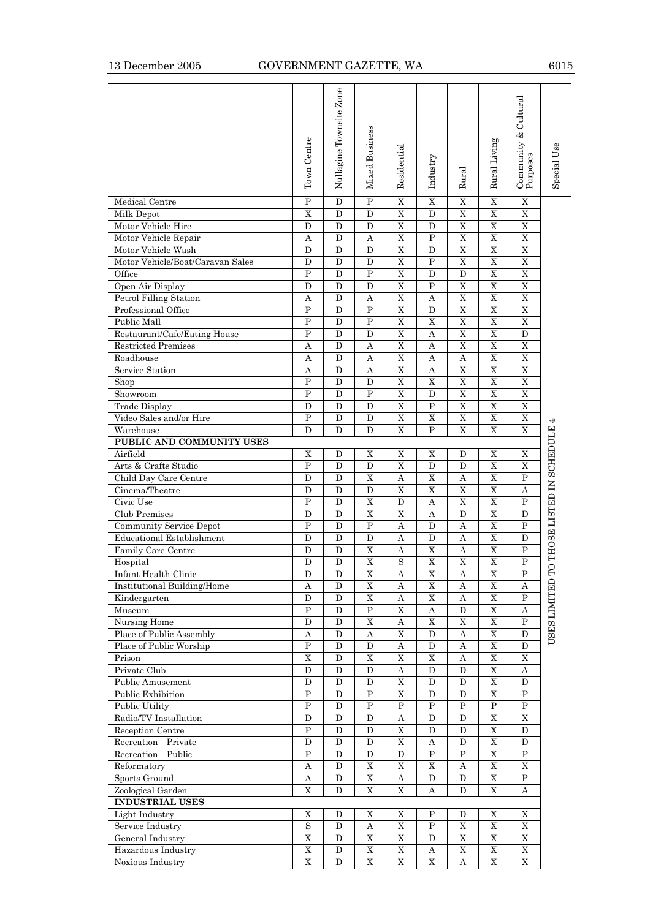| | Town Centre | Nullagine Townsite Zone | Mixed Business | Residential | Industry | Rural | Rural Living | Community & Cultural Purposes | Special Use |
|---|---|---|---|---|---|---|---|---|---|
| Medical Centre | P | D | P | X | X | X | X | X | USES LIMITED TO THOSE LISTED IN SCHEDULE 4 |
| Milk Depot | X | D | D | X | D | X | X | X | |
| Motor Vehicle Hire | D | D | D | X | D | X | X | X | |
| Motor Vehicle Repair | A | D | A | X | P | X | X | X | |
| Motor Vehicle Wash | D | D | D | X | D | X | X | X | |
| Motor Vehicle/Boat/Caravan Sales | D | D | D | X | P | X | X | X | |
| Office | P | D | P | X | D | D | X | X | |
| Open Air Display | D | D | D | X | P | X | X | X | |
| Petrol Filling Station | A | D | A | X | A | X | X | X | |
| Professional Office | P | D | P | X | D | X | X | X | |
| Public Mall | P | D | P | X | X | X | X | X | |
| Restaurant/Cafe/Eating House | P | D | D | X | A | X | X | D | |
| Restricted Premises | A | D | A | X | A | X | X | X | |
| Roadhouse | A | D | A | X | A | A | X | X | |
| Service Station | A | D | A | X | A | X | X | X | |
| Shop | P | D | D | X | X | X | X | X | |
| Showroom | P | D | P | X | D | X | X | X | |
| Trade Display | D | D | D | X | P | X | X | X | |
| Video Sales and/or Hire | P | D | D | X | X | X | X | X | |
| Warehouse | D | D | D | X | P | X | X | X | |
| **PUBLIC AND COMMUNITY USES** | | | | | | | | | |
| Airfield | X | D | X | X | X | D | X | X | |
| Arts & Crafts Studio | P | D | D | X | D | D | X | X | |
| Child Day Care Centre | D | D | X | A | X | A | X | P | |
| Cinema/Theatre | D | D | D | X | X | X | X | A | |
| Civic Use | P | D | X | D | A | X | X | P | |
| Club Premises | D | D | X | X | A | D | X | D | |
| Community Service Depot | P | D | P | A | D | A | X | P | |
| Educational Establishment | D | D | D | A | D | A | X | D | |
| Family Care Centre | D | D | X | A | X | A | X | P | |
| Hospital | D | D | X | S | X | X | X | P | |
| Infant Health Clinic | D | D | X | A | X | A | X | P | |
| Institutional Building/Home | A | D | X | A | X | A | X | A | |
| Kindergarten | D | D | X | A | X | A | X | P | |
| Museum | P | D | P | X | A | D | X | A | |
| Nursing Home | D | D | X | A | X | X | X | P | |
| Place of Public Assembly | A | D | A | X | D | A | X | D | |
| Place of Public Worship | P | D | D | A | D | A | X | D | |
| Prison | X | D | X | X | X | A | X | X | |
| Private Club | D | D | D | X | D | D | X | A | |
| Public Amusement | D | D | D | X | D | D | X | D | |
| Public Exhibition | P | D | P | X | D | D | X | P | |
| Public Utility | P | D | P | P | P | P | P | P | |
| Radio/TV Installation | D | D | D | A | D | D | X | X | |
| Reception Centre | P | D | D | X | D | D | X | D | |
| Recreation—Private | D | D | D | X | A | D | X | D | |
| Recreation—Public | P | D | D | D | P | P | X | P | |
| Reformatory | A | D | X | X | X | A | X | X | |
| Sports Ground | A | D | X | A | D | D | X | P | |
| Zoological Garden | X | D | X | X | A | D | X | A | |
| **INDUSTRIAL USES** | | | | | | | | | |
| Light Industry | X | D | X | X | P | D | X | X | |
| Service Industry | S | D | A | X | P | X | X | X | |
| General Industry | X | D | X | X | D | X | X | X | |
| Hazardous Industry | X | D | X | X | A | X | X | X | |
| Noxious Industry | X | D | X | X | X | A | X | X | |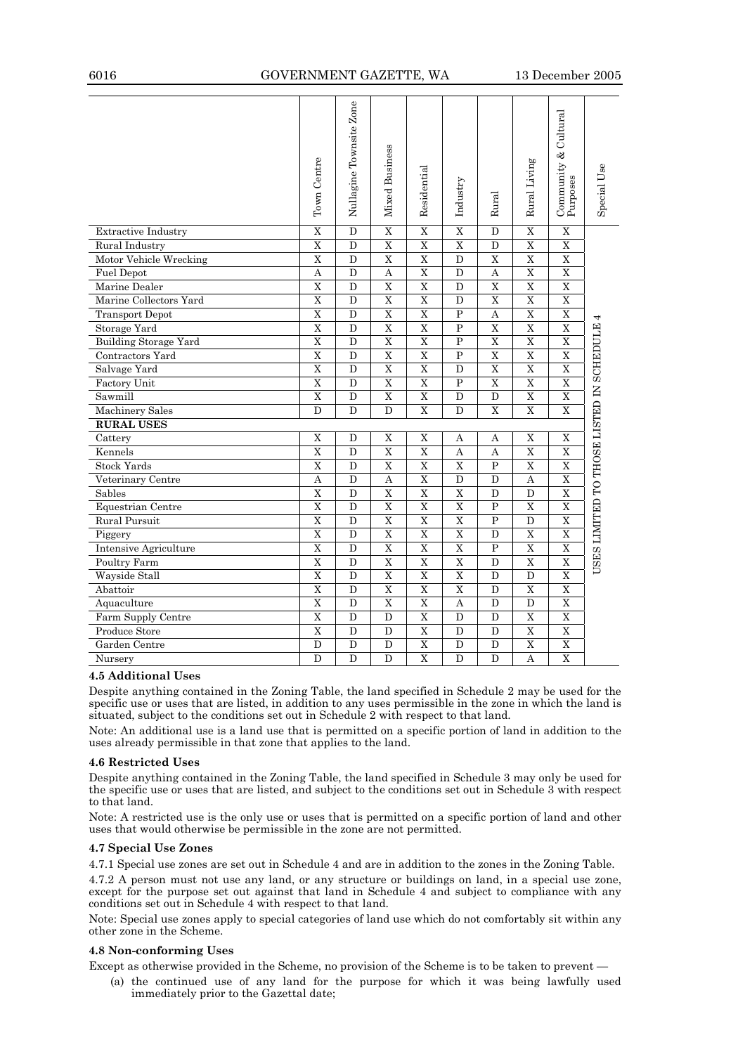| | Town Centre | Nullagine Townsite Zone | Mixed Business | Residential | Industry | Rural | Rural Living | Community & Cultural Purposes | Special Use |
|---|---|---|---|---|---|---|---|---|---|
| Extractive Industry | X | D | X | X | X | D | X | X | USES LIMITED TO THOSE LISTED IN SCHEDULE 4 |
| Rural Industry | X | D | X | X | X | D | X | X | |
| Motor Vehicle Wrecking | X | D | X | X | D | X | X | X | |
| Fuel Depot | A | D | A | X | D | A | X | X | |
| Marine Dealer | X | D | X | X | D | X | X | X | |
| Marine Collectors Yard | X | D | X | X | D | X | X | X | |
| Transport Depot | X | D | X | X | P | A | X | X | |
| Storage Yard | X | D | X | X | P | X | X | X | |
| Building Storage Yard | X | D | X | X | P | X | X | X | |
| Contractors Yard | X | D | X | X | P | X | X | X | |
| Salvage Yard | X | D | X | X | D | X | X | X | |
| Factory Unit | X | D | X | X | P | X | X | X | |
| Sawmill | X | D | X | X | D | D | X | X | |
| Machinery Sales | D | D | D | X | D | X | X | X | |
| **RURAL USES** | | | | | | | | | |
| Cattery | X | D | X | X | A | A | X | X | |
| Kennels | X | D | X | X | A | A | X | X | |
| Stock Yards | X | D | X | X | X | P | X | X | |
| Veterinary Centre | A | D | A | X | D | D | A | X | |
| Sables | X | D | X | X | X | D | D | X | |
| Equestrian Centre | X | D | X | X | X | P | X | X | |
| Rural Pursuit | X | D | X | X | X | P | D | X | |
| Piggery | X | D | X | X | X | D | X | X | |
| Intensive Agriculture | X | D | X | X | X | P | X | X | |
| Poultry Farm | X | D | X | X | X | D | X | X | |
| Wayside Stall | X | D | X | X | X | D | D | X | |
| Abattoir | X | D | X | X | X | D | X | X | |
| Aquaculture | X | D | X | X | A | D | D | X | |
| Farm Supply Centre | X | D | D | X | D | D | X | X | |
| Produce Store | X | D | D | X | D | D | X | X | |
| Garden Centre | D | D | D | X | D | D | X | X | |
| Nursery | D | D | D | X | D | D | A | X | |

#### 4.5 Additional Uses

Despite anything contained in the Zoning Table, the land specified in Schedule 2 may be used for the specific use or uses that are listed, in addition to any uses permissible in the zone in which the land is situated, subject to the conditions set out in Schedule 2 with respect to that land.

Note: An additional use is a land use that is permitted on a specific portion of land in addition to the uses already permissible in that zone that applies to the land.

#### 4.6 Restricted Uses

Despite anything contained in the Zoning Table, the land specified in Schedule 3 may only be used for the specific use or uses that are listed, and subject to the conditions set out in Schedule 3 with respect to that land.

Note: A restricted use is the only use or uses that is permitted on a specific portion of land and other uses that would otherwise be permissible in the zone are not permitted.

#### 4.7 Special Use Zones

4.7.1 Special use zones are set out in Schedule 4 and are in addition to the zones in the Zoning Table.

4.7.2 A person must not use any land, or any structure or buildings on land, in a special use zone, except for the purpose set out against that land in Schedule 4 and subject to compliance with any conditions set out in Schedule 4 with respect to that land.

Note: Special use zones apply to special categories of land use which do not comfortably sit within any other zone in the Scheme.

#### 4.8 Non-conforming Uses

Except as otherwise provided in the Scheme, no provision of the Scheme is to be taken to prevent —

(a) the continued use of any land for the purpose for which it was being lawfully used immediately prior to the Gazettal date;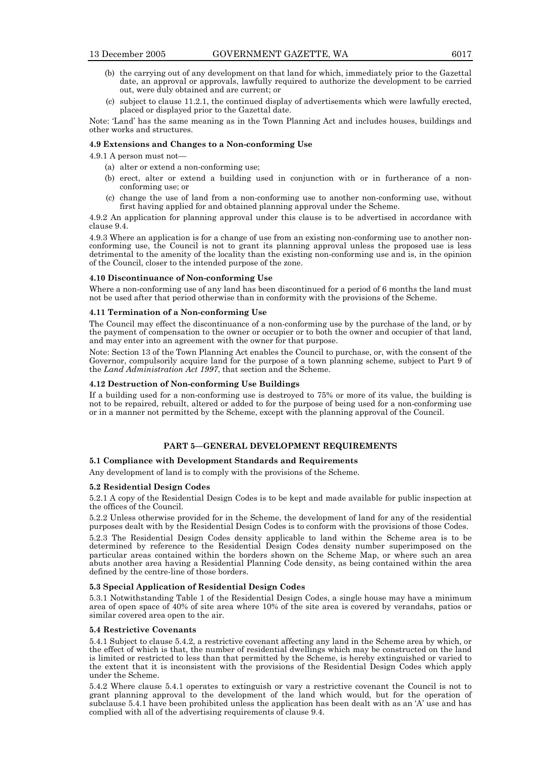(b) the carrying out of any development on that land for which, immediately prior to the Gazettal date, an approval or approvals, lawfully required to authorize the development to be carried out, were duly obtained and are current; or

(c) subject to clause 11.2.1, the continued display of advertisements which were lawfully erected, placed or displayed prior to the Gazettal date.

Note: 'Land' has the same meaning as in the Town Planning Act and includes houses, buildings and other works and structures.

#### 4.9 Extensions and Changes to a Non-conforming Use

4.9.1 A person must not—

(a) alter or extend a non-conforming use;

(b) erect, alter or extend a building used in conjunction with or in furtherance of a non-conforming use; or

(c) change the use of land from a non-conforming use to another non-conforming use, without first having applied for and obtained planning approval under the Scheme.

4.9.2 An application for planning approval under this clause is to be advertised in accordance with clause 9.4.

4.9.3 Where an application is for a change of use from an existing non-conforming use to another non-conforming use, the Council is not to grant its planning approval unless the proposed use is less detrimental to the amenity of the locality than the existing non-conforming use and is, in the opinion of the Council, closer to the intended purpose of the zone.

#### 4.10 Discontinuance of Non-conforming Use

Where a non-conforming use of any land has been discontinued for a period of 6 months the land must not be used after that period otherwise than in conformity with the provisions of the Scheme.

#### 4.11 Termination of a Non-conforming Use

The Council may effect the discontinuance of a non-conforming use by the purchase of the land, or by the payment of compensation to the owner or occupier or to both the owner and occupier of that land, and may enter into an agreement with the owner for that purpose.

Note: Section 13 of the Town Planning Act enables the Council to purchase, or, with the consent of the Governor, compulsorily acquire land for the purpose of a town planning scheme, subject to Part 9 of the *Land Administration Act 1997*, that section and the Scheme.

#### 4.12 Destruction of Non-conforming Use Buildings

If a building used for a non-conforming use is destroyed to 75% or more of its value, the building is not to be repaired, rebuilt, altered or added to for the purpose of being used for a non-conforming use or in a manner not permitted by the Scheme, except with the planning approval of the Council.

## PART 5—GENERAL DEVELOPMENT REQUIREMENTS

#### 5.1 Compliance with Development Standards and Requirements

Any development of land is to comply with the provisions of the Scheme.

#### 5.2 Residential Design Codes

5.2.1 A copy of the Residential Design Codes is to be kept and made available for public inspection at the offices of the Council.

5.2.2 Unless otherwise provided for in the Scheme, the development of land for any of the residential purposes dealt with by the Residential Design Codes is to conform with the provisions of those Codes.

5.2.3 The Residential Design Codes density applicable to land within the Scheme area is to be determined by reference to the Residential Design Codes density number superimposed on the particular areas contained within the borders shown on the Scheme Map, or where such an area abuts another area having a Residential Planning Code density, as being contained within the area defined by the centre-line of those borders.

#### 5.3 Special Application of Residential Design Codes

5.3.1 Notwithstanding Table 1 of the Residential Design Codes, a single house may have a minimum area of open space of 40% of site area where 10% of the site area is covered by verandahs, patios or similar covered area open to the air.

#### 5.4 Restrictive Covenants

5.4.1 Subject to clause 5.4.2, a restrictive covenant affecting any land in the Scheme area by which, or the effect of which is that, the number of residential dwellings which may be constructed on the land is limited or restricted to less than that permitted by the Scheme, is hereby extinguished or varied to the extent that it is inconsistent with the provisions of the Residential Design Codes which apply under the Scheme.

5.4.2 Where clause 5.4.1 operates to extinguish or vary a restrictive covenant the Council is not to grant planning approval to the development of the land which would, but for the operation of subclause 5.4.1 have been prohibited unless the application has been dealt with as an 'A' use and has complied with all of the advertising requirements of clause 9.4.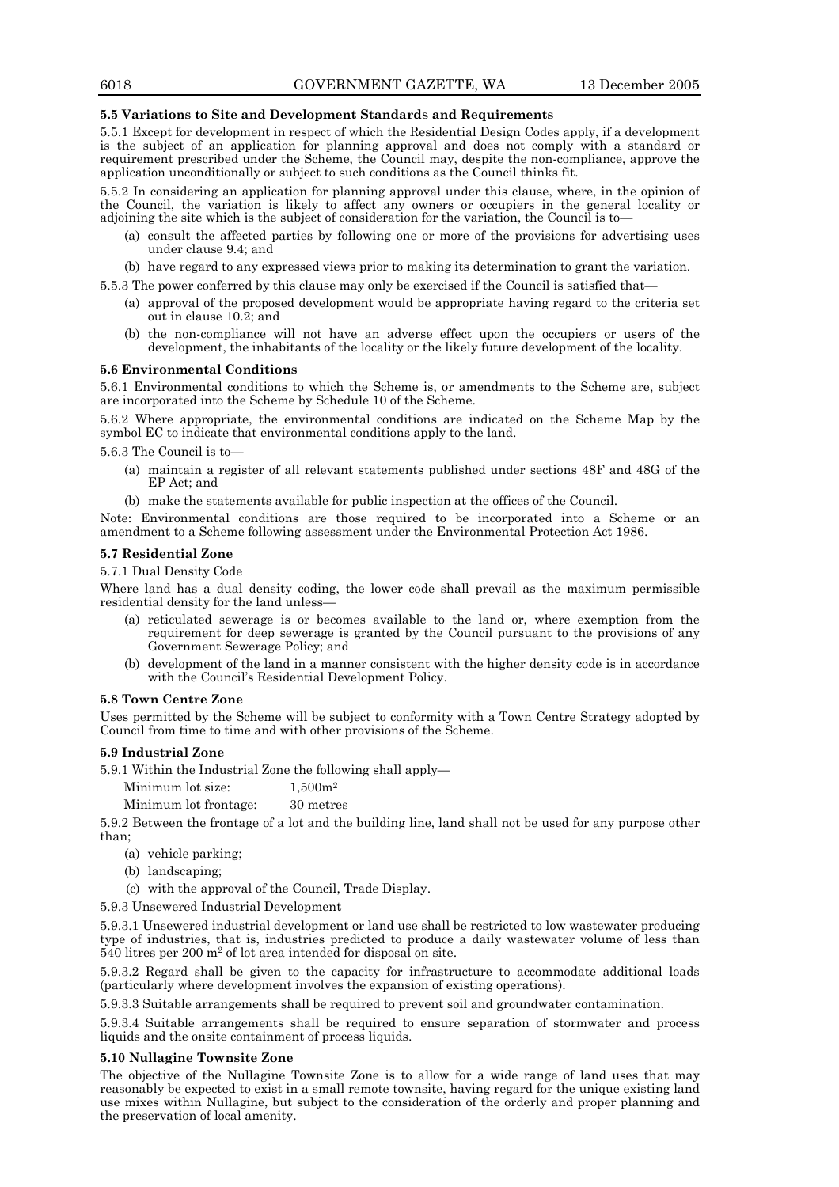**5.5 Variations to Site and Development Standards and Requirements**

5.5.1 Except for development in respect of which the Residential Design Codes apply, if a development is the subject of an application for planning approval and does not comply with a standard or requirement prescribed under the Scheme, the Council may, despite the non-compliance, approve the application unconditionally or subject to such conditions as the Council thinks fit.

5.5.2 In considering an application for planning approval under this clause, where, in the opinion of the Council, the variation is likely to affect any owners or occupiers in the general locality or adjoining the site which is the subject of consideration for the variation, the Council is to—

- (a) consult the affected parties by following one or more of the provisions for advertising uses under clause 9.4; and
- (b) have regard to any expressed views prior to making its determination to grant the variation.

5.5.3 The power conferred by this clause may only be exercised if the Council is satisfied that—

- (a) approval of the proposed development would be appropriate having regard to the criteria set out in clause 10.2; and
- (b) the non-compliance will not have an adverse effect upon the occupiers or users of the development, the inhabitants of the locality or the likely future development of the locality.

**5.6 Environmental Conditions**

5.6.1 Environmental conditions to which the Scheme is, or amendments to the Scheme are, subject are incorporated into the Scheme by Schedule 10 of the Scheme.

5.6.2 Where appropriate, the environmental conditions are indicated on the Scheme Map by the symbol EC to indicate that environmental conditions apply to the land.

5.6.3 The Council is to—

- (a) maintain a register of all relevant statements published under sections 48F and 48G of the EP Act; and
- (b) make the statements available for public inspection at the offices of the Council.

Note: Environmental conditions are those required to be incorporated into a Scheme or an amendment to a Scheme following assessment under the Environmental Protection Act 1986.

**5.7 Residential Zone**

5.7.1 Dual Density Code

Where land has a dual density coding, the lower code shall prevail as the maximum permissible residential density for the land unless—

- (a) reticulated sewerage is or becomes available to the land or, where exemption from the requirement for deep sewerage is granted by the Council pursuant to the provisions of any Government Sewerage Policy; and
- (b) development of the land in a manner consistent with the higher density code is in accordance with the Council's Residential Development Policy.

**5.8 Town Centre Zone**

Uses permitted by the Scheme will be subject to conformity with a Town Centre Strategy adopted by Council from time to time and with other provisions of the Scheme.

**5.9 Industrial Zone**

5.9.1 Within the Industrial Zone the following shall apply—

Minimum lot size: 1,500m$^2$

Minimum lot frontage: 30 metres

5.9.2 Between the frontage of a lot and the building line, land shall not be used for any purpose other than;

- (a) vehicle parking;
- (b) landscaping;
- (c) with the approval of the Council, Trade Display.

5.9.3 Unsewered Industrial Development

5.9.3.1 Unsewered industrial development or land use shall be restricted to low wastewater producing type of industries, that is, industries predicted to produce a daily wastewater volume of less than 540 litres per 200 m$^2$ of lot area intended for disposal on site.

5.9.3.2 Regard shall be given to the capacity for infrastructure to accommodate additional loads (particularly where development involves the expansion of existing operations).

5.9.3.3 Suitable arrangements shall be required to prevent soil and groundwater contamination.

5.9.3.4 Suitable arrangements shall be required to ensure separation of stormwater and process liquids and the onsite containment of process liquids.

**5.10 Nullagine Townsite Zone**

The objective of the Nullagine Townsite Zone is to allow for a wide range of land uses that may reasonably be expected to exist in a small remote townsite, having regard for the unique existing land use mixes within Nullagine, but subject to the consideration of the orderly and proper planning and the preservation of local amenity.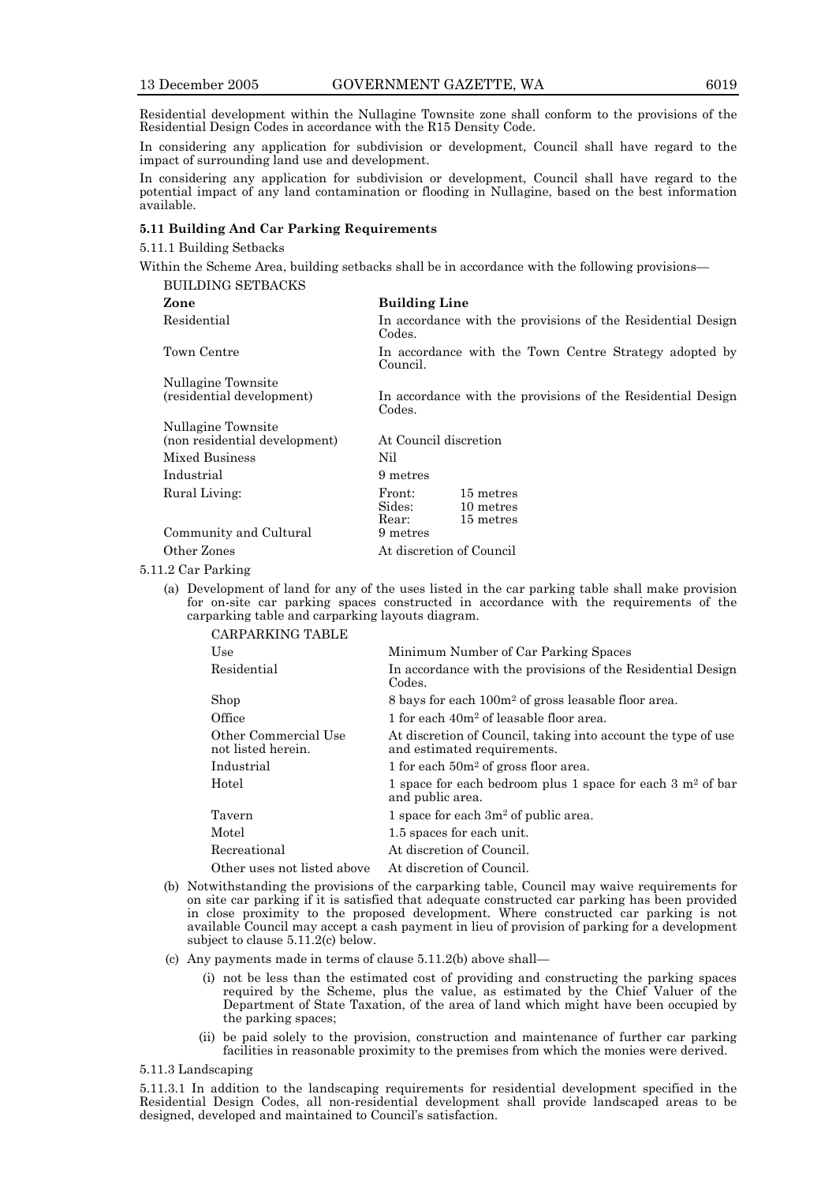Residential development within the Nullagine Townsite zone shall conform to the provisions of the Residential Design Codes in accordance with the R15 Density Code.

In considering any application for subdivision or development, Council shall have regard to the impact of surrounding land use and development.

In considering any application for subdivision or development, Council shall have regard to the potential impact of any land contamination or flooding in Nullagine, based on the best information available.

**5.11 Building And Car Parking Requirements**

5.11.1 Building Setbacks

Within the Scheme Area, building setbacks shall be in accordance with the following provisions—

BUILDING SETBACKS

| Zone | Building Line | |
|---|---|---|
| Residential | In accordance with the provisions of the Residential Design Codes. | |
| Town Centre | In accordance with the Town Centre Strategy adopted by Council. | |
| Nullagine Townsite (residential development) | In accordance with the provisions of the Residential Design Codes. | |
| Nullagine Townsite (non residential development) | At Council discretion | |
| Mixed Business | Nil | |
| Industrial | 9 metres | |
| Rural Living: | Front: | 15 metres |
| | Sides: | 10 metres |
| | Rear: | 15 metres |
| Community and Cultural | 9 metres | |
| Other Zones | At discretion of Council | |

5.11.2 Car Parking

(a) Development of land for any of the uses listed in the car parking table shall make provision for on-site car parking spaces constructed in accordance with the requirements of the carparking table and carparking layouts diagram.

CARPARKING TABLE

| Use | Minimum Number of Car Parking Spaces |
|---|---|
| Residential | In accordance with the provisions of the Residential Design Codes. |
| Shop | 8 bays for each 100m² of gross leasable floor area. |
| Office | 1 for each 40m² of leasable floor area. |
| Other Commercial Use not listed herein. | At discretion of Council, taking into account the type of use and estimated requirements. |
| Industrial | 1 for each 50m² of gross floor area. |
| Hotel | 1 space for each bedroom plus 1 space for each 3 m² of bar and public area. |
| Tavern | 1 space for each 3m² of public area. |
| Motel | 1.5 spaces for each unit. |
| Recreational | At discretion of Council. |
| Other uses not listed above | At discretion of Council. |

(b) Notwithstanding the provisions of the carparking table, Council may waive requirements for on site car parking if it is satisfied that adequate constructed car parking has been provided in close proximity to the proposed development. Where constructed car parking is not available Council may accept a cash payment in lieu of provision of parking for a development subject to clause 5.11.2(c) below.

(c) Any payments made in terms of clause 5.11.2(b) above shall—

(i) not be less than the estimated cost of providing and constructing the parking spaces required by the Scheme, plus the value, as estimated by the Chief Valuer of the Department of State Taxation, of the area of land which might have been occupied by the parking spaces;

(ii) be paid solely to the provision, construction and maintenance of further car parking facilities in reasonable proximity to the premises from which the monies were derived.

5.11.3 Landscaping

5.11.3.1 In addition to the landscaping requirements for residential development specified in the Residential Design Codes, all non-residential development shall provide landscaped areas to be designed, developed and maintained to Council's satisfaction.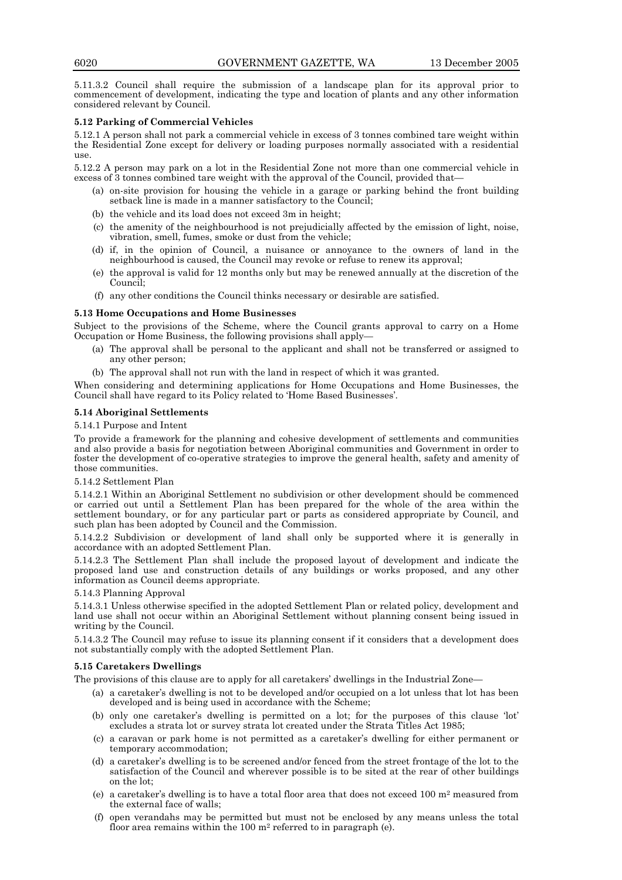5.11.3.2 Council shall require the submission of a landscape plan for its approval prior to commencement of development, indicating the type and location of plants and any other information considered relevant by Council.

**5.12 Parking of Commercial Vehicles**

5.12.1 A person shall not park a commercial vehicle in excess of 3 tonnes combined tare weight within the Residential Zone except for delivery or loading purposes normally associated with a residential use.

5.12.2 A person may park on a lot in the Residential Zone not more than one commercial vehicle in excess of 3 tonnes combined tare weight with the approval of the Council, provided that—

- (a) on-site provision for housing the vehicle in a garage or parking behind the front building setback line is made in a manner satisfactory to the Council;
- (b) the vehicle and its load does not exceed 3m in height;
- (c) the amenity of the neighbourhood is not prejudicially affected by the emission of light, noise, vibration, smell, fumes, smoke or dust from the vehicle;
- (d) if, in the opinion of Council, a nuisance or annoyance to the owners of land in the neighbourhood is caused, the Council may revoke or refuse to renew its approval;
- (e) the approval is valid for 12 months only but may be renewed annually at the discretion of the Council;
- (f) any other conditions the Council thinks necessary or desirable are satisfied.

**5.13 Home Occupations and Home Businesses**

Subject to the provisions of the Scheme, where the Council grants approval to carry on a Home Occupation or Home Business, the following provisions shall apply—

- (a) The approval shall be personal to the applicant and shall not be transferred or assigned to any other person;
- (b) The approval shall not run with the land in respect of which it was granted.

When considering and determining applications for Home Occupations and Home Businesses, the Council shall have regard to its Policy related to 'Home Based Businesses'.

**5.14 Aboriginal Settlements**

5.14.1 Purpose and Intent

To provide a framework for the planning and cohesive development of settlements and communities and also provide a basis for negotiation between Aboriginal communities and Government in order to foster the development of co-operative strategies to improve the general health, safety and amenity of those communities.

5.14.2 Settlement Plan

5.14.2.1 Within an Aboriginal Settlement no subdivision or other development should be commenced or carried out until a Settlement Plan has been prepared for the whole of the area within the settlement boundary, or for any particular part or parts as considered appropriate by Council, and such plan has been adopted by Council and the Commission.

5.14.2.2 Subdivision or development of land shall only be supported where it is generally in accordance with an adopted Settlement Plan.

5.14.2.3 The Settlement Plan shall include the proposed layout of development and indicate the proposed land use and construction details of any buildings or works proposed, and any other information as Council deems appropriate.

5.14.3 Planning Approval

5.14.3.1 Unless otherwise specified in the adopted Settlement Plan or related policy, development and land use shall not occur within an Aboriginal Settlement without planning consent being issued in writing by the Council.

5.14.3.2 The Council may refuse to issue its planning consent if it considers that a development does not substantially comply with the adopted Settlement Plan.

**5.15 Caretakers Dwellings**

The provisions of this clause are to apply for all caretakers' dwellings in the Industrial Zone—

- (a) a caretaker's dwelling is not to be developed and/or occupied on a lot unless that lot has been developed and is being used in accordance with the Scheme;
- (b) only one caretaker's dwelling is permitted on a lot; for the purposes of this clause 'lot' excludes a strata lot or survey strata lot created under the Strata Titles Act 1985;
- (c) a caravan or park home is not permitted as a caretaker's dwelling for either permanent or temporary accommodation;
- (d) a caretaker's dwelling is to be screened and/or fenced from the street frontage of the lot to the satisfaction of the Council and wherever possible is to be sited at the rear of other buildings on the lot;
- (e) a caretaker's dwelling is to have a total floor area that does not exceed 100 $m^2$ measured from the external face of walls;
- (f) open verandahs may be permitted but must not be enclosed by any means unless the total floor area remains within the 100 $m^2$ referred to in paragraph (e).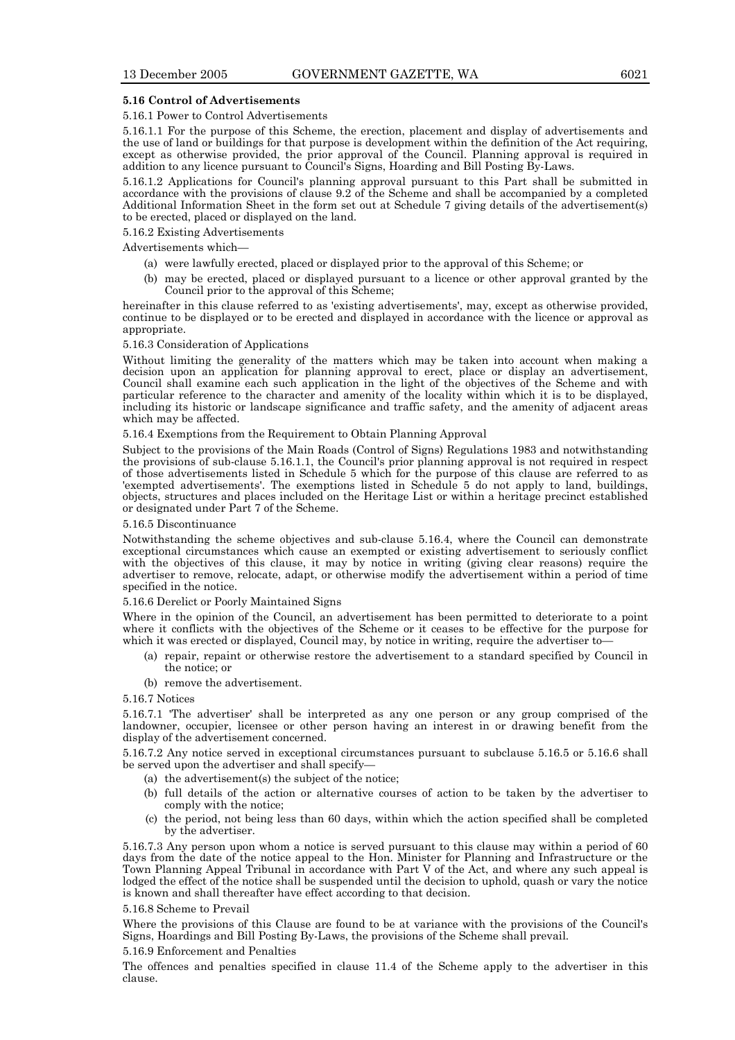**5.16 Control of Advertisements**

5.16.1 Power to Control Advertisements

5.16.1.1 For the purpose of this Scheme, the erection, placement and display of advertisements and the use of land or buildings for that purpose is development within the definition of the Act requiring, except as otherwise provided, the prior approval of the Council. Planning approval is required in addition to any licence pursuant to Council's Signs, Hoarding and Bill Posting By-Laws.

5.16.1.2 Applications for Council's planning approval pursuant to this Part shall be submitted in accordance with the provisions of clause 9.2 of the Scheme and shall be accompanied by a completed Additional Information Sheet in the form set out at Schedule 7 giving details of the advertisement(s) to be erected, placed or displayed on the land.

5.16.2 Existing Advertisements

Advertisements which—

(a) were lawfully erected, placed or displayed prior to the approval of this Scheme; or

(b) may be erected, placed or displayed pursuant to a licence or other approval granted by the Council prior to the approval of this Scheme;

hereinafter in this clause referred to as 'existing advertisements', may, except as otherwise provided, continue to be displayed or to be erected and displayed in accordance with the licence or approval as appropriate.

5.16.3 Consideration of Applications

Without limiting the generality of the matters which may be taken into account when making a decision upon an application for planning approval to erect, place or display an advertisement, Council shall examine each such application in the light of the objectives of the Scheme and with particular reference to the character and amenity of the locality within which it is to be displayed, including its historic or landscape significance and traffic safety, and the amenity of adjacent areas which may be affected.

5.16.4 Exemptions from the Requirement to Obtain Planning Approval

Subject to the provisions of the Main Roads (Control of Signs) Regulations 1983 and notwithstanding the provisions of sub-clause 5.16.1.1, the Council's prior planning approval is not required in respect of those advertisements listed in Schedule 5 which for the purpose of this clause are referred to as 'exempted advertisements'. The exemptions listed in Schedule 5 do not apply to land, buildings, objects, structures and places included on the Heritage List or within a heritage precinct established or designated under Part 7 of the Scheme.

5.16.5 Discontinuance

Notwithstanding the scheme objectives and sub-clause 5.16.4, where the Council can demonstrate exceptional circumstances which cause an exempted or existing advertisement to seriously conflict with the objectives of this clause, it may by notice in writing (giving clear reasons) require the advertiser to remove, relocate, adapt, or otherwise modify the advertisement within a period of time specified in the notice.

5.16.6 Derelict or Poorly Maintained Signs

Where in the opinion of the Council, an advertisement has been permitted to deteriorate to a point where it conflicts with the objectives of the Scheme or it ceases to be effective for the purpose for which it was erected or displayed, Council may, by notice in writing, require the advertiser to—

(a) repair, repaint or otherwise restore the advertisement to a standard specified by Council in the notice; or

(b) remove the advertisement.

5.16.7 Notices

5.16.7.1 'The advertiser' shall be interpreted as any one person or any group comprised of the landowner, occupier, licensee or other person having an interest in or drawing benefit from the display of the advertisement concerned.

5.16.7.2 Any notice served in exceptional circumstances pursuant to subclause 5.16.5 or 5.16.6 shall be served upon the advertiser and shall specify—

(a) the advertisement(s) the subject of the notice;

(b) full details of the action or alternative courses of action to be taken by the advertiser to comply with the notice;

(c) the period, not being less than 60 days, within which the action specified shall be completed by the advertiser.

5.16.7.3 Any person upon whom a notice is served pursuant to this clause may within a period of 60 days from the date of the notice appeal to the Hon. Minister for Planning and Infrastructure or the Town Planning Appeal Tribunal in accordance with Part V of the Act, and where any such appeal is lodged the effect of the notice shall be suspended until the decision to uphold, quash or vary the notice is known and shall thereafter have effect according to that decision.

5.16.8 Scheme to Prevail

Where the provisions of this Clause are found to be at variance with the provisions of the Council's Signs, Hoardings and Bill Posting By-Laws, the provisions of the Scheme shall prevail.

5.16.9 Enforcement and Penalties

The offences and penalties specified in clause 11.4 of the Scheme apply to the advertiser in this clause.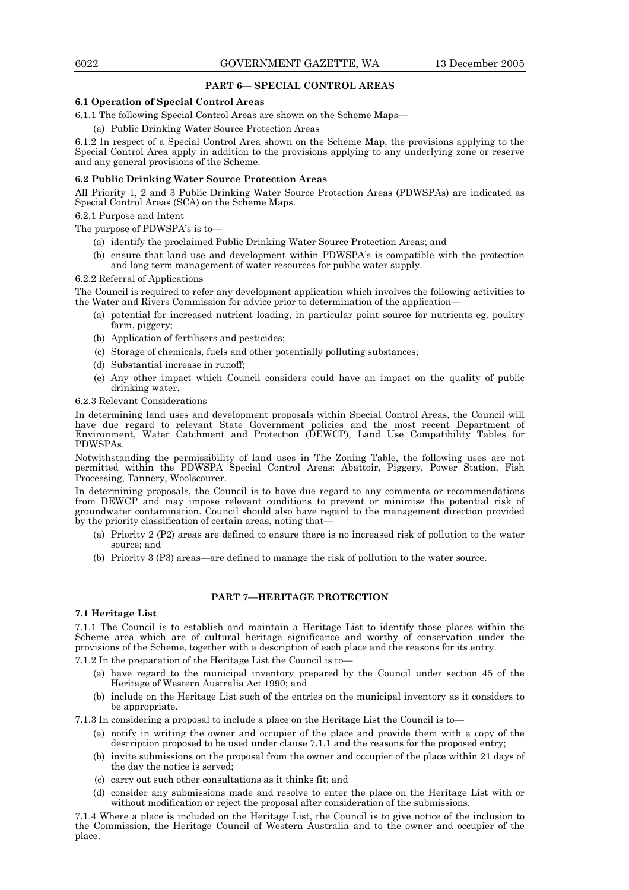## PART 6— SPECIAL CONTROL AREAS

### 6.1 Operation of Special Control Areas

6.1.1 The following Special Control Areas are shown on the Scheme Maps—

(a) Public Drinking Water Source Protection Areas

6.1.2 In respect of a Special Control Area shown on the Scheme Map, the provisions applying to the Special Control Area apply in addition to the provisions applying to any underlying zone or reserve and any general provisions of the Scheme.

### 6.2 Public Drinking Water Source Protection Areas

All Priority 1, 2 and 3 Public Drinking Water Source Protection Areas (PDWSPAs) are indicated as Special Control Areas (SCA) on the Scheme Maps.

6.2.1 Purpose and Intent

The purpose of PDWSPA's is to—

(a) identify the proclaimed Public Drinking Water Source Protection Areas; and

(b) ensure that land use and development within PDWSPA's is compatible with the protection and long term management of water resources for public water supply.

6.2.2 Referral of Applications

The Council is required to refer any development application which involves the following activities to the Water and Rivers Commission for advice prior to determination of the application—

(a) potential for increased nutrient loading, in particular point source for nutrients eg. poultry farm, piggery;

(b) Application of fertilisers and pesticides;

(c) Storage of chemicals, fuels and other potentially polluting substances;

(d) Substantial increase in runoff;

(e) Any other impact which Council considers could have an impact on the quality of public drinking water.

6.2.3 Relevant Considerations

In determining land uses and development proposals within Special Control Areas, the Council will have due regard to relevant State Government policies and the most recent Department of Environment, Water Catchment and Protection (DEWCP), Land Use Compatibility Tables for PDWSPAs.

Notwithstanding the permissibility of land uses in The Zoning Table, the following uses are not permitted within the PDWSPA Special Control Areas: Abattoir, Piggery, Power Station, Fish Processing, Tannery, Woolscourer.

In determining proposals, the Council is to have due regard to any comments or recommendations from DEWCP and may impose relevant conditions to prevent or minimise the potential risk of groundwater contamination. Council should also have regard to the management direction provided by the priority classification of certain areas, noting that—

(a) Priority 2 (P2) areas are defined to ensure there is no increased risk of pollution to the water source; and

(b) Priority 3 (P3) areas—are defined to manage the risk of pollution to the water source.

## PART 7—HERITAGE PROTECTION

### 7.1 Heritage List

7.1.1 The Council is to establish and maintain a Heritage List to identify those places within the Scheme area which are of cultural heritage significance and worthy of conservation under the provisions of the Scheme, together with a description of each place and the reasons for its entry.

7.1.2 In the preparation of the Heritage List the Council is to—

(a) have regard to the municipal inventory prepared by the Council under section 45 of the Heritage of Western Australia Act 1990; and

(b) include on the Heritage List such of the entries on the municipal inventory as it considers to be appropriate.

7.1.3 In considering a proposal to include a place on the Heritage List the Council is to—

(a) notify in writing the owner and occupier of the place and provide them with a copy of the description proposed to be used under clause 7.1.1 and the reasons for the proposed entry;

(b) invite submissions on the proposal from the owner and occupier of the place within 21 days of the day the notice is served;

(c) carry out such other consultations as it thinks fit; and

(d) consider any submissions made and resolve to enter the place on the Heritage List with or without modification or reject the proposal after consideration of the submissions.

7.1.4 Where a place is included on the Heritage List, the Council is to give notice of the inclusion to the Commission, the Heritage Council of Western Australia and to the owner and occupier of the place.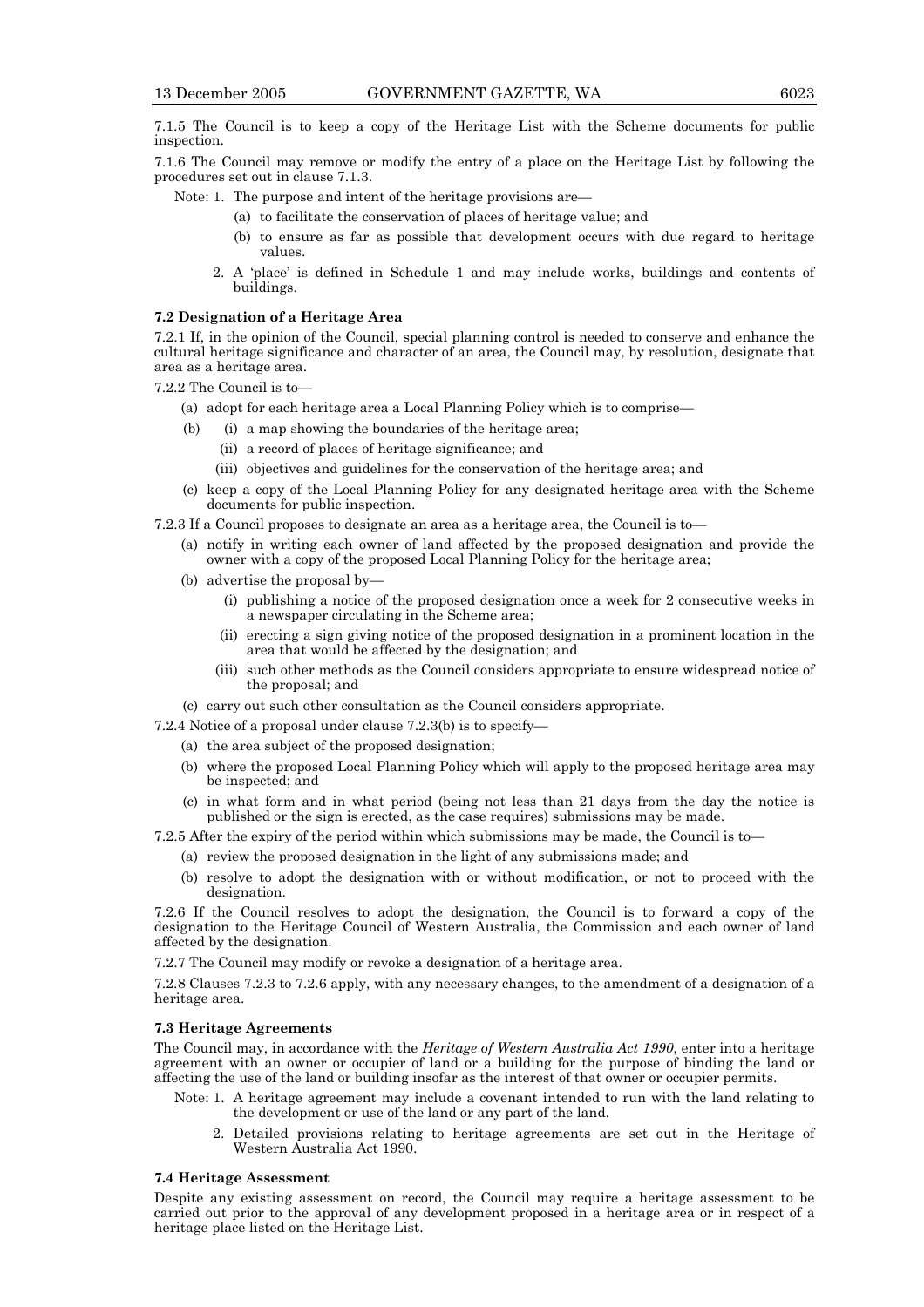7.1.5 The Council is to keep a copy of the Heritage List with the Scheme documents for public inspection.

7.1.6 The Council may remove or modify the entry of a place on the Heritage List by following the procedures set out in clause 7.1.3.

Note: 1. The purpose and intent of the heritage provisions are—

(a) to facilitate the conservation of places of heritage value; and

(b) to ensure as far as possible that development occurs with due regard to heritage values.

2. A 'place' is defined in Schedule 1 and may include works, buildings and contents of buildings.

**7.2 Designation of a Heritage Area**

7.2.1 If, in the opinion of the Council, special planning control is needed to conserve and enhance the cultural heritage significance and character of an area, the Council may, by resolution, designate that area as a heritage area.

7.2.2 The Council is to—

(a) adopt for each heritage area a Local Planning Policy which is to comprise—

(b) (i) a map showing the boundaries of the heritage area;

(ii) a record of places of heritage significance; and

(iii) objectives and guidelines for the conservation of the heritage area; and

(c) keep a copy of the Local Planning Policy for any designated heritage area with the Scheme documents for public inspection.

7.2.3 If a Council proposes to designate an area as a heritage area, the Council is to—

(a) notify in writing each owner of land affected by the proposed designation and provide the owner with a copy of the proposed Local Planning Policy for the heritage area;

(b) advertise the proposal by—

(i) publishing a notice of the proposed designation once a week for 2 consecutive weeks in a newspaper circulating in the Scheme area;

(ii) erecting a sign giving notice of the proposed designation in a prominent location in the area that would be affected by the designation; and

(iii) such other methods as the Council considers appropriate to ensure widespread notice of the proposal; and

(c) carry out such other consultation as the Council considers appropriate.

7.2.4 Notice of a proposal under clause 7.2.3(b) is to specify—

(a) the area subject of the proposed designation;

(b) where the proposed Local Planning Policy which will apply to the proposed heritage area may be inspected; and

(c) in what form and in what period (being not less than 21 days from the day the notice is published or the sign is erected, as the case requires) submissions may be made.

7.2.5 After the expiry of the period within which submissions may be made, the Council is to—

(a) review the proposed designation in the light of any submissions made; and

(b) resolve to adopt the designation with or without modification, or not to proceed with the designation.

7.2.6 If the Council resolves to adopt the designation, the Council is to forward a copy of the designation to the Heritage Council of Western Australia, the Commission and each owner of land affected by the designation.

7.2.7 The Council may modify or revoke a designation of a heritage area.

7.2.8 Clauses 7.2.3 to 7.2.6 apply, with any necessary changes, to the amendment of a designation of a heritage area.

**7.3 Heritage Agreements**

The Council may, in accordance with the *Heritage of Western Australia Act 1990*, enter into a heritage agreement with an owner or occupier of land or a building for the purpose of binding the land or affecting the use of the land or building insofar as the interest of that owner or occupier permits.

Note: 1. A heritage agreement may include a covenant intended to run with the land relating to the development or use of the land or any part of the land.

2. Detailed provisions relating to heritage agreements are set out in the Heritage of Western Australia Act 1990.

**7.4 Heritage Assessment**

Despite any existing assessment on record, the Council may require a heritage assessment to be carried out prior to the approval of any development proposed in a heritage area or in respect of a heritage place listed on the Heritage List.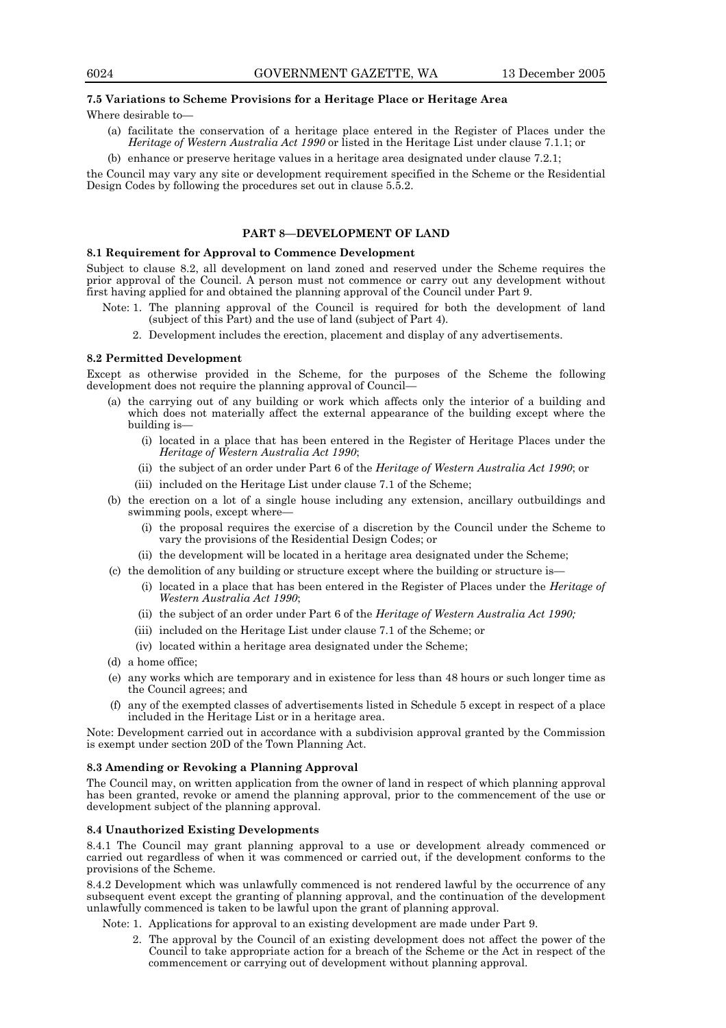**7.5 Variations to Scheme Provisions for a Heritage Place or Heritage Area**

Where desirable to—

(a) facilitate the conservation of a heritage place entered in the Register of Places under the *Heritage of Western Australia Act 1990* or listed in the Heritage List under clause 7.1.1; or

(b) enhance or preserve heritage values in a heritage area designated under clause 7.2.1;

the Council may vary any site or development requirement specified in the Scheme or the Residential Design Codes by following the procedures set out in clause 5.5.2.

## PART 8—DEVELOPMENT OF LAND

**8.1 Requirement for Approval to Commence Development**

Subject to clause 8.2, all development on land zoned and reserved under the Scheme requires the prior approval of the Council. A person must not commence or carry out any development without first having applied for and obtained the planning approval of the Council under Part 9.

Note: 1. The planning approval of the Council is required for both the development of land (subject of this Part) and the use of land (subject of Part 4).

2. Development includes the erection, placement and display of any advertisements.

**8.2 Permitted Development**

Except as otherwise provided in the Scheme, for the purposes of the Scheme the following development does not require the planning approval of Council—

(a) the carrying out of any building or work which affects only the interior of a building and which does not materially affect the external appearance of the building except where the building is—

(i) located in a place that has been entered in the Register of Heritage Places under the *Heritage of Western Australia Act 1990*;

(ii) the subject of an order under Part 6 of the *Heritage of Western Australia Act 1990*; or

(iii) included on the Heritage List under clause 7.1 of the Scheme;

(b) the erection on a lot of a single house including any extension, ancillary outbuildings and swimming pools, except where—

(i) the proposal requires the exercise of a discretion by the Council under the Scheme to vary the provisions of the Residential Design Codes; or

(ii) the development will be located in a heritage area designated under the Scheme;

(c) the demolition of any building or structure except where the building or structure is—

(i) located in a place that has been entered in the Register of Places under the *Heritage of Western Australia Act 1990*;

(ii) the subject of an order under Part 6 of the *Heritage of Western Australia Act 1990;*

(iii) included on the Heritage List under clause 7.1 of the Scheme; or

(iv) located within a heritage area designated under the Scheme;

(d) a home office;

(e) any works which are temporary and in existence for less than 48 hours or such longer time as the Council agrees; and

(f) any of the exempted classes of advertisements listed in Schedule 5 except in respect of a place included in the Heritage List or in a heritage area.

Note: Development carried out in accordance with a subdivision approval granted by the Commission is exempt under section 20D of the Town Planning Act.

**8.3 Amending or Revoking a Planning Approval**

The Council may, on written application from the owner of land in respect of which planning approval has been granted, revoke or amend the planning approval, prior to the commencement of the use or development subject of the planning approval.

**8.4 Unauthorized Existing Developments**

8.4.1 The Council may grant planning approval to a use or development already commenced or carried out regardless of when it was commenced or carried out, if the development conforms to the provisions of the Scheme.

8.4.2 Development which was unlawfully commenced is not rendered lawful by the occurrence of any subsequent event except the granting of planning approval, and the continuation of the development unlawfully commenced is taken to be lawful upon the grant of planning approval.

Note: 1. Applications for approval to an existing development are made under Part 9.

2. The approval by the Council of an existing development does not affect the power of the Council to take appropriate action for a breach of the Scheme or the Act in respect of the commencement or carrying out of development without planning approval.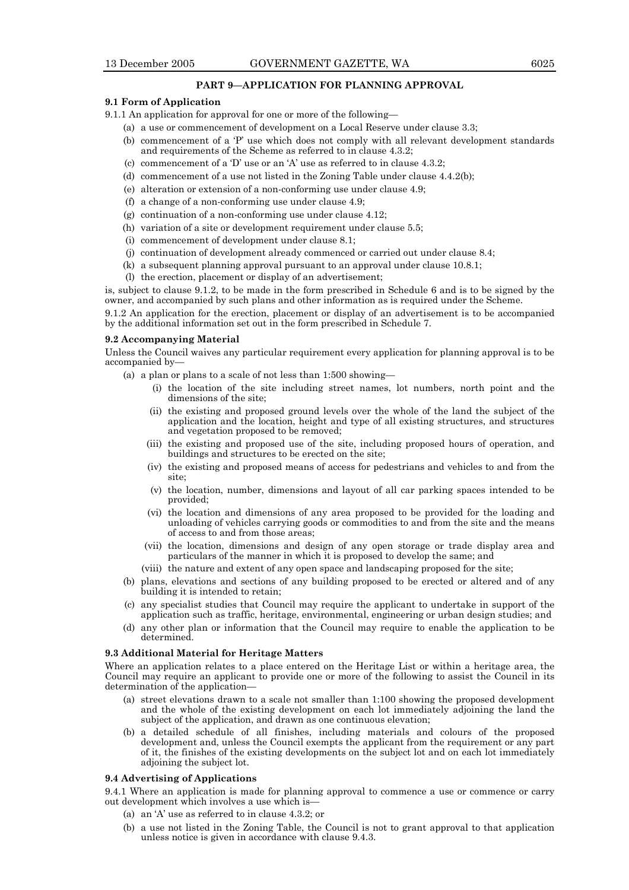## PART 9—APPLICATION FOR PLANNING APPROVAL

### 9.1 Form of Application

9.1.1 An application for approval for one or more of the following—

- (a) a use or commencement of development on a Local Reserve under clause 3.3;
- (b) commencement of a 'P' use which does not comply with all relevant development standards and requirements of the Scheme as referred to in clause 4.3.2;
- (c) commencement of a 'D' use or an 'A' use as referred to in clause 4.3.2;
- (d) commencement of a use not listed in the Zoning Table under clause 4.4.2(b);
- (e) alteration or extension of a non-conforming use under clause 4.9;
- (f) a change of a non-conforming use under clause 4.9;
- (g) continuation of a non-conforming use under clause 4.12;
- (h) variation of a site or development requirement under clause 5.5;
- (i) commencement of development under clause 8.1;
- (j) continuation of development already commenced or carried out under clause 8.4;
- (k) a subsequent planning approval pursuant to an approval under clause 10.8.1;
- (l) the erection, placement or display of an advertisement;

is, subject to clause 9.1.2, to be made in the form prescribed in Schedule 6 and is to be signed by the owner, and accompanied by such plans and other information as is required under the Scheme.

9.1.2 An application for the erection, placement or display of an advertisement is to be accompanied by the additional information set out in the form prescribed in Schedule 7.

### 9.2 Accompanying Material

Unless the Council waives any particular requirement every application for planning approval is to be accompanied by—

- (a) a plan or plans to a scale of not less than 1:500 showing—
  - (i) the location of the site including street names, lot numbers, north point and the dimensions of the site;
  - (ii) the existing and proposed ground levels over the whole of the land the subject of the application and the location, height and type of all existing structures, and structures and vegetation proposed to be removed;
  - (iii) the existing and proposed use of the site, including proposed hours of operation, and buildings and structures to be erected on the site;
  - (iv) the existing and proposed means of access for pedestrians and vehicles to and from the site;
  - (v) the location, number, dimensions and layout of all car parking spaces intended to be provided;
  - (vi) the location and dimensions of any area proposed to be provided for the loading and unloading of vehicles carrying goods or commodities to and from the site and the means of access to and from those areas;
  - (vii) the location, dimensions and design of any open storage or trade display area and particulars of the manner in which it is proposed to develop the same; and
  - (viii) the nature and extent of any open space and landscaping proposed for the site;
- (b) plans, elevations and sections of any building proposed to be erected or altered and of any building it is intended to retain;
- (c) any specialist studies that Council may require the applicant to undertake in support of the application such as traffic, heritage, environmental, engineering or urban design studies; and
- (d) any other plan or information that the Council may require to enable the application to be determined.

### 9.3 Additional Material for Heritage Matters

Where an application relates to a place entered on the Heritage List or within a heritage area, the Council may require an applicant to provide one or more of the following to assist the Council in its determination of the application—

- (a) street elevations drawn to a scale not smaller than 1:100 showing the proposed development and the whole of the existing development on each lot immediately adjoining the land the subject of the application, and drawn as one continuous elevation;
- (b) a detailed schedule of all finishes, including materials and colours of the proposed development and, unless the Council exempts the applicant from the requirement or any part of it, the finishes of the existing developments on the subject lot and on each lot immediately adjoining the subject lot.

### 9.4 Advertising of Applications

9.4.1 Where an application is made for planning approval to commence a use or commence or carry out development which involves a use which is—

- (a) an 'A' use as referred to in clause 4.3.2; or
- (b) a use not listed in the Zoning Table, the Council is not to grant approval to that application unless notice is given in accordance with clause 9.4.3.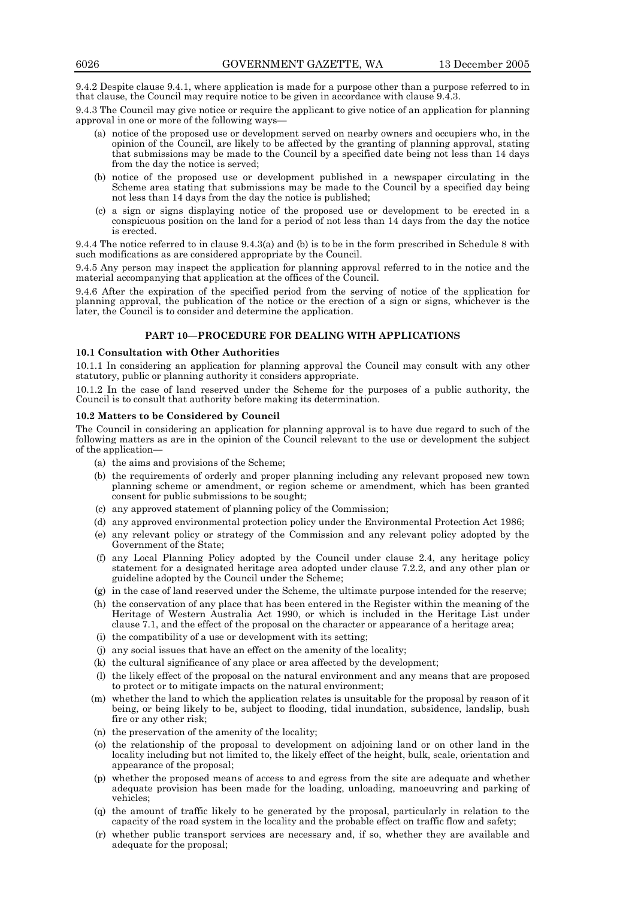9.4.2 Despite clause 9.4.1, where application is made for a purpose other than a purpose referred to in that clause, the Council may require notice to be given in accordance with clause 9.4.3.

9.4.3 The Council may give notice or require the applicant to give notice of an application for planning approval in one or more of the following ways—

(a) notice of the proposed use or development served on nearby owners and occupiers who, in the opinion of the Council, are likely to be affected by the granting of planning approval, stating that submissions may be made to the Council by a specified date being not less than 14 days from the day the notice is served;

(b) notice of the proposed use or development published in a newspaper circulating in the Scheme area stating that submissions may be made to the Council by a specified day being not less than 14 days from the day the notice is published;

(c) a sign or signs displaying notice of the proposed use or development to be erected in a conspicuous position on the land for a period of not less than 14 days from the day the notice is erected.

9.4.4 The notice referred to in clause 9.4.3(a) and (b) is to be in the form prescribed in Schedule 8 with such modifications as are considered appropriate by the Council.

9.4.5 Any person may inspect the application for planning approval referred to in the notice and the material accompanying that application at the offices of the Council.

9.4.6 After the expiration of the specified period from the serving of notice of the application for planning approval, the publication of the notice or the erection of a sign or signs, whichever is the later, the Council is to consider and determine the application.

## PART 10—PROCEDURE FOR DEALING WITH APPLICATIONS

### 10.1 Consultation with Other Authorities

10.1.1 In considering an application for planning approval the Council may consult with any other statutory, public or planning authority it considers appropriate.

10.1.2 In the case of land reserved under the Scheme for the purposes of a public authority, the Council is to consult that authority before making its determination.

### 10.2 Matters to be Considered by Council

The Council in considering an application for planning approval is to have due regard to such of the following matters as are in the opinion of the Council relevant to the use or development the subject of the application—

(a) the aims and provisions of the Scheme;

(b) the requirements of orderly and proper planning including any relevant proposed new town planning scheme or amendment, or region scheme or amendment, which has been granted consent for public submissions to be sought;

(c) any approved statement of planning policy of the Commission;

(d) any approved environmental protection policy under the Environmental Protection Act 1986;

(e) any relevant policy or strategy of the Commission and any relevant policy adopted by the Government of the State;

(f) any Local Planning Policy adopted by the Council under clause 2.4, any heritage policy statement for a designated heritage area adopted under clause 7.2.2, and any other plan or guideline adopted by the Council under the Scheme;

(g) in the case of land reserved under the Scheme, the ultimate purpose intended for the reserve;

(h) the conservation of any place that has been entered in the Register within the meaning of the Heritage of Western Australia Act 1990, or which is included in the Heritage List under clause 7.1, and the effect of the proposal on the character or appearance of a heritage area;

(i) the compatibility of a use or development with its setting;

(j) any social issues that have an effect on the amenity of the locality;

(k) the cultural significance of any place or area affected by the development;

(l) the likely effect of the proposal on the natural environment and any means that are proposed to protect or to mitigate impacts on the natural environment;

(m) whether the land to which the application relates is unsuitable for the proposal by reason of it being, or being likely to be, subject to flooding, tidal inundation, subsidence, landslip, bush fire or any other risk;

(n) the preservation of the amenity of the locality;

(o) the relationship of the proposal to development on adjoining land or on other land in the locality including but not limited to, the likely effect of the height, bulk, scale, orientation and appearance of the proposal;

(p) whether the proposed means of access to and egress from the site are adequate and whether adequate provision has been made for the loading, unloading, manoeuvring and parking of vehicles;

(q) the amount of traffic likely to be generated by the proposal, particularly in relation to the capacity of the road system in the locality and the probable effect on traffic flow and safety;

(r) whether public transport services are necessary and, if so, whether they are available and adequate for the proposal;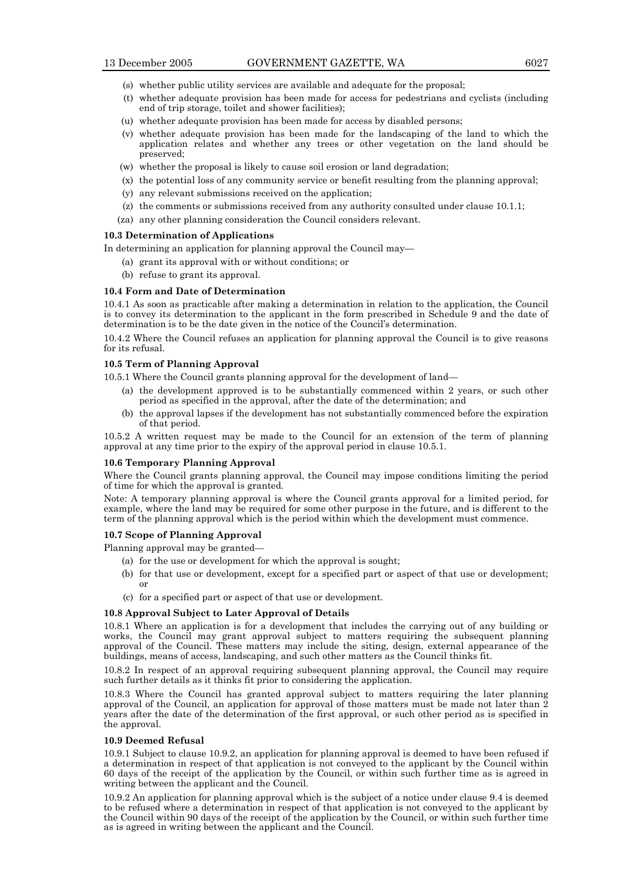(s) whether public utility services are available and adequate for the proposal;

(t) whether adequate provision has been made for access for pedestrians and cyclists (including end of trip storage, toilet and shower facilities);

(u) whether adequate provision has been made for access by disabled persons;

(v) whether adequate provision has been made for the landscaping of the land to which the application relates and whether any trees or other vegetation on the land should be preserved;

(w) whether the proposal is likely to cause soil erosion or land degradation;

(x) the potential loss of any community service or benefit resulting from the planning approval;

(y) any relevant submissions received on the application;

(z) the comments or submissions received from any authority consulted under clause 10.1.1;

(za) any other planning consideration the Council considers relevant.

**10.3 Determination of Applications**

In determining an application for planning approval the Council may—

(a) grant its approval with or without conditions; or

(b) refuse to grant its approval.

**10.4 Form and Date of Determination**

10.4.1 As soon as practicable after making a determination in relation to the application, the Council is to convey its determination to the applicant in the form prescribed in Schedule 9 and the date of determination is to be the date given in the notice of the Council's determination.

10.4.2 Where the Council refuses an application for planning approval the Council is to give reasons for its refusal.

**10.5 Term of Planning Approval**

10.5.1 Where the Council grants planning approval for the development of land—

(a) the development approved is to be substantially commenced within 2 years, or such other period as specified in the approval, after the date of the determination; and

(b) the approval lapses if the development has not substantially commenced before the expiration of that period.

10.5.2 A written request may be made to the Council for an extension of the term of planning approval at any time prior to the expiry of the approval period in clause 10.5.1.

**10.6 Temporary Planning Approval**

Where the Council grants planning approval, the Council may impose conditions limiting the period of time for which the approval is granted.

Note: A temporary planning approval is where the Council grants approval for a limited period, for example, where the land may be required for some other purpose in the future, and is different to the term of the planning approval which is the period within which the development must commence.

**10.7 Scope of Planning Approval**

Planning approval may be granted—

(a) for the use or development for which the approval is sought;

(b) for that use or development, except for a specified part or aspect of that use or development; or

(c) for a specified part or aspect of that use or development.

**10.8 Approval Subject to Later Approval of Details**

10.8.1 Where an application is for a development that includes the carrying out of any building or works, the Council may grant approval subject to matters requiring the subsequent planning approval of the Council. These matters may include the siting, design, external appearance of the buildings, means of access, landscaping, and such other matters as the Council thinks fit.

10.8.2 In respect of an approval requiring subsequent planning approval, the Council may require such further details as it thinks fit prior to considering the application.

10.8.3 Where the Council has granted approval subject to matters requiring the later planning approval of the Council, an application for approval of those matters must be made not later than 2 years after the date of the determination of the first approval, or such other period as is specified in the approval.

**10.9 Deemed Refusal**

10.9.1 Subject to clause 10.9.2, an application for planning approval is deemed to have been refused if a determination in respect of that application is not conveyed to the applicant by the Council within 60 days of the receipt of the application by the Council, or within such further time as is agreed in writing between the applicant and the Council.

10.9.2 An application for planning approval which is the subject of a notice under clause 9.4 is deemed to be refused where a determination in respect of that application is not conveyed to the applicant by the Council within 90 days of the receipt of the application by the Council, or within such further time as is agreed in writing between the applicant and the Council.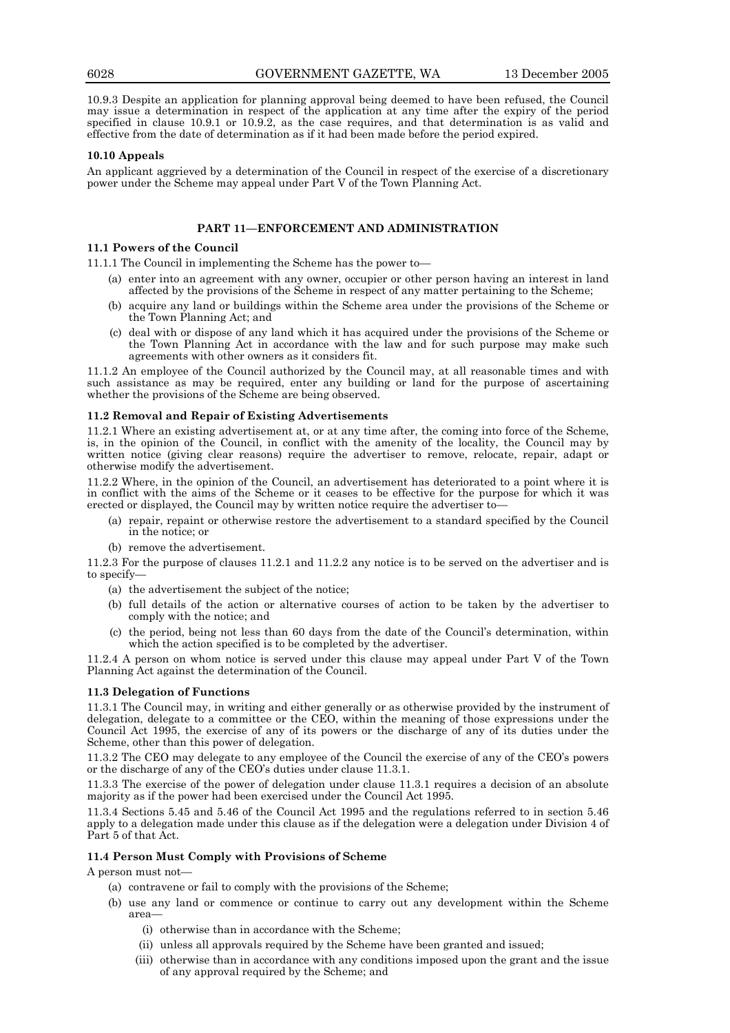10.9.3 Despite an application for planning approval being deemed to have been refused, the Council may issue a determination in respect of the application at any time after the expiry of the period specified in clause 10.9.1 or 10.9.2, as the case requires, and that determination is as valid and effective from the date of determination as if it had been made before the period expired.

#### 10.10 Appeals

An applicant aggrieved by a determination of the Council in respect of the exercise of a discretionary power under the Scheme may appeal under Part V of the Town Planning Act.

## PART 11—ENFORCEMENT AND ADMINISTRATION

#### 11.1 Powers of the Council

11.1.1 The Council in implementing the Scheme has the power to—

(a) enter into an agreement with any owner, occupier or other person having an interest in land affected by the provisions of the Scheme in respect of any matter pertaining to the Scheme;

(b) acquire any land or buildings within the Scheme area under the provisions of the Scheme or the Town Planning Act; and

(c) deal with or dispose of any land which it has acquired under the provisions of the Scheme or the Town Planning Act in accordance with the law and for such purpose may make such agreements with other owners as it considers fit.

11.1.2 An employee of the Council authorized by the Council may, at all reasonable times and with such assistance as may be required, enter any building or land for the purpose of ascertaining whether the provisions of the Scheme are being observed.

#### 11.2 Removal and Repair of Existing Advertisements

11.2.1 Where an existing advertisement at, or at any time after, the coming into force of the Scheme, is, in the opinion of the Council, in conflict with the amenity of the locality, the Council may by written notice (giving clear reasons) require the advertiser to remove, relocate, repair, adapt or otherwise modify the advertisement.

11.2.2 Where, in the opinion of the Council, an advertisement has deteriorated to a point where it is in conflict with the aims of the Scheme or it ceases to be effective for the purpose for which it was erected or displayed, the Council may by written notice require the advertiser to—

(a) repair, repaint or otherwise restore the advertisement to a standard specified by the Council in the notice; or

(b) remove the advertisement.

11.2.3 For the purpose of clauses 11.2.1 and 11.2.2 any notice is to be served on the advertiser and is to specify—

(a) the advertisement the subject of the notice;

(b) full details of the action or alternative courses of action to be taken by the advertiser to comply with the notice; and

(c) the period, being not less than 60 days from the date of the Council's determination, within which the action specified is to be completed by the advertiser.

11.2.4 A person on whom notice is served under this clause may appeal under Part V of the Town Planning Act against the determination of the Council.

#### 11.3 Delegation of Functions

11.3.1 The Council may, in writing and either generally or as otherwise provided by the instrument of delegation, delegate to a committee or the CEO, within the meaning of those expressions under the Council Act 1995, the exercise of any of its powers or the discharge of any of its duties under the Scheme, other than this power of delegation.

11.3.2 The CEO may delegate to any employee of the Council the exercise of any of the CEO's powers or the discharge of any of the CEO's duties under clause 11.3.1.

11.3.3 The exercise of the power of delegation under clause 11.3.1 requires a decision of an absolute majority as if the power had been exercised under the Council Act 1995.

11.3.4 Sections 5.45 and 5.46 of the Council Act 1995 and the regulations referred to in section 5.46 apply to a delegation made under this clause as if the delegation were a delegation under Division 4 of Part 5 of that Act.

#### 11.4 Person Must Comply with Provisions of Scheme

A person must not—

(a) contravene or fail to comply with the provisions of the Scheme;

(b) use any land or commence or continue to carry out any development within the Scheme area—

(i) otherwise than in accordance with the Scheme;

(ii) unless all approvals required by the Scheme have been granted and issued;

(iii) otherwise than in accordance with any conditions imposed upon the grant and the issue of any approval required by the Scheme; and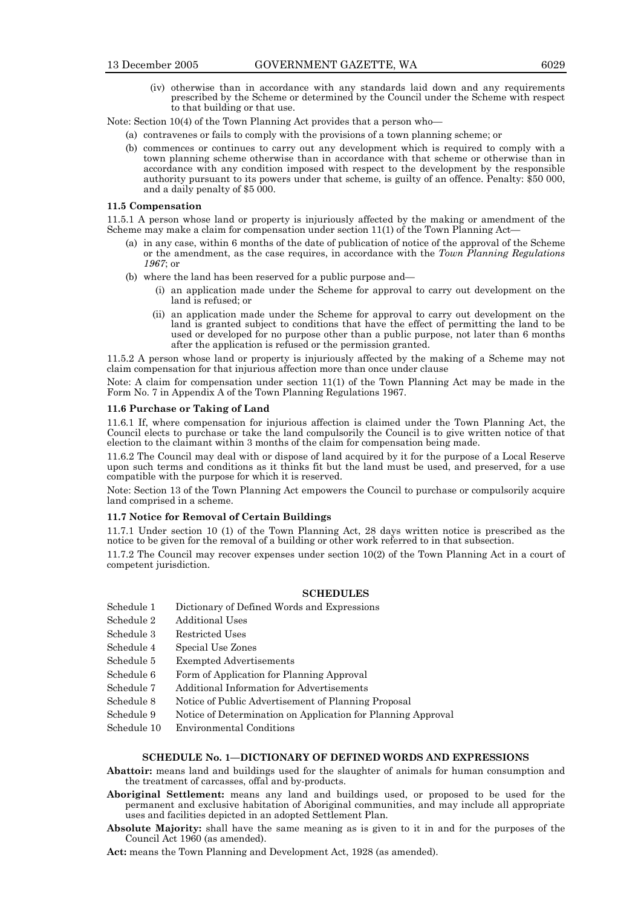(iv) otherwise than in accordance with any standards laid down and any requirements prescribed by the Scheme or determined by the Council under the Scheme with respect to that building or that use.

Note: Section 10(4) of the Town Planning Act provides that a person who—

(a) contravenes or fails to comply with the provisions of a town planning scheme; or

(b) commences or continues to carry out any development which is required to comply with a town planning scheme otherwise than in accordance with that scheme or otherwise than in accordance with any condition imposed with respect to the development by the responsible authority pursuant to its powers under that scheme, is guilty of an offence. Penalty: $50 000, and a daily penalty of $5 000.

**11.5 Compensation**

11.5.1 A person whose land or property is injuriously affected by the making or amendment of the Scheme may make a claim for compensation under section 11(1) of the Town Planning Act—

(a) in any case, within 6 months of the date of publication of notice of the approval of the Scheme or the amendment, as the case requires, in accordance with the *Town Planning Regulations 1967*; or

(b) where the land has been reserved for a public purpose and—

(i) an application made under the Scheme for approval to carry out development on the land is refused; or

(ii) an application made under the Scheme for approval to carry out development on the land is granted subject to conditions that have the effect of permitting the land to be used or developed for no purpose other than a public purpose, not later than 6 months after the application is refused or the permission granted.

11.5.2 A person whose land or property is injuriously affected by the making of a Scheme may not claim compensation for that injurious affection more than once under clause

Note: A claim for compensation under section 11(1) of the Town Planning Act may be made in the Form No. 7 in Appendix A of the Town Planning Regulations 1967.

**11.6 Purchase or Taking of Land**

11.6.1 If, where compensation for injurious affection is claimed under the Town Planning Act, the Council elects to purchase or take the land compulsorily the Council is to give written notice of that election to the claimant within 3 months of the claim for compensation being made.

11.6.2 The Council may deal with or dispose of land acquired by it for the purpose of a Local Reserve upon such terms and conditions as it thinks fit but the land must be used, and preserved, for a use compatible with the purpose for which it is reserved.

Note: Section 13 of the Town Planning Act empowers the Council to purchase or compulsorily acquire land comprised in a scheme.

**11.7 Notice for Removal of Certain Buildings**

11.7.1 Under section 10 (1) of the Town Planning Act, 28 days written notice is prescribed as the notice to be given for the removal of a building or other work referred to in that subsection.

11.7.2 The Council may recover expenses under section 10(2) of the Town Planning Act in a court of competent jurisdiction.

**SCHEDULES**

| | |
|---|---|
| Schedule 1 | Dictionary of Defined Words and Expressions |
| Schedule 2 | Additional Uses |
| Schedule 3 | Restricted Uses |
| Schedule 4 | Special Use Zones |
| Schedule 5 | Exempted Advertisements |
| Schedule 6 | Form of Application for Planning Approval |
| Schedule 7 | Additional Information for Advertisements |
| Schedule 8 | Notice of Public Advertisement of Planning Proposal |
| Schedule 9 | Notice of Determination on Application for Planning Approval |
| Schedule 10 | Environmental Conditions |

**SCHEDULE No. 1—DICTIONARY OF DEFINED WORDS AND EXPRESSIONS**

**Abattoir:** means land and buildings used for the slaughter of animals for human consumption and the treatment of carcasses, offal and by-products.

**Aboriginal Settlement:** means any land and buildings used, or proposed to be used for the permanent and exclusive habitation of Aboriginal communities, and may include all appropriate uses and facilities depicted in an adopted Settlement Plan.

**Absolute Majority:** shall have the same meaning as is given to it in and for the purposes of the Council Act 1960 (as amended).

**Act:** means the Town Planning and Development Act, 1928 (as amended).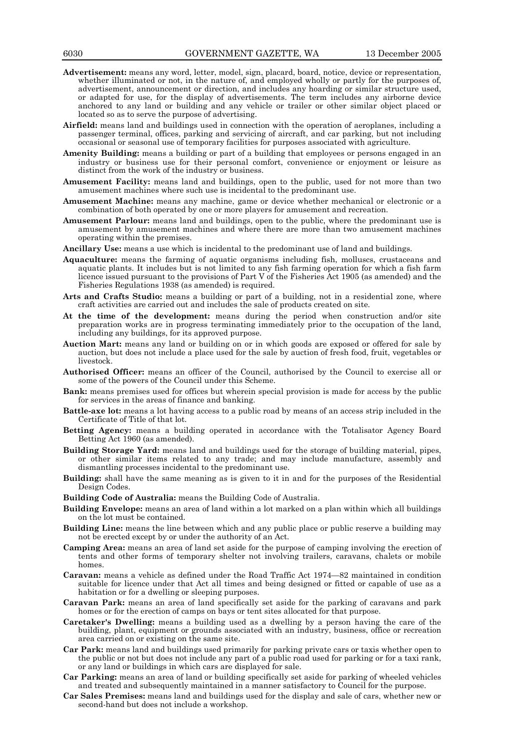**Advertisement:** means any word, letter, model, sign, placard, board, notice, device or representation, whether illuminated or not, in the nature of, and employed wholly or partly for the purposes of, advertisement, announcement or direction, and includes any hoarding or similar structure used, or adapted for use, for the display of advertisements. The term includes any airborne device anchored to any land or building and any vehicle or trailer or other similar object placed or located so as to serve the purpose of advertising.

**Airfield:** means land and buildings used in connection with the operation of aeroplanes, including a passenger terminal, offices, parking and servicing of aircraft, and car parking, but not including occasional or seasonal use of temporary facilities for purposes associated with agriculture.

**Amenity Building:** means a building or part of a building that employees or persons engaged in an industry or business use for their personal comfort, convenience or enjoyment or leisure as distinct from the work of the industry or business.

**Amusement Facility:** means land and buildings, open to the public, used for not more than two amusement machines where such use is incidental to the predominant use.

**Amusement Machine:** means any machine, game or device whether mechanical or electronic or a combination of both operated by one or more players for amusement and recreation.

**Amusement Parlour:** means land and buildings, open to the public, where the predominant use is amusement by amusement machines and where there are more than two amusement machines operating within the premises.

**Ancillary Use:** means a use which is incidental to the predominant use of land and buildings.

**Aquaculture:** means the farming of aquatic organisms including fish, molluscs, crustaceans and aquatic plants. It includes but is not limited to any fish farming operation for which a fish farm licence issued pursuant to the provisions of Part V of the Fisheries Act 1905 (as amended) and the Fisheries Regulations 1938 (as amended) is required.

**Arts and Crafts Studio:** means a building or part of a building, not in a residential zone, where craft activities are carried out and includes the sale of products created on site.

**At the time of the development:** means during the period when construction and/or site preparation works are in progress terminating immediately prior to the occupation of the land, including any buildings, for its approved purpose.

**Auction Mart:** means any land or building on or in which goods are exposed or offered for sale by auction, but does not include a place used for the sale by auction of fresh food, fruit, vegetables or livestock.

**Authorised Officer:** means an officer of the Council, authorised by the Council to exercise all or some of the powers of the Council under this Scheme.

**Bank:** means premises used for offices but wherein special provision is made for access by the public for services in the areas of finance and banking.

**Battle-axe lot:** means a lot having access to a public road by means of an access strip included in the Certificate of Title of that lot.

**Betting Agency:** means a building operated in accordance with the Totalisator Agency Board Betting Act 1960 (as amended).

**Building Storage Yard:** means land and buildings used for the storage of building material, pipes, or other similar items related to any trade; and may include manufacture, assembly and dismantling processes incidental to the predominant use.

**Building:** shall have the same meaning as is given to it in and for the purposes of the Residential Design Codes.

**Building Code of Australia:** means the Building Code of Australia.

**Building Envelope:** means an area of land within a lot marked on a plan within which all buildings on the lot must be contained.

**Building Line:** means the line between which and any public place or public reserve a building may not be erected except by or under the authority of an Act.

**Camping Area:** means an area of land set aside for the purpose of camping involving the erection of tents and other forms of temporary shelter not involving trailers, caravans, chalets or mobile homes.

**Caravan:** means a vehicle as defined under the Road Traffic Act 1974—82 maintained in condition suitable for licence under that Act all times and being designed or fitted or capable of use as a habitation or for a dwelling or sleeping purposes.

**Caravan Park:** means an area of land specifically set aside for the parking of caravans and park homes or for the erection of camps on bays or tent sites allocated for that purpose.

**Caretaker's Dwelling:** means a building used as a dwelling by a person having the care of the building, plant, equipment or grounds associated with an industry, business, office or recreation area carried on or existing on the same site.

**Car Park:** means land and buildings used primarily for parking private cars or taxis whether open to the public or not but does not include any part of a public road used for parking or for a taxi rank, or any land or buildings in which cars are displayed for sale.

**Car Parking:** means an area of land or building specifically set aside for parking of wheeled vehicles and treated and subsequently maintained in a manner satisfactory to Council for the purpose.

**Car Sales Premises:** means land and buildings used for the display and sale of cars, whether new or second-hand but does not include a workshop.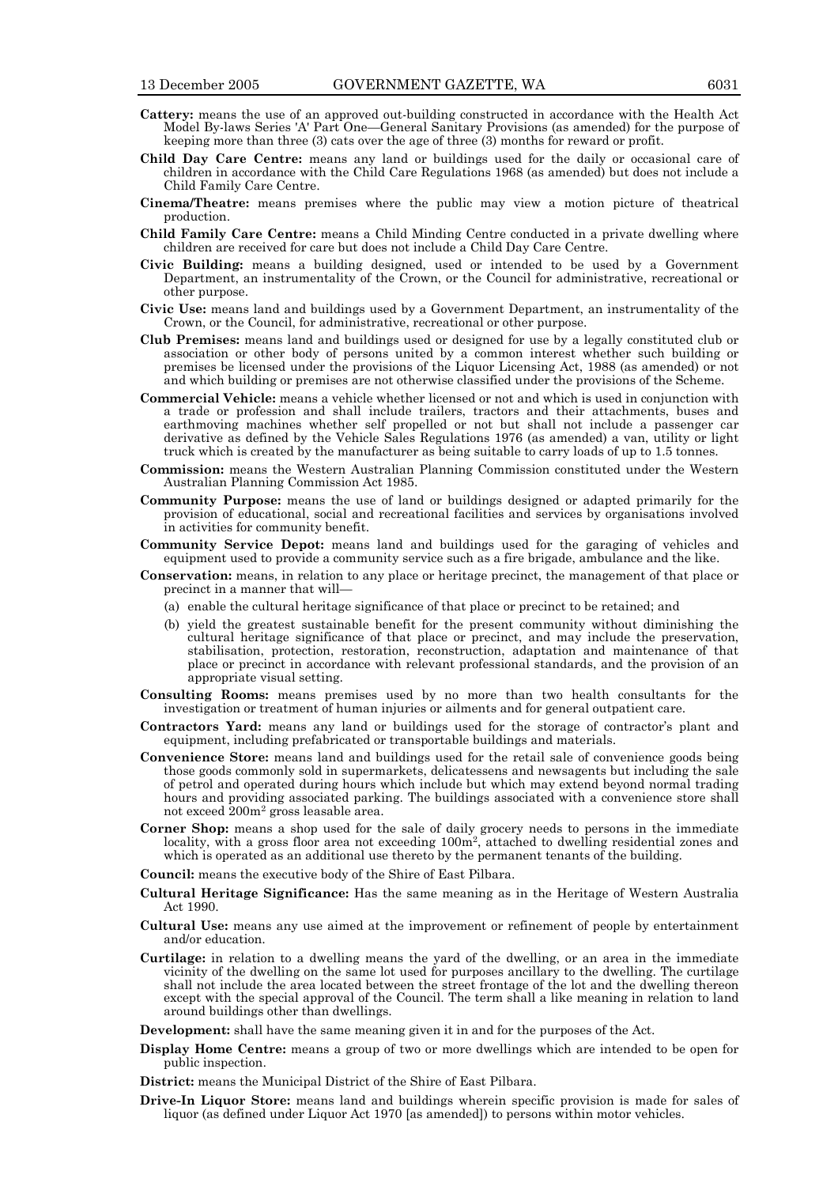**Cattery:** means the use of an approved out-building constructed in accordance with the Health Act Model By-laws Series 'A' Part One—General Sanitary Provisions (as amended) for the purpose of keeping more than three (3) cats over the age of three (3) months for reward or profit.

**Child Day Care Centre:** means any land or buildings used for the daily or occasional care of children in accordance with the Child Care Regulations 1968 (as amended) but does not include a Child Family Care Centre.

**Cinema/Theatre:** means premises where the public may view a motion picture of theatrical production.

**Child Family Care Centre:** means a Child Minding Centre conducted in a private dwelling where children are received for care but does not include a Child Day Care Centre.

**Civic Building:** means a building designed, used or intended to be used by a Government Department, an instrumentality of the Crown, or the Council for administrative, recreational or other purpose.

**Civic Use:** means land and buildings used by a Government Department, an instrumentality of the Crown, or the Council, for administrative, recreational or other purpose.

**Club Premises:** means land and buildings used or designed for use by a legally constituted club or association or other body of persons united by a common interest whether such building or premises be licensed under the provisions of the Liquor Licensing Act, 1988 (as amended) or not and which building or premises are not otherwise classified under the provisions of the Scheme.

**Commercial Vehicle:** means a vehicle whether licensed or not and which is used in conjunction with a trade or profession and shall include trailers, tractors and their attachments, buses and earthmoving machines whether self propelled or not but shall not include a passenger car derivative as defined by the Vehicle Sales Regulations 1976 (as amended) a van, utility or light truck which is created by the manufacturer as being suitable to carry loads of up to 1.5 tonnes.

**Commission:** means the Western Australian Planning Commission constituted under the Western Australian Planning Commission Act 1985.

**Community Purpose:** means the use of land or buildings designed or adapted primarily for the provision of educational, social and recreational facilities and services by organisations involved in activities for community benefit.

**Community Service Depot:** means land and buildings used for the garaging of vehicles and equipment used to provide a community service such as a fire brigade, ambulance and the like.

**Conservation:** means, in relation to any place or heritage precinct, the management of that place or precinct in a manner that will—

(a) enable the cultural heritage significance of that place or precinct to be retained; and

(b) yield the greatest sustainable benefit for the present community without diminishing the cultural heritage significance of that place or precinct, and may include the preservation, stabilisation, protection, restoration, reconstruction, adaptation and maintenance of that place or precinct in accordance with relevant professional standards, and the provision of an appropriate visual setting.

**Consulting Rooms:** means premises used by no more than two health consultants for the investigation or treatment of human injuries or ailments and for general outpatient care.

**Contractors Yard:** means any land or buildings used for the storage of contractor's plant and equipment, including prefabricated or transportable buildings and materials.

**Convenience Store:** means land and buildings used for the retail sale of convenience goods being those goods commonly sold in supermarkets, delicatessens and newsagents but including the sale of petrol and operated during hours which include but which may extend beyond normal trading hours and providing associated parking. The buildings associated with a convenience store shall not exceed $200m^2$ gross leasable area.

**Corner Shop:** means a shop used for the sale of daily grocery needs to persons in the immediate locality, with a gross floor area not exceeding $100m^2$, attached to dwelling residential zones and which is operated as an additional use thereto by the permanent tenants of the building.

**Council:** means the executive body of the Shire of East Pilbara.

**Cultural Heritage Significance:** Has the same meaning as in the Heritage of Western Australia Act 1990.

**Cultural Use:** means any use aimed at the improvement or refinement of people by entertainment and/or education.

**Curtilage:** in relation to a dwelling means the yard of the dwelling, or an area in the immediate vicinity of the dwelling on the same lot used for purposes ancillary to the dwelling. The curtilage shall not include the area located between the street frontage of the lot and the dwelling thereon except with the special approval of the Council. The term shall a like meaning in relation to land around buildings other than dwellings.

**Development:** shall have the same meaning given it in and for the purposes of the Act.

**Display Home Centre:** means a group of two or more dwellings which are intended to be open for public inspection.

**District:** means the Municipal District of the Shire of East Pilbara.

**Drive-In Liquor Store:** means land and buildings wherein specific provision is made for sales of liquor (as defined under Liquor Act 1970 [as amended]) to persons within motor vehicles.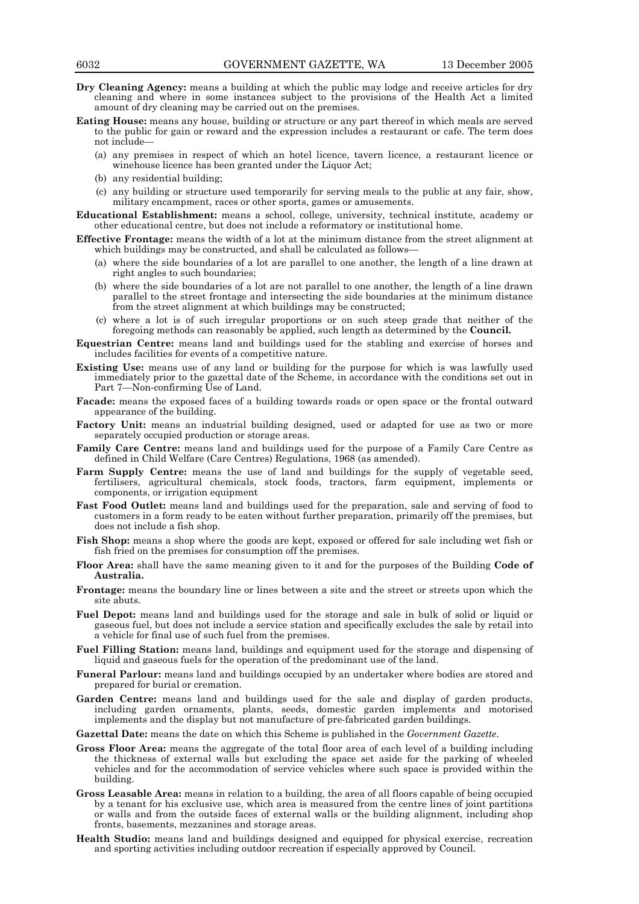**Dry Cleaning Agency:** means a building at which the public may lodge and receive articles for dry cleaning and where in some instances subject to the provisions of the Health Act a limited amount of dry cleaning may be carried out on the premises.

**Eating House:** means any house, building or structure or any part thereof in which meals are served to the public for gain or reward and the expression includes a restaurant or cafe. The term does not include—

- (a) any premises in respect of which an hotel licence, tavern licence, a restaurant licence or winehouse licence has been granted under the Liquor Act;
- (b) any residential building;
- (c) any building or structure used temporarily for serving meals to the public at any fair, show, military encampment, races or other sports, games or amusements.

**Educational Establishment:** means a school, college, university, technical institute, academy or other educational centre, but does not include a reformatory or institutional home.

**Effective Frontage:** means the width of a lot at the minimum distance from the street alignment at which buildings may be constructed, and shall be calculated as follows—

- (a) where the side boundaries of a lot are parallel to one another, the length of a line drawn at right angles to such boundaries;
- (b) where the side boundaries of a lot are not parallel to one another, the length of a line drawn parallel to the street frontage and intersecting the side boundaries at the minimum distance from the street alignment at which buildings may be constructed;
- (c) where a lot is of such irregular proportions or on such steep grade that neither of the foregoing methods can reasonably be applied, such length as determined by the **Council.**

**Equestrian Centre:** means land and buildings used for the stabling and exercise of horses and includes facilities for events of a competitive nature.

**Existing Use:** means use of any land or building for the purpose for which is was lawfully used immediately prior to the gazettal date of the Scheme, in accordance with the conditions set out in Part 7—Non-confirming Use of Land.

**Facade:** means the exposed faces of a building towards roads or open space or the frontal outward appearance of the building.

**Factory Unit:** means an industrial building designed, used or adapted for use as two or more separately occupied production or storage areas.

**Family Care Centre:** means land and buildings used for the purpose of a Family Care Centre as defined in Child Welfare (Care Centres) Regulations, 1968 (as amended).

**Farm Supply Centre:** means the use of land and buildings for the supply of vegetable seed, fertilisers, agricultural chemicals, stock foods, tractors, farm equipment, implements or components, or irrigation equipment

**Fast Food Outlet:** means land and buildings used for the preparation, sale and serving of food to customers in a form ready to be eaten without further preparation, primarily off the premises, but does not include a fish shop.

**Fish Shop:** means a shop where the goods are kept, exposed or offered for sale including wet fish or fish fried on the premises for consumption off the premises.

**Floor Area:** shall have the same meaning given to it and for the purposes of the Building **Code of Australia.**

**Frontage:** means the boundary line or lines between a site and the street or streets upon which the site abuts.

**Fuel Depot:** means land and buildings used for the storage and sale in bulk of solid or liquid or gaseous fuel, but does not include a service station and specifically excludes the sale by retail into a vehicle for final use of such fuel from the premises.

**Fuel Filling Station:** means land, buildings and equipment used for the storage and dispensing of liquid and gaseous fuels for the operation of the predominant use of the land.

**Funeral Parlour:** means land and buildings occupied by an undertaker where bodies are stored and prepared for burial or cremation.

**Garden Centre:** means land and buildings used for the sale and display of garden products, including garden ornaments, plants, seeds, domestic garden implements and motorised implements and the display but not manufacture of pre-fabricated garden buildings.

**Gazettal Date:** means the date on which this Scheme is published in the *Government Gazette*.

**Gross Floor Area:** means the aggregate of the total floor area of each level of a building including the thickness of external walls but excluding the space set aside for the parking of wheeled vehicles and for the accommodation of service vehicles where such space is provided within the building.

**Gross Leasable Area:** means in relation to a building, the area of all floors capable of being occupied by a tenant for his exclusive use, which area is measured from the centre lines of joint partitions or walls and from the outside faces of external walls or the building alignment, including shop fronts, basements, mezzanines and storage areas.

**Health Studio:** means land and buildings designed and equipped for physical exercise, recreation and sporting activities including outdoor recreation if especially approved by Council.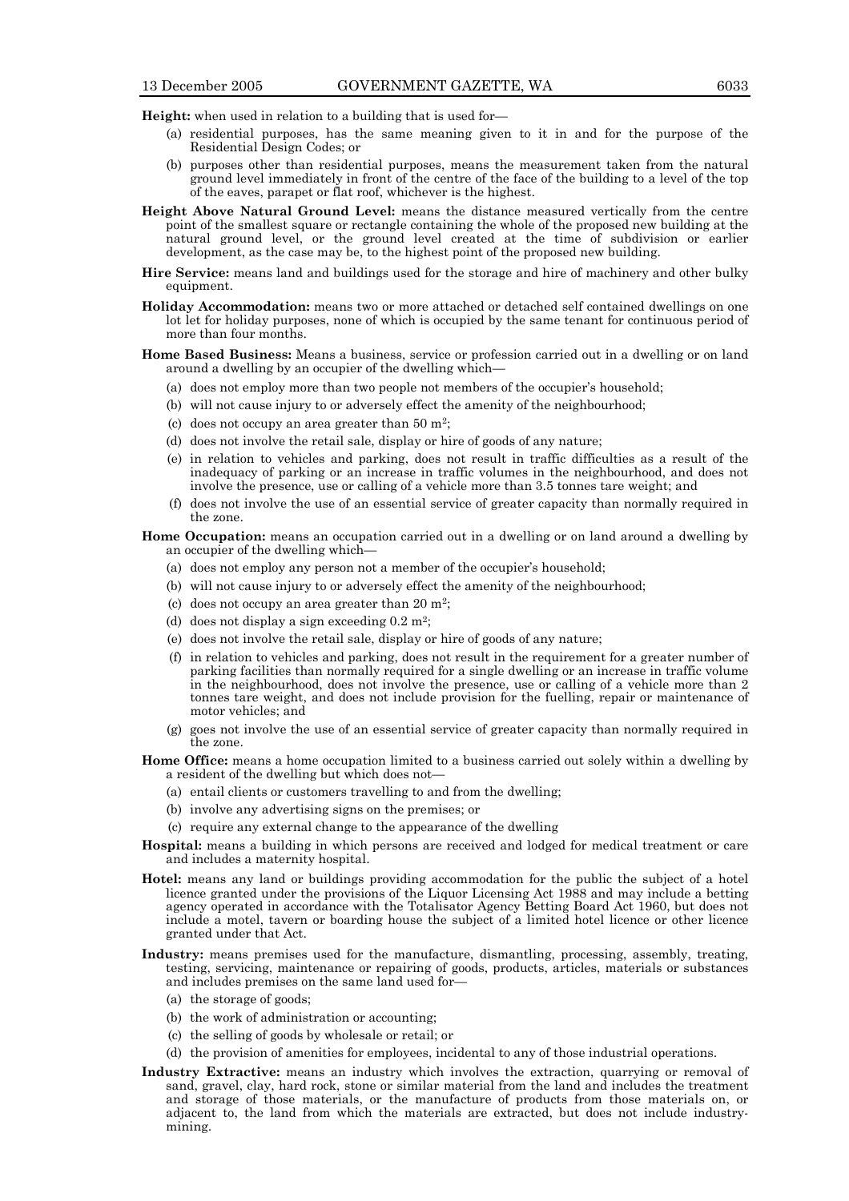**Height:** when used in relation to a building that is used for—

(a) residential purposes, has the same meaning given to it in and for the purpose of the Residential Design Codes; or

(b) purposes other than residential purposes, means the measurement taken from the natural ground level immediately in front of the centre of the face of the building to a level of the top of the eaves, parapet or flat roof, whichever is the highest.

**Height Above Natural Ground Level:** means the distance measured vertically from the centre point of the smallest square or rectangle containing the whole of the proposed new building at the natural ground level, or the ground level created at the time of subdivision or earlier development, as the case may be, to the highest point of the proposed new building.

**Hire Service:** means land and buildings used for the storage and hire of machinery and other bulky equipment.

**Holiday Accommodation:** means two or more attached or detached self contained dwellings on one lot let for holiday purposes, none of which is occupied by the same tenant for continuous period of more than four months.

**Home Based Business:** Means a business, service or profession carried out in a dwelling or on land around a dwelling by an occupier of the dwelling which—

(a) does not employ more than two people not members of the occupier's household;

(b) will not cause injury to or adversely effect the amenity of the neighbourhood;

(c) does not occupy an area greater than 50 m$^2$;

(d) does not involve the retail sale, display or hire of goods of any nature;

(e) in relation to vehicles and parking, does not result in traffic difficulties as a result of the inadequacy of parking or an increase in traffic volumes in the neighbourhood, and does not involve the presence, use or calling of a vehicle more than 3.5 tonnes tare weight; and

(f) does not involve the use of an essential service of greater capacity than normally required in the zone.

**Home Occupation:** means an occupation carried out in a dwelling or on land around a dwelling by an occupier of the dwelling which—

(a) does not employ any person not a member of the occupier's household;

(b) will not cause injury to or adversely effect the amenity of the neighbourhood;

(c) does not occupy an area greater than 20 m$^2$;

(d) does not display a sign exceeding 0.2 m$^2$;

(e) does not involve the retail sale, display or hire of goods of any nature;

(f) in relation to vehicles and parking, does not result in the requirement for a greater number of parking facilities than normally required for a single dwelling or an increase in traffic volume in the neighbourhood, does not involve the presence, use or calling of a vehicle more than 2 tonnes tare weight, and does not include provision for the fuelling, repair or maintenance of motor vehicles; and

(g) goes not involve the use of an essential service of greater capacity than normally required in the zone.

**Home Office:** means a home occupation limited to a business carried out solely within a dwelling by a resident of the dwelling but which does not—

(a) entail clients or customers travelling to and from the dwelling;

(b) involve any advertising signs on the premises; or

(c) require any external change to the appearance of the dwelling

**Hospital:** means a building in which persons are received and lodged for medical treatment or care and includes a maternity hospital.

**Hotel:** means any land or buildings providing accommodation for the public the subject of a hotel licence granted under the provisions of the Liquor Licensing Act 1988 and may include a betting agency operated in accordance with the Totalisator Agency Betting Board Act 1960, but does not include a motel, tavern or boarding house the subject of a limited hotel licence or other licence granted under that Act.

**Industry:** means premises used for the manufacture, dismantling, processing, assembly, treating, testing, servicing, maintenance or repairing of goods, products, articles, materials or substances and includes premises on the same land used for—

(a) the storage of goods;

(b) the work of administration or accounting;

(c) the selling of goods by wholesale or retail; or

(d) the provision of amenities for employees, incidental to any of those industrial operations.

**Industry Extractive:** means an industry which involves the extraction, quarrying or removal of sand, gravel, clay, hard rock, stone or similar material from the land and includes the treatment and storage of those materials, or the manufacture of products from those materials on, or adjacent to, the land from which the materials are extracted, but does not include industry-mining.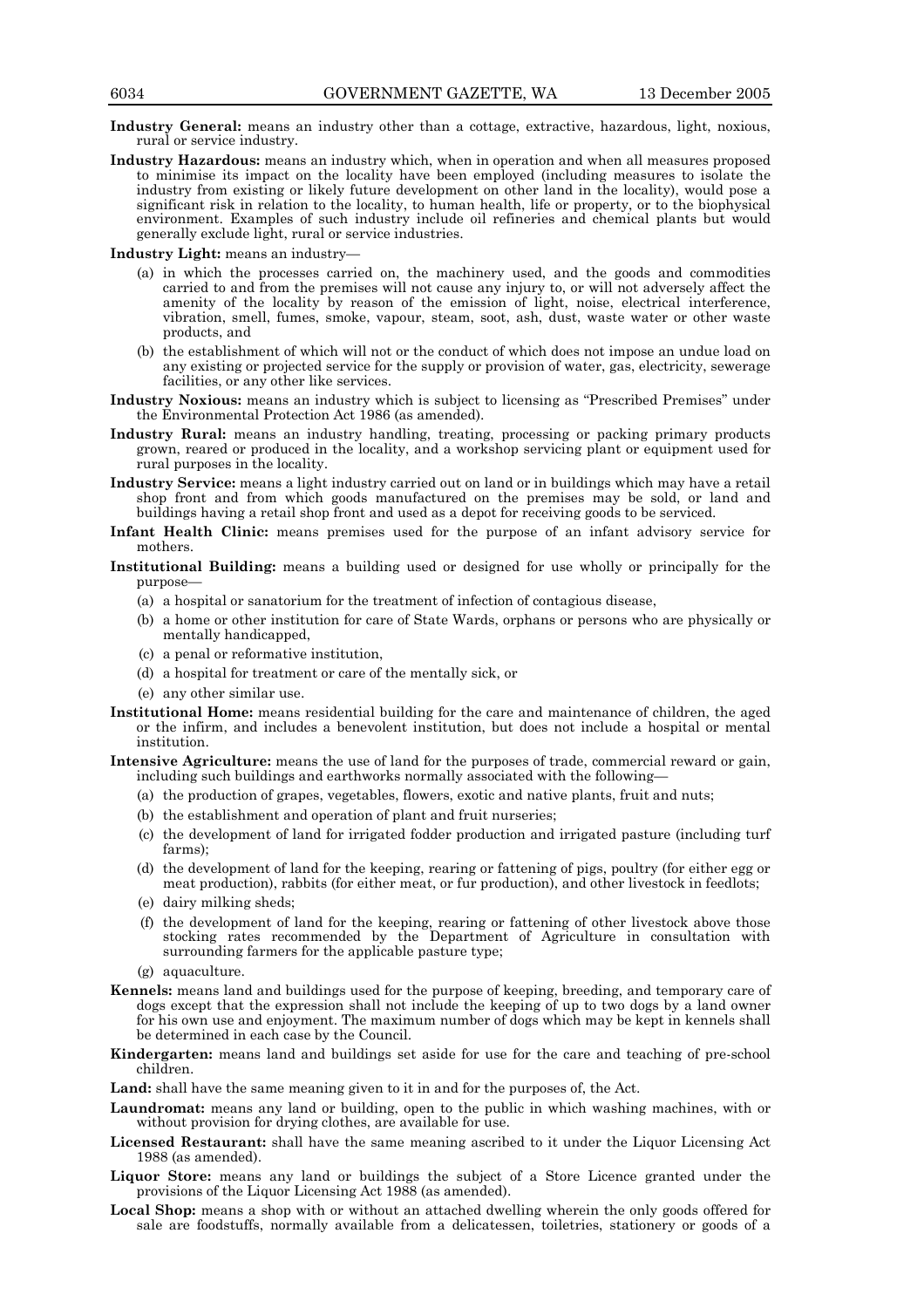**Industry General:** means an industry other than a cottage, extractive, hazardous, light, noxious, rural or service industry.

**Industry Hazardous:** means an industry which, when in operation and when all measures proposed to minimise its impact on the locality have been employed (including measures to isolate the industry from existing or likely future development on other land in the locality), would pose a significant risk in relation to the locality, to human health, life or property, or to the biophysical environment. Examples of such industry include oil refineries and chemical plants but would generally exclude light, rural or service industries.

**Industry Light:** means an industry—

(a) in which the processes carried on, the machinery used, and the goods and commodities carried to and from the premises will not cause any injury to, or will not adversely affect the amenity of the locality by reason of the emission of light, noise, electrical interference, vibration, smell, fumes, smoke, vapour, steam, soot, ash, dust, waste water or other waste products, and

(b) the establishment of which will not or the conduct of which does not impose an undue load on any existing or projected service for the supply or provision of water, gas, electricity, sewerage facilities, or any other like services.

**Industry Noxious:** means an industry which is subject to licensing as "Prescribed Premises" under the Environmental Protection Act 1986 (as amended).

**Industry Rural:** means an industry handling, treating, processing or packing primary products grown, reared or produced in the locality, and a workshop servicing plant or equipment used for rural purposes in the locality.

**Industry Service:** means a light industry carried out on land or in buildings which may have a retail shop front and from which goods manufactured on the premises may be sold, or land and buildings having a retail shop front and used as a depot for receiving goods to be serviced.

**Infant Health Clinic:** means premises used for the purpose of an infant advisory service for mothers.

**Institutional Building:** means a building used or designed for use wholly or principally for the purpose—

(a) a hospital or sanatorium for the treatment of infection of contagious disease,

(b) a home or other institution for care of State Wards, orphans or persons who are physically or mentally handicapped,

(c) a penal or reformative institution,

(d) a hospital for treatment or care of the mentally sick, or

(e) any other similar use.

**Institutional Home:** means residential building for the care and maintenance of children, the aged or the infirm, and includes a benevolent institution, but does not include a hospital or mental institution.

**Intensive Agriculture:** means the use of land for the purposes of trade, commercial reward or gain, including such buildings and earthworks normally associated with the following—

(a) the production of grapes, vegetables, flowers, exotic and native plants, fruit and nuts;

(b) the establishment and operation of plant and fruit nurseries;

(c) the development of land for irrigated fodder production and irrigated pasture (including turf farms);

(d) the development of land for the keeping, rearing or fattening of pigs, poultry (for either egg or meat production), rabbits (for either meat, or fur production), and other livestock in feedlots;

(e) dairy milking sheds;

(f) the development of land for the keeping, rearing or fattening of other livestock above those stocking rates recommended by the Department of Agriculture in consultation with surrounding farmers for the applicable pasture type;

(g) aquaculture.

**Kennels:** means land and buildings used for the purpose of keeping, breeding, and temporary care of dogs except that the expression shall not include the keeping of up to two dogs by a land owner for his own use and enjoyment. The maximum number of dogs which may be kept in kennels shall be determined in each case by the Council.

**Kindergarten:** means land and buildings set aside for use for the care and teaching of pre-school children.

**Land:** shall have the same meaning given to it in and for the purposes of, the Act.

**Laundromat:** means any land or building, open to the public in which washing machines, with or without provision for drying clothes, are available for use.

**Licensed Restaurant:** shall have the same meaning ascribed to it under the Liquor Licensing Act 1988 (as amended).

**Liquor Store:** means any land or buildings the subject of a Store Licence granted under the provisions of the Liquor Licensing Act 1988 (as amended).

**Local Shop:** means a shop with or without an attached dwelling wherein the only goods offered for sale are foodstuffs, normally available from a delicatessen, toiletries, stationery or goods of a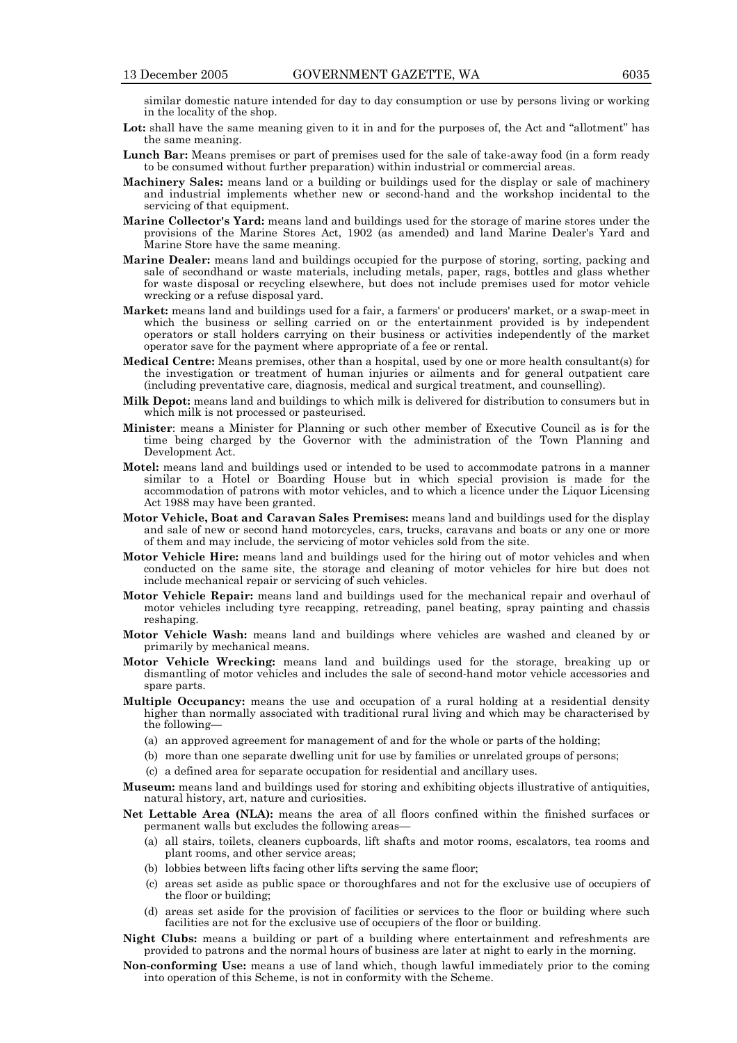similar domestic nature intended for day to day consumption or use by persons living or working in the locality of the shop.

**Lot:** shall have the same meaning given to it in and for the purposes of, the Act and "allotment" has the same meaning.

**Lunch Bar:** Means premises or part of premises used for the sale of take-away food (in a form ready to be consumed without further preparation) within industrial or commercial areas.

**Machinery Sales:** means land or a building or buildings used for the display or sale of machinery and industrial implements whether new or second-hand and the workshop incidental to the servicing of that equipment.

**Marine Collector's Yard:** means land and buildings used for the storage of marine stores under the provisions of the Marine Stores Act, 1902 (as amended) and land Marine Dealer's Yard and Marine Store have the same meaning.

**Marine Dealer:** means land and buildings occupied for the purpose of storing, sorting, packing and sale of secondhand or waste materials, including metals, paper, rags, bottles and glass whether for waste disposal or recycling elsewhere, but does not include premises used for motor vehicle wrecking or a refuse disposal yard.

**Market:** means land and buildings used for a fair, a farmers' or producers' market, or a swap-meet in which the business or selling carried on or the entertainment provided is by independent operators or stall holders carrying on their business or activities independently of the market operator save for the payment where appropriate of a fee or rental.

**Medical Centre:** Means premises, other than a hospital, used by one or more health consultant(s) for the investigation or treatment of human injuries or ailments and for general outpatient care (including preventative care, diagnosis, medical and surgical treatment, and counselling).

**Milk Depot:** means land and buildings to which milk is delivered for distribution to consumers but in which milk is not processed or pasteurised.

**Minister**: means a Minister for Planning or such other member of Executive Council as is for the time being charged by the Governor with the administration of the Town Planning and Development Act.

**Motel:** means land and buildings used or intended to be used to accommodate patrons in a manner similar to a Hotel or Boarding House but in which special provision is made for the accommodation of patrons with motor vehicles, and to which a licence under the Liquor Licensing Act 1988 may have been granted.

**Motor Vehicle, Boat and Caravan Sales Premises:** means land and buildings used for the display and sale of new or second hand motorcycles, cars, trucks, caravans and boats or any one or more of them and may include, the servicing of motor vehicles sold from the site.

**Motor Vehicle Hire:** means land and buildings used for the hiring out of motor vehicles and when conducted on the same site, the storage and cleaning of motor vehicles for hire but does not include mechanical repair or servicing of such vehicles.

**Motor Vehicle Repair:** means land and buildings used for the mechanical repair and overhaul of motor vehicles including tyre recapping, retreading, panel beating, spray painting and chassis reshaping.

**Motor Vehicle Wash:** means land and buildings where vehicles are washed and cleaned by or primarily by mechanical means.

**Motor Vehicle Wrecking:** means land and buildings used for the storage, breaking up or dismantling of motor vehicles and includes the sale of second-hand motor vehicle accessories and spare parts.

**Multiple Occupancy:** means the use and occupation of a rural holding at a residential density higher than normally associated with traditional rural living and which may be characterised by the following—

(a) an approved agreement for management of and for the whole or parts of the holding;

(b) more than one separate dwelling unit for use by families or unrelated groups of persons;

(c) a defined area for separate occupation for residential and ancillary uses.

**Museum:** means land and buildings used for storing and exhibiting objects illustrative of antiquities, natural history, art, nature and curiosities.

**Net Lettable Area (NLA):** means the area of all floors confined within the finished surfaces or permanent walls but excludes the following areas—

(a) all stairs, toilets, cleaners cupboards, lift shafts and motor rooms, escalators, tea rooms and plant rooms, and other service areas;

(b) lobbies between lifts facing other lifts serving the same floor;

(c) areas set aside as public space or thoroughfares and not for the exclusive use of occupiers of the floor or building;

(d) areas set aside for the provision of facilities or services to the floor or building where such facilities are not for the exclusive use of occupiers of the floor or building.

**Night Clubs:** means a building or part of a building where entertainment and refreshments are provided to patrons and the normal hours of business are later at night to early in the morning.

**Non-conforming Use:** means a use of land which, though lawful immediately prior to the coming into operation of this Scheme, is not in conformity with the Scheme.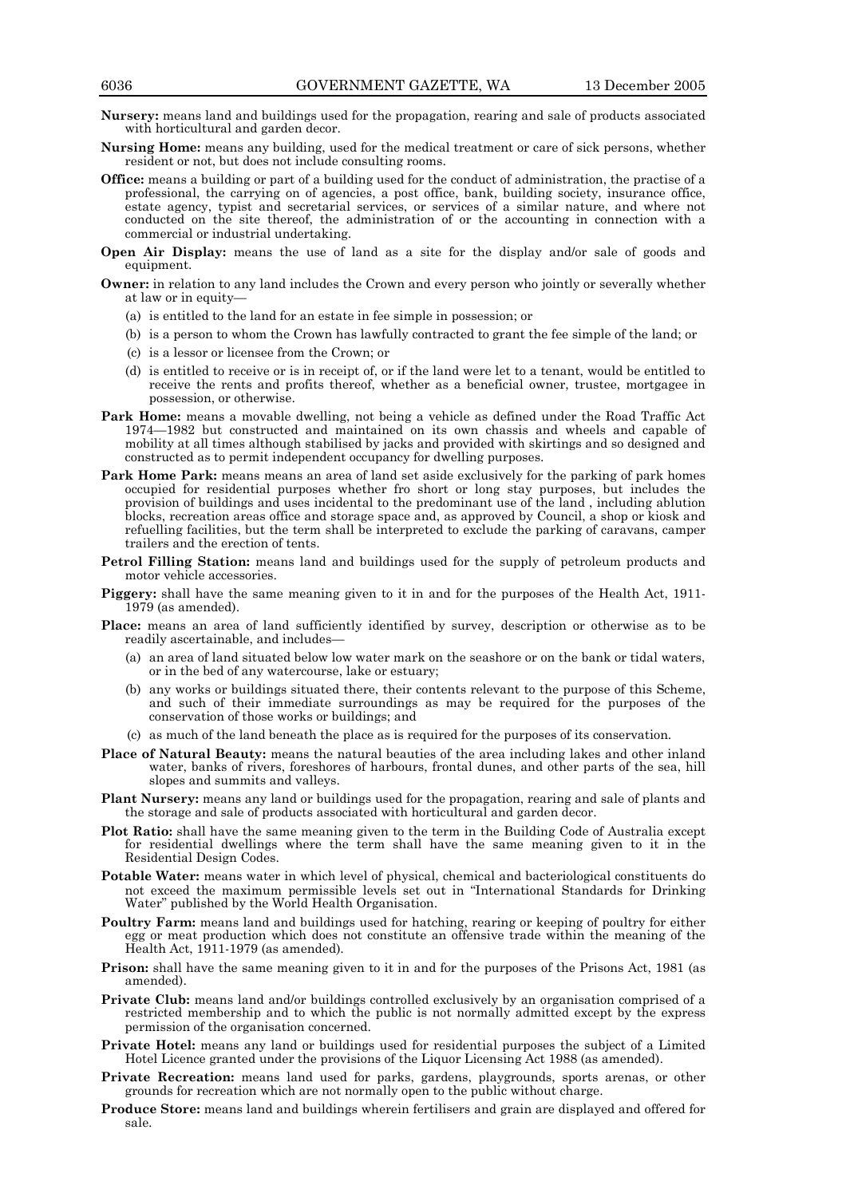**Nursery:** means land and buildings used for the propagation, rearing and sale of products associated with horticultural and garden decor.

**Nursing Home:** means any building, used for the medical treatment or care of sick persons, whether resident or not, but does not include consulting rooms.

**Office:** means a building or part of a building used for the conduct of administration, the practise of a professional, the carrying on of agencies, a post office, bank, building society, insurance office, estate agency, typist and secretarial services, or services of a similar nature, and where not conducted on the site thereof, the administration of or the accounting in connection with a commercial or industrial undertaking.

**Open Air Display:** means the use of land as a site for the display and/or sale of goods and equipment.

**Owner:** in relation to any land includes the Crown and every person who jointly or severally whether at law or in equity—

(a) is entitled to the land for an estate in fee simple in possession; or

(b) is a person to whom the Crown has lawfully contracted to grant the fee simple of the land; or

(c) is a lessor or licensee from the Crown; or

(d) is entitled to receive or is in receipt of, or if the land were let to a tenant, would be entitled to receive the rents and profits thereof, whether as a beneficial owner, trustee, mortgagee in possession, or otherwise.

**Park Home:** means a movable dwelling, not being a vehicle as defined under the Road Traffic Act 1974—1982 but constructed and maintained on its own chassis and wheels and capable of mobility at all times although stabilised by jacks and provided with skirtings and so designed and constructed as to permit independent occupancy for dwelling purposes.

**Park Home Park:** means means an area of land set aside exclusively for the parking of park homes occupied for residential purposes whether fro short or long stay purposes, but includes the provision of buildings and uses incidental to the predominant use of the land , including ablution blocks, recreation areas office and storage space and, as approved by Council, a shop or kiosk and refuelling facilities, but the term shall be interpreted to exclude the parking of caravans, camper trailers and the erection of tents.

**Petrol Filling Station:** means land and buildings used for the supply of petroleum products and motor vehicle accessories.

**Piggery:** shall have the same meaning given to it in and for the purposes of the Health Act, 1911-1979 (as amended).

**Place:** means an area of land sufficiently identified by survey, description or otherwise as to be readily ascertainable, and includes—

(a) an area of land situated below low water mark on the seashore or on the bank or tidal waters, or in the bed of any watercourse, lake or estuary;

(b) any works or buildings situated there, their contents relevant to the purpose of this Scheme, and such of their immediate surroundings as may be required for the purposes of the conservation of those works or buildings; and

(c) as much of the land beneath the place as is required for the purposes of its conservation.

**Place of Natural Beauty:** means the natural beauties of the area including lakes and other inland water, banks of rivers, foreshores of harbours, frontal dunes, and other parts of the sea, hill slopes and summits and valleys.

**Plant Nursery:** means any land or buildings used for the propagation, rearing and sale of plants and the storage and sale of products associated with horticultural and garden decor.

**Plot Ratio:** shall have the same meaning given to the term in the Building Code of Australia except for residential dwellings where the term shall have the same meaning given to it in the Residential Design Codes.

**Potable Water:** means water in which level of physical, chemical and bacteriological constituents do not exceed the maximum permissible levels set out in "International Standards for Drinking Water" published by the World Health Organisation.

**Poultry Farm:** means land and buildings used for hatching, rearing or keeping of poultry for either egg or meat production which does not constitute an offensive trade within the meaning of the Health Act, 1911-1979 (as amended).

**Prison:** shall have the same meaning given to it in and for the purposes of the Prisons Act, 1981 (as amended).

**Private Club:** means land and/or buildings controlled exclusively by an organisation comprised of a restricted membership and to which the public is not normally admitted except by the express permission of the organisation concerned.

**Private Hotel:** means any land or buildings used for residential purposes the subject of a Limited Hotel Licence granted under the provisions of the Liquor Licensing Act 1988 (as amended).

**Private Recreation:** means land used for parks, gardens, playgrounds, sports arenas, or other grounds for recreation which are not normally open to the public without charge.

**Produce Store:** means land and buildings wherein fertilisers and grain are displayed and offered for sale.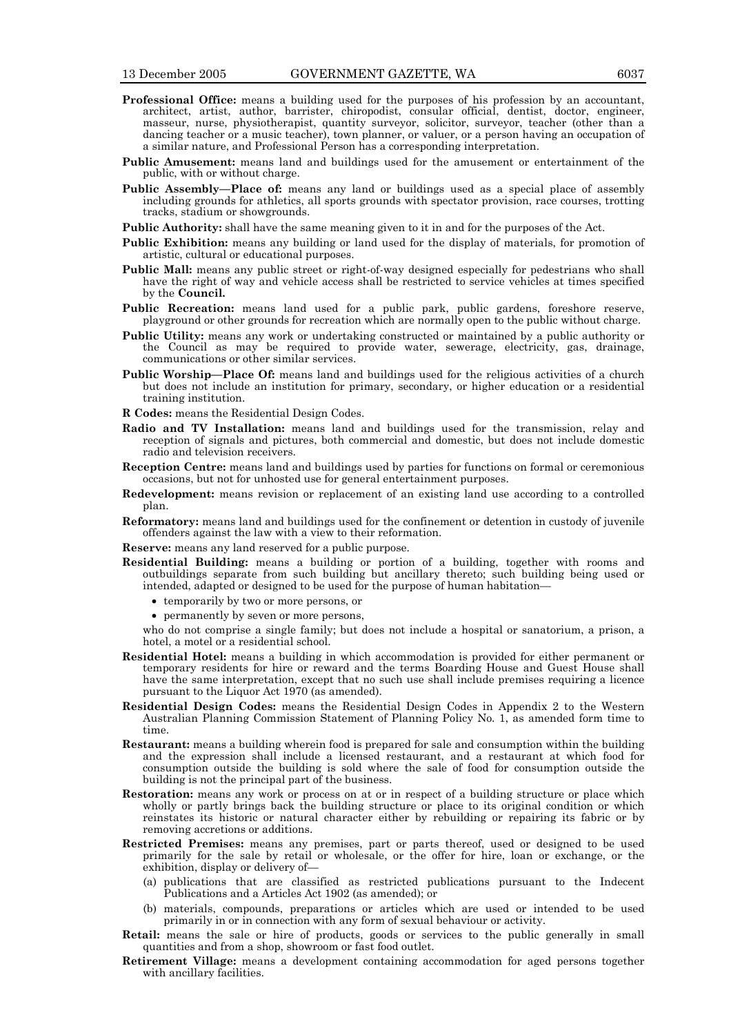**Professional Office:** means a building used for the purposes of his profession by an accountant, architect, artist, author, barrister, chiropodist, consular official, dentist, doctor, engineer, masseur, nurse, physiotherapist, quantity surveyor, solicitor, surveyor, teacher (other than a dancing teacher or a music teacher), town planner, or valuer, or a person having an occupation of a similar nature, and Professional Person has a corresponding interpretation.

**Public Amusement:** means land and buildings used for the amusement or entertainment of the public, with or without charge.

**Public Assembly—Place of:** means any land or buildings used as a special place of assembly including grounds for athletics, all sports grounds with spectator provision, race courses, trotting tracks, stadium or showgrounds.

**Public Authority:** shall have the same meaning given to it in and for the purposes of the Act.

**Public Exhibition:** means any building or land used for the display of materials, for promotion of artistic, cultural or educational purposes.

**Public Mall:** means any public street or right-of-way designed especially for pedestrians who shall have the right of way and vehicle access shall be restricted to service vehicles at times specified by the **Council.**

**Public Recreation:** means land used for a public park, public gardens, foreshore reserve, playground or other grounds for recreation which are normally open to the public without charge.

**Public Utility:** means any work or undertaking constructed or maintained by a public authority or the Council as may be required to provide water, sewerage, electricity, gas, drainage, communications or other similar services.

**Public Worship—Place Of:** means land and buildings used for the religious activities of a church but does not include an institution for primary, secondary, or higher education or a residential training institution.

**R Codes:** means the Residential Design Codes.

**Radio and TV Installation:** means land and buildings used for the transmission, relay and reception of signals and pictures, both commercial and domestic, but does not include domestic radio and television receivers.

**Reception Centre:** means land and buildings used by parties for functions on formal or ceremonious occasions, but not for unhosted use for general entertainment purposes.

**Redevelopment:** means revision or replacement of an existing land use according to a controlled plan.

**Reformatory:** means land and buildings used for the confinement or detention in custody of juvenile offenders against the law with a view to their reformation.

**Reserve:** means any land reserved for a public purpose.

**Residential Building:** means a building or portion of a building, together with rooms and outbuildings separate from such building but ancillary thereto; such building being used or intended, adapted or designed to be used for the purpose of human habitation—

- temporarily by two or more persons, or
- permanently by seven or more persons,

who do not comprise a single family; but does not include a hospital or sanatorium, a prison, a hotel, a motel or a residential school.

**Residential Hotel:** means a building in which accommodation is provided for either permanent or temporary residents for hire or reward and the terms Boarding House and Guest House shall have the same interpretation, except that no such use shall include premises requiring a licence pursuant to the Liquor Act 1970 (as amended).

**Residential Design Codes:** means the Residential Design Codes in Appendix 2 to the Western Australian Planning Commission Statement of Planning Policy No. 1, as amended form time to time.

**Restaurant:** means a building wherein food is prepared for sale and consumption within the building and the expression shall include a licensed restaurant, and a restaurant at which food for consumption outside the building is sold where the sale of food for consumption outside the building is not the principal part of the business.

**Restoration:** means any work or process on at or in respect of a building structure or place which wholly or partly brings back the building structure or place to its original condition or which reinstates its historic or natural character either by rebuilding or repairing its fabric or by removing accretions or additions.

**Restricted Premises:** means any premises, part or parts thereof, used or designed to be used primarily for the sale by retail or wholesale, or the offer for hire, loan or exchange, or the exhibition, display or delivery of—

(a) publications that are classified as restricted publications pursuant to the Indecent Publications and a Articles Act 1902 (as amended); or

(b) materials, compounds, preparations or articles which are used or intended to be used primarily in or in connection with any form of sexual behaviour or activity.

**Retail:** means the sale or hire of products, goods or services to the public generally in small quantities and from a shop, showroom or fast food outlet.

**Retirement Village:** means a development containing accommodation for aged persons together with ancillary facilities.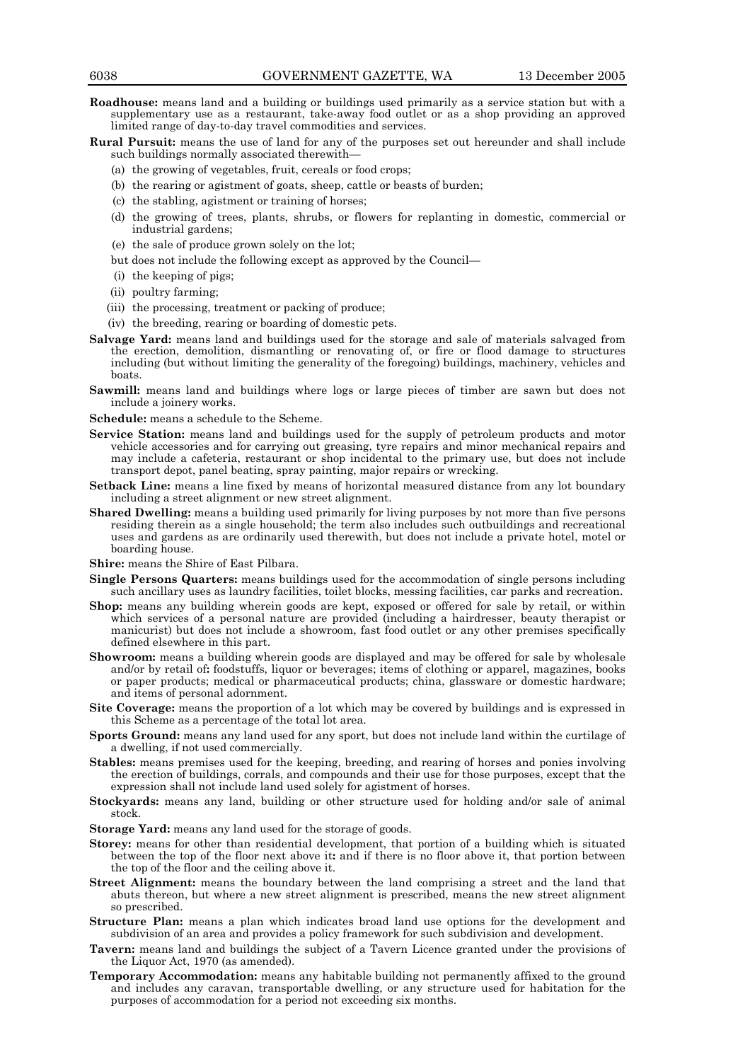**Roadhouse:** means land and a building or buildings used primarily as a service station but with a supplementary use as a restaurant, take-away food outlet or as a shop providing an approved limited range of day-to-day travel commodities and services.

**Rural Pursuit:** means the use of land for any of the purposes set out hereunder and shall include such buildings normally associated therewith—

(a) the growing of vegetables, fruit, cereals or food crops;

(b) the rearing or agistment of goats, sheep, cattle or beasts of burden;

(c) the stabling, agistment or training of horses;

(d) the growing of trees, plants, shrubs, or flowers for replanting in domestic, commercial or industrial gardens;

(e) the sale of produce grown solely on the lot;

but does not include the following except as approved by the Council—

(i) the keeping of pigs;

(ii) poultry farming;

(iii) the processing, treatment or packing of produce;

(iv) the breeding, rearing or boarding of domestic pets.

**Salvage Yard:** means land and buildings used for the storage and sale of materials salvaged from the erection, demolition, dismantling or renovating of, or fire or flood damage to structures including (but without limiting the generality of the foregoing) buildings, machinery, vehicles and boats.

**Sawmill:** means land and buildings where logs or large pieces of timber are sawn but does not include a joinery works.

**Schedule:** means a schedule to the Scheme.

**Service Station:** means land and buildings used for the supply of petroleum products and motor vehicle accessories and for carrying out greasing, tyre repairs and minor mechanical repairs and may include a cafeteria, restaurant or shop incidental to the primary use, but does not include transport depot, panel beating, spray painting, major repairs or wrecking.

**Setback Line:** means a line fixed by means of horizontal measured distance from any lot boundary including a street alignment or new street alignment.

**Shared Dwelling:** means a building used primarily for living purposes by not more than five persons residing therein as a single household; the term also includes such outbuildings and recreational uses and gardens as are ordinarily used therewith, but does not include a private hotel, motel or boarding house.

**Shire:** means the Shire of East Pilbara.

**Single Persons Quarters:** means buildings used for the accommodation of single persons including such ancillary uses as laundry facilities, toilet blocks, messing facilities, car parks and recreation.

**Shop:** means any building wherein goods are kept, exposed or offered for sale by retail, or within which services of a personal nature are provided (including a hairdresser, beauty therapist or manicurist) but does not include a showroom, fast food outlet or any other premises specifically defined elsewhere in this part.

**Showroom:** means a building wherein goods are displayed and may be offered for sale by wholesale and/or by retail of**:** foodstuffs, liquor or beverages; items of clothing or apparel, magazines, books or paper products; medical or pharmaceutical products; china, glassware or domestic hardware; and items of personal adornment.

**Site Coverage:** means the proportion of a lot which may be covered by buildings and is expressed in this Scheme as a percentage of the total lot area.

**Sports Ground:** means any land used for any sport, but does not include land within the curtilage of a dwelling, if not used commercially.

**Stables:** means premises used for the keeping, breeding, and rearing of horses and ponies involving the erection of buildings, corrals, and compounds and their use for those purposes, except that the expression shall not include land used solely for agistment of horses.

**Stockyards:** means any land, building or other structure used for holding and/or sale of animal stock.

**Storage Yard:** means any land used for the storage of goods.

**Storey:** means for other than residential development, that portion of a building which is situated between the top of the floor next above it**:** and if there is no floor above it, that portion between the top of the floor and the ceiling above it.

**Street Alignment:** means the boundary between the land comprising a street and the land that abuts thereon, but where a new street alignment is prescribed, means the new street alignment so prescribed.

**Structure Plan:** means a plan which indicates broad land use options for the development and subdivision of an area and provides a policy framework for such subdivision and development.

**Tavern:** means land and buildings the subject of a Tavern Licence granted under the provisions of the Liquor Act, 1970 (as amended).

**Temporary Accommodation:** means any habitable building not permanently affixed to the ground and includes any caravan, transportable dwelling, or any structure used for habitation for the purposes of accommodation for a period not exceeding six months.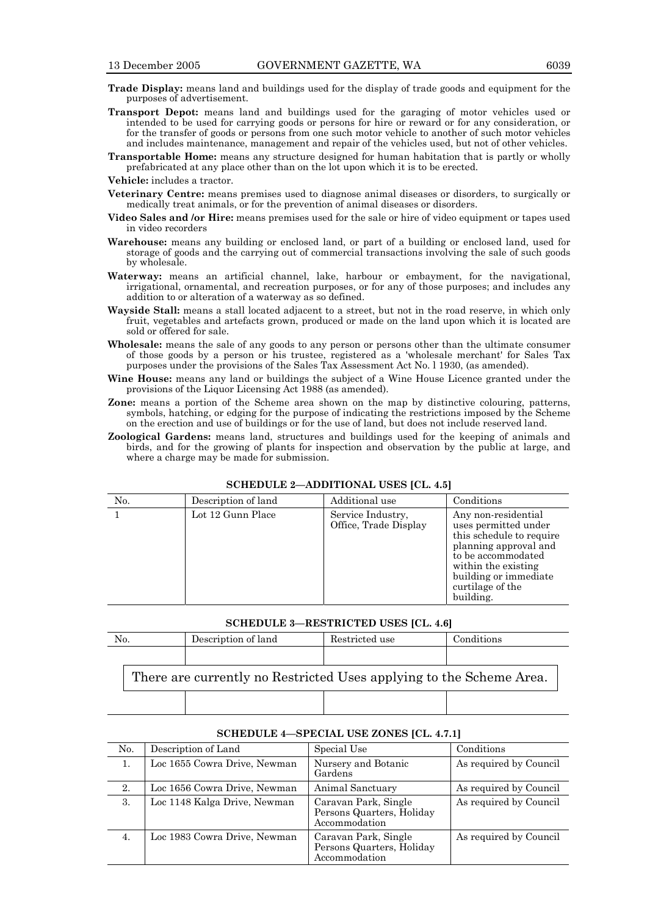**Trade Display:** means land and buildings used for the display of trade goods and equipment for the purposes of advertisement.

**Transport Depot:** means land and buildings used for the garaging of motor vehicles used or intended to be used for carrying goods or persons for hire or reward or for any consideration, or for the transfer of goods or persons from one such motor vehicle to another of such motor vehicles and includes maintenance, management and repair of the vehicles used, but not of other vehicles.

**Transportable Home:** means any structure designed for human habitation that is partly or wholly prefabricated at any place other than on the lot upon which it is to be erected.

**Vehicle:** includes a tractor.

**Veterinary Centre:** means premises used to diagnose animal diseases or disorders, to surgically or medically treat animals, or for the prevention of animal diseases or disorders.

**Video Sales and /or Hire:** means premises used for the sale or hire of video equipment or tapes used in video recorders

**Warehouse:** means any building or enclosed land, or part of a building or enclosed land, used for storage of goods and the carrying out of commercial transactions involving the sale of such goods by wholesale.

**Waterway:** means an artificial channel, lake, harbour or embayment, for the navigational, irrigational, ornamental, and recreation purposes, or for any of those purposes; and includes any addition to or alteration of a waterway as so defined.

**Wayside Stall:** means a stall located adjacent to a street, but not in the road reserve, in which only fruit, vegetables and artefacts grown, produced or made on the land upon which it is located are sold or offered for sale.

**Wholesale:** means the sale of any goods to any person or persons other than the ultimate consumer of those goods by a person or his trustee, registered as a 'wholesale merchant' for Sales Tax purposes under the provisions of the Sales Tax Assessment Act No. l 1930, (as amended).

**Wine House:** means any land or buildings the subject of a Wine House Licence granted under the provisions of the Liquor Licensing Act 1988 (as amended).

**Zone:** means a portion of the Scheme area shown on the map by distinctive colouring, patterns, symbols, hatching, or edging for the purpose of indicating the restrictions imposed by the Scheme on the erection and use of buildings or for the use of land, but does not include reserved land.

**Zoological Gardens:** means land, structures and buildings used for the keeping of animals and birds, and for the growing of plants for inspection and observation by the public at large, and where a charge may be made for submission.

**SCHEDULE 2—ADDITIONAL USES [CL. 4.5]**

| No. | Description of land | Additional use | Conditions |
|---|---|---|---|
| 1 | Lot 12 Gunn Place | Service Industry, Office, Trade Display | Any non-residential uses permitted under this schedule to require planning approval and to be accommodated within the existing building or immediate curtilage of the building. |

**SCHEDULE 3—RESTRICTED USES [CL. 4.6]**

| No. | Description of land | Restricted use | Conditions |
|---|---|---|---|
| | | | |

There are currently no Restricted Uses applying to the Scheme Area.

**SCHEDULE 4—SPECIAL USE ZONES [CL. 4.7.1]**

| No. | Description of Land | Special Use | Conditions |
|---|---|---|---|
| 1. | Loc 1655 Cowra Drive, Newman | Nursery and Botanic Gardens | As required by Council |
| 2. | Loc 1656 Cowra Drive, Newman | Animal Sanctuary | As required by Council |
| 3. | Loc 1148 Kalga Drive, Newman | Caravan Park, Single Persons Quarters, Holiday Accommodation | As required by Council |
| 4. | Loc 1983 Cowra Drive, Newman | Caravan Park, Single Persons Quarters, Holiday Accommodation | As required by Council |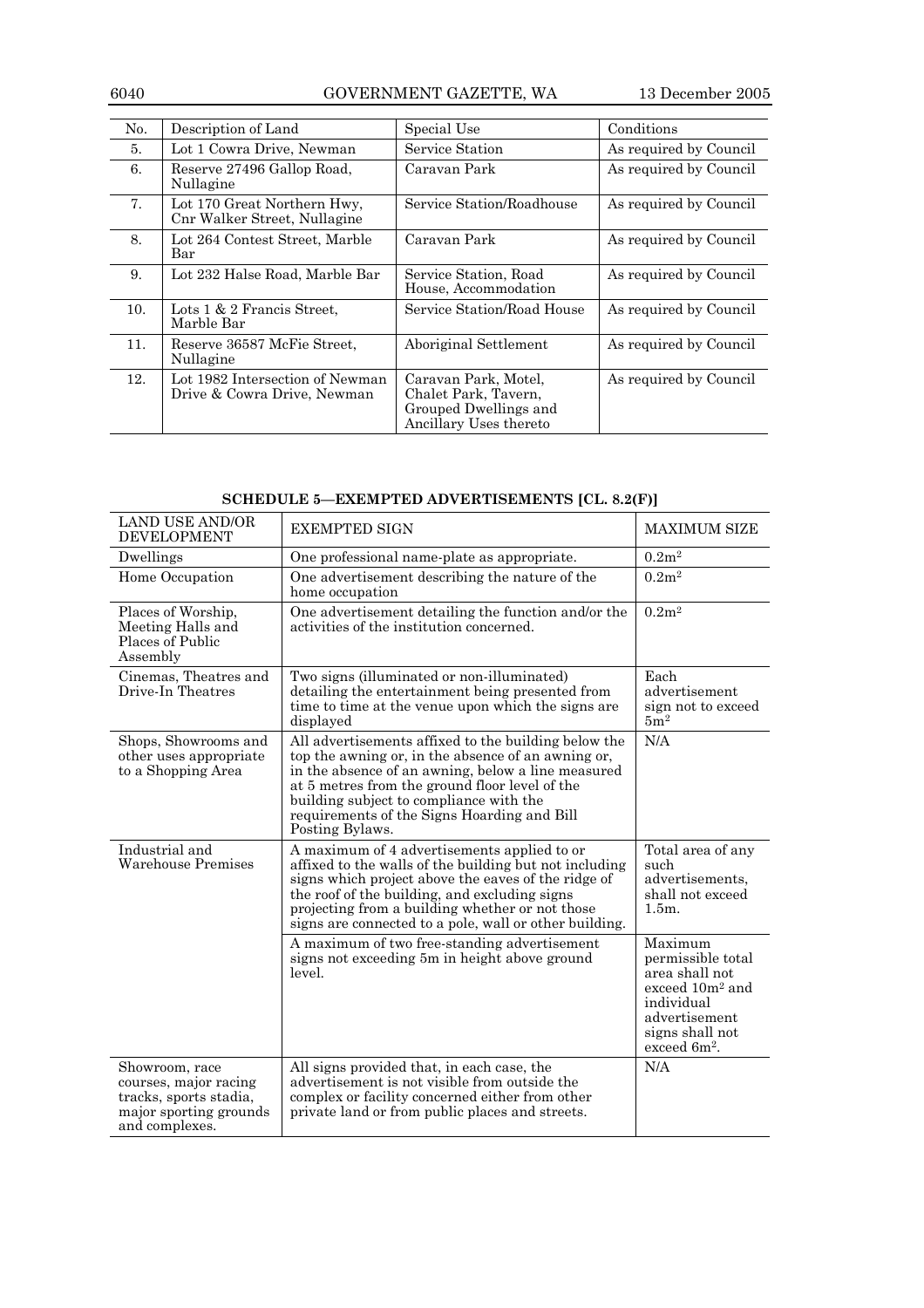| No. | Description of Land | Special Use | Conditions |
|---|---|---|---|
| 5. | Lot 1 Cowra Drive, Newman | Service Station | As required by Council |
| 6. | Reserve 27496 Gallop Road, Nullagine | Caravan Park | As required by Council |
| 7. | Lot 170 Great Northern Hwy, Cnr Walker Street, Nullagine | Service Station/Roadhouse | As required by Council |
| 8. | Lot 264 Contest Street, Marble Bar | Caravan Park | As required by Council |
| 9. | Lot 232 Halse Road, Marble Bar | Service Station, Road House, Accommodation | As required by Council |
| 10. | Lots 1 & 2 Francis Street, Marble Bar | Service Station/Road House | As required by Council |
| 11. | Reserve 36587 McFie Street, Nullagine | Aboriginal Settlement | As required by Council |
| 12. | Lot 1982 Intersection of Newman Drive & Cowra Drive, Newman | Caravan Park, Motel, Chalet Park, Tavern, Grouped Dwellings and Ancillary Uses thereto | As required by Council |

## SCHEDULE 5—EXEMPTED ADVERTISEMENTS [CL. 8.2(F)]

| LAND USE AND/OR DEVELOPMENT | EXEMPTED SIGN | MAXIMUM SIZE |
|---|---|---|
| Dwellings | One professional name-plate as appropriate. | $0.2m^2$ |
| Home Occupation | One advertisement describing the nature of the home occupation | $0.2m^2$ |
| Places of Worship, Meeting Halls and Places of Public Assembly | One advertisement detailing the function and/or the activities of the institution concerned. | $0.2m^2$ |
| Cinemas, Theatres and Drive-In Theatres | Two signs (illuminated or non-illuminated) detailing the entertainment being presented from time to time at the venue upon which the signs are displayed | Each advertisement sign not to exceed $5m^2$ |
| Shops, Showrooms and other uses appropriate to a Shopping Area | All advertisements affixed to the building below the top the awning or, in the absence of an awning or, in the absence of an awning, below a line measured at 5 metres from the ground floor level of the building subject to compliance with the requirements of the Signs Hoarding and Bill Posting Bylaws. | N/A |
| Industrial and Warehouse Premises | A maximum of 4 advertisements applied to or affixed to the walls of the building but not including signs which project above the eaves of the ridge of the roof of the building, and excluding signs projecting from a building whether or not those signs are connected to a pole, wall or other building. | Total area of any such advertisements, shall not exceed 1.5m. |
| | A maximum of two free-standing advertisement signs not exceeding 5m in height above ground level. | Maximum permissible total area shall not exceed $10m^2$ and individual advertisement signs shall not exceed $6m^2$. |
| Showroom, race courses, major racing tracks, sports stadia, major sporting grounds and complexes. | All signs provided that, in each case, the advertisement is not visible from outside the complex or facility concerned either from other private land or from public places and streets. | N/A |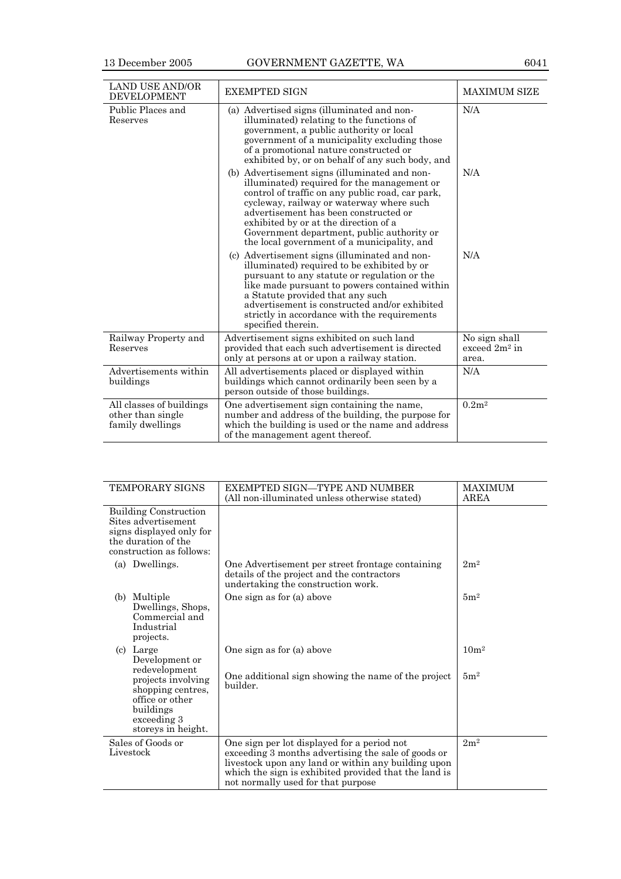| LAND USE AND/OR DEVELOPMENT | EXEMPTED SIGN | MAXIMUM SIZE |
|---|---|---|
| Public Places and Reserves | (a) Advertised signs (illuminated and non-illuminated) relating to the functions of government, a public authority or local government of a municipality excluding those of a promotional nature constructed or exhibited by, or on behalf of any such body, and | N/A |
| | (b) Advertisement signs (illuminated and non-illuminated) required for the management or control of traffic on any public road, car park, cycleway, railway or waterway where such advertisement has been constructed or exhibited by or at the direction of a Government department, public authority or the local government of a municipality, and | N/A |
| | (c) Advertisement signs (illuminated and non-illuminated) required to be exhibited by or pursuant to any statute or regulation or the like made pursuant to powers contained within a Statute provided that any such advertisement is constructed and/or exhibited strictly in accordance with the requirements specified therein. | N/A |
| Railway Property and Reserves | Advertisement signs exhibited on such land provided that each such advertisement is directed only at persons at or upon a railway station. | No sign shall exceed $2m^2$ in area. |
| Advertisements within buildings | All advertisements placed or displayed within buildings which cannot ordinarily been seen by a person outside of those buildings. | N/A |
| All classes of buildings other than single family dwellings | One advertisement sign containing the name, number and address of the building, the purpose for which the building is used or the name and address of the management agent thereof. | $0.2m^2$ |

| TEMPORARY SIGNS | EXEMPTED SIGN—TYPE AND NUMBER (All non-illuminated unless otherwise stated) | MAXIMUM AREA |
|---|---|---|
| Building Construction Sites advertisement signs displayed only for the duration of the construction as follows: | | |
| (a) Dwellings. | One Advertisement per street frontage containing details of the project and the contractors undertaking the construction work. | $2m^2$ |
| (b) Multiple Dwellings, Shops, Commercial and Industrial projects. | One sign as for (a) above | $5m^2$ |
| (c) Large Development or redevelopment projects involving shopping centres, office or other buildings exceeding 3 storeys in height. | One sign as for (a) above | $10m^2$ |
| | One additional sign showing the name of the project builder. | $5m^2$ |
| Sales of Goods or Livestock | One sign per lot displayed for a period not exceeding 3 months advertising the sale of goods or livestock upon any land or within any building upon which the sign is exhibited provided that the land is not normally used for that purpose | $2m^2$ |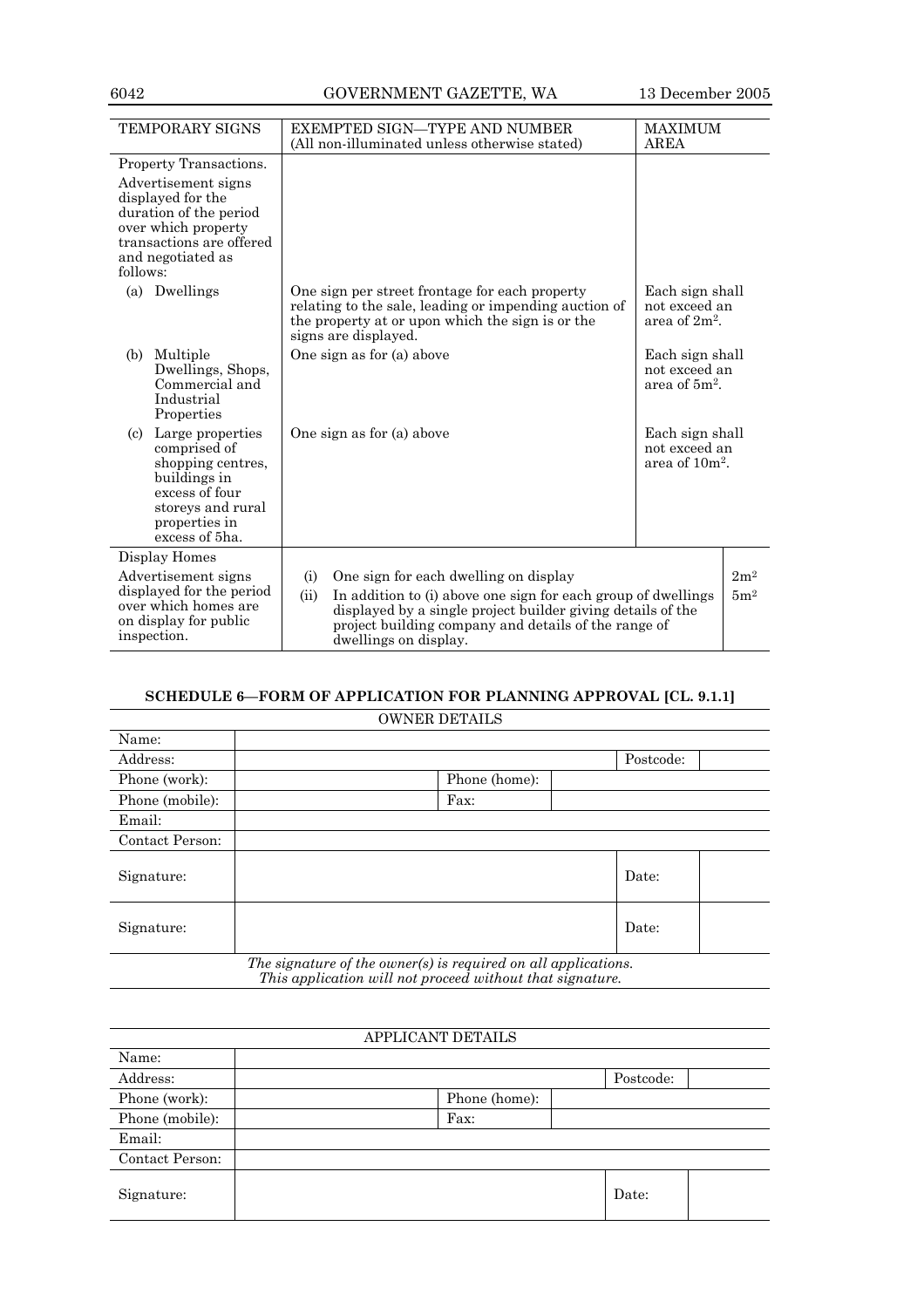| TEMPORARY SIGNS | EXEMPTED SIGN—TYPE AND NUMBER (All non-illuminated unless otherwise stated) | MAXIMUM AREA |
|---|---|---|
| Property Transactions. Advertisement signs displayed for the duration of the period over which property transactions are offered and negotiated as follows: | | |
| (a) Dwellings | One sign per street frontage for each property relating to the sale, leading or impending auction of the property at or upon which the sign is or the signs are displayed. | Each sign shall not exceed an area of $2m^2$. |
| (b) Multiple Dwellings, Shops, Commercial and Industrial Properties | One sign as for (a) above | Each sign shall not exceed an area of $5m^2$. |
| (c) Large properties comprised of shopping centres, buildings in excess of four storeys and rural properties in excess of 5ha. | One sign as for (a) above | Each sign shall not exceed an area of $10m^2$. |
| Display Homes Advertisement signs displayed for the period over which homes are on display for public inspection. | (i) One sign for each dwelling on display | $2m^2$ |
| | (ii) In addition to (i) above one sign for each group of dwellings displayed by a single project builder giving details of the project building company and details of the range of dwellings on display. | $5m^2$ |

## SCHEDULE 6—FORM OF APPLICATION FOR PLANNING APPROVAL [CL. 9.1.1]

| OWNER DETAILS | | | |
|---|---|---|---|
| Name: | | | |
| Address: | | Postcode: | |
| Phone (work): | | Phone (home): | |
| Phone (mobile): | | Fax: | |
| Email: | | | |
| Contact Person: | | | |
| Signature: | | Date: | |
| Signature: | | Date: | |

*The signature of the owner(s) is required on all applications. This application will not proceed without that signature.*

| APPLICANT DETAILS | | | |
|---|---|---|---|
| Name: | | | |
| Address: | | Postcode: | |
| Phone (work): | | Phone (home): | |
| Phone (mobile): | | Fax: | |
| Email: | | | |
| Contact Person: | | | |
| Signature: | | Date: | |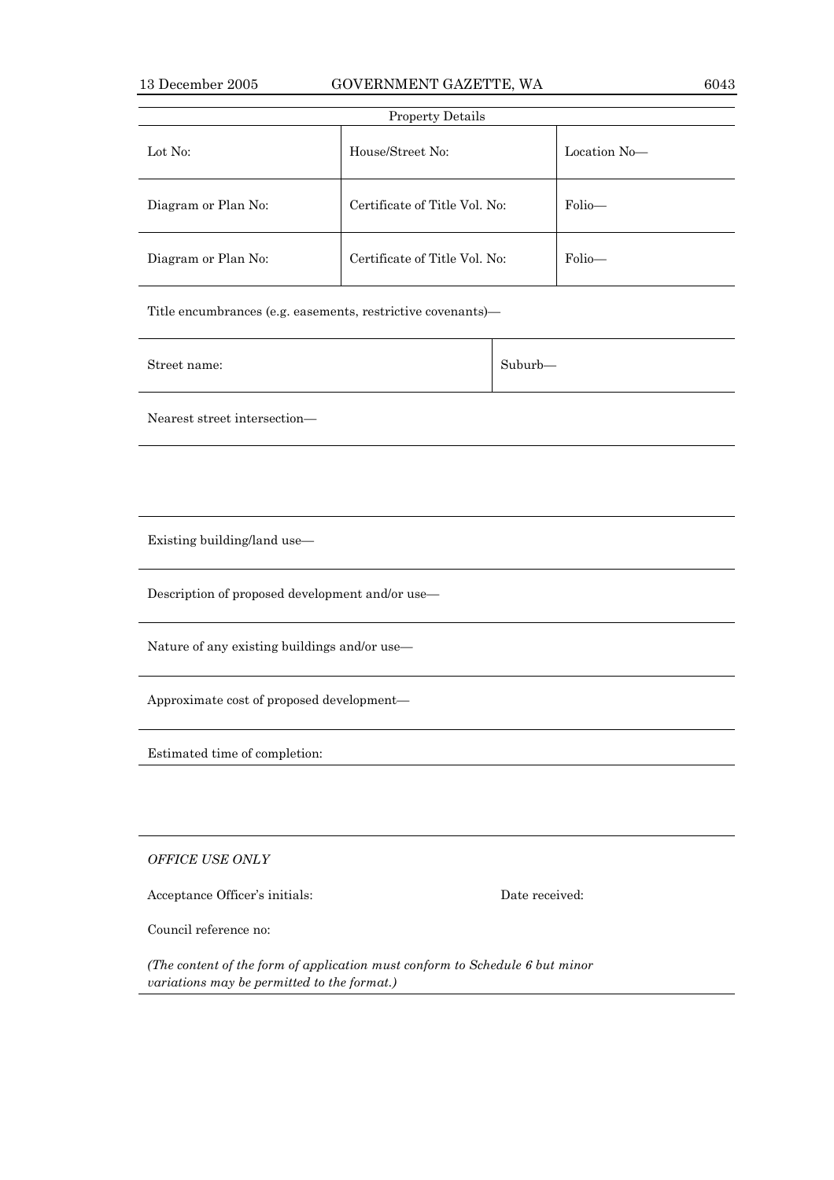| Property Details | | |
|---|---|---|
| Lot No: | House/Street No: | Location No— |
| Diagram or Plan No: | Certificate of Title Vol. No: | Folio— |
| Diagram or Plan No: | Certificate of Title Vol. No: | Folio— |

Title encumbrances (e.g. easements, restrictive covenants)—

| Street name: | Suburb— |
|---|---|

Nearest street intersection—

Existing building/land use—

Description of proposed development and/or use—

Nature of any existing buildings and/or use—

Approximate cost of proposed development—

Estimated time of completion:

*OFFICE USE ONLY*

Acceptance Officer's initials: Date received:

Council reference no:

*(The content of the form of application must conform to Schedule 6 but minor variations may be permitted to the format.)*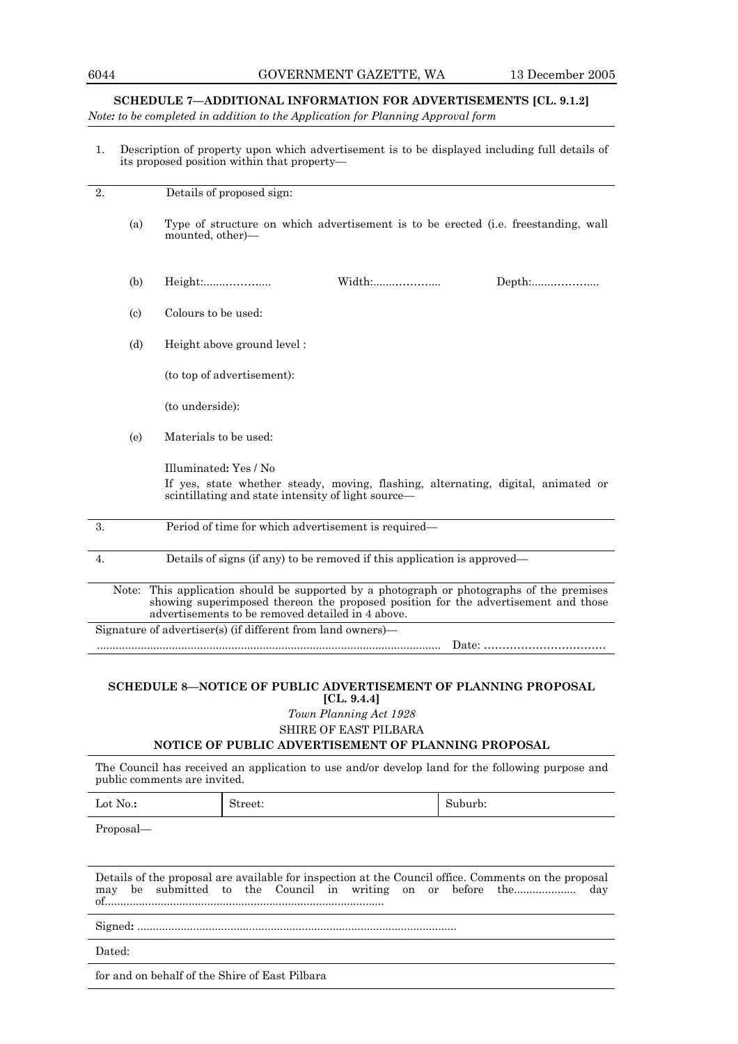## SCHEDULE 7—ADDITIONAL INFORMATION FOR ADVERTISEMENTS [CL. 9.1.2]

*Note: to be completed in addition to the Application for Planning Approval form*

1. Description of property upon which advertisement is to be displayed including full details of its proposed position within that property—

2. Details of proposed sign:

   (a) Type of structure on which advertisement is to be erected (i.e. freestanding, wall mounted, other)—

   (b) Height:..................... Width:..................... Depth:.....................

   (c) Colours to be used:

   (d) Height above ground level :

   (to top of advertisement):

   (to underside):

   (e) Materials to be used:

   Illuminated**:** Yes / No

   If yes, state whether steady, moving, flashing, alternating, digital, animated or scintillating and state intensity of light source—

3. Period of time for which advertisement is required—

4. Details of signs (if any) to be removed if this application is approved—

Note: This application should be supported by a photograph or photographs of the premises showing superimposed thereon the proposed position for the advertisement and those advertisements to be removed detailed in 4 above.

Signature of advertiser(s) (if different from land owners)—

............................................................................................................. Date: ................................

## SCHEDULE 8—NOTICE OF PUBLIC ADVERTISEMENT OF PLANNING PROPOSAL [CL. 9.4.4]

*Town Planning Act 1928*

SHIRE OF EAST PILBARA

**NOTICE OF PUBLIC ADVERTISEMENT OF PLANNING PROPOSAL**

The Council has received an application to use and/or develop land for the following purpose and public comments are invited.

| Lot No.**:** | Street: | Suburb: |
|---|---|---|

Proposal—

Details of the proposal are available for inspection at the Council office. Comments on the proposal may be submitted to the Council in writing on or before the.................... day of..........................................................................................

Signed**:** ......................................................................................................

Dated:

for and on behalf of the Shire of East Pilbara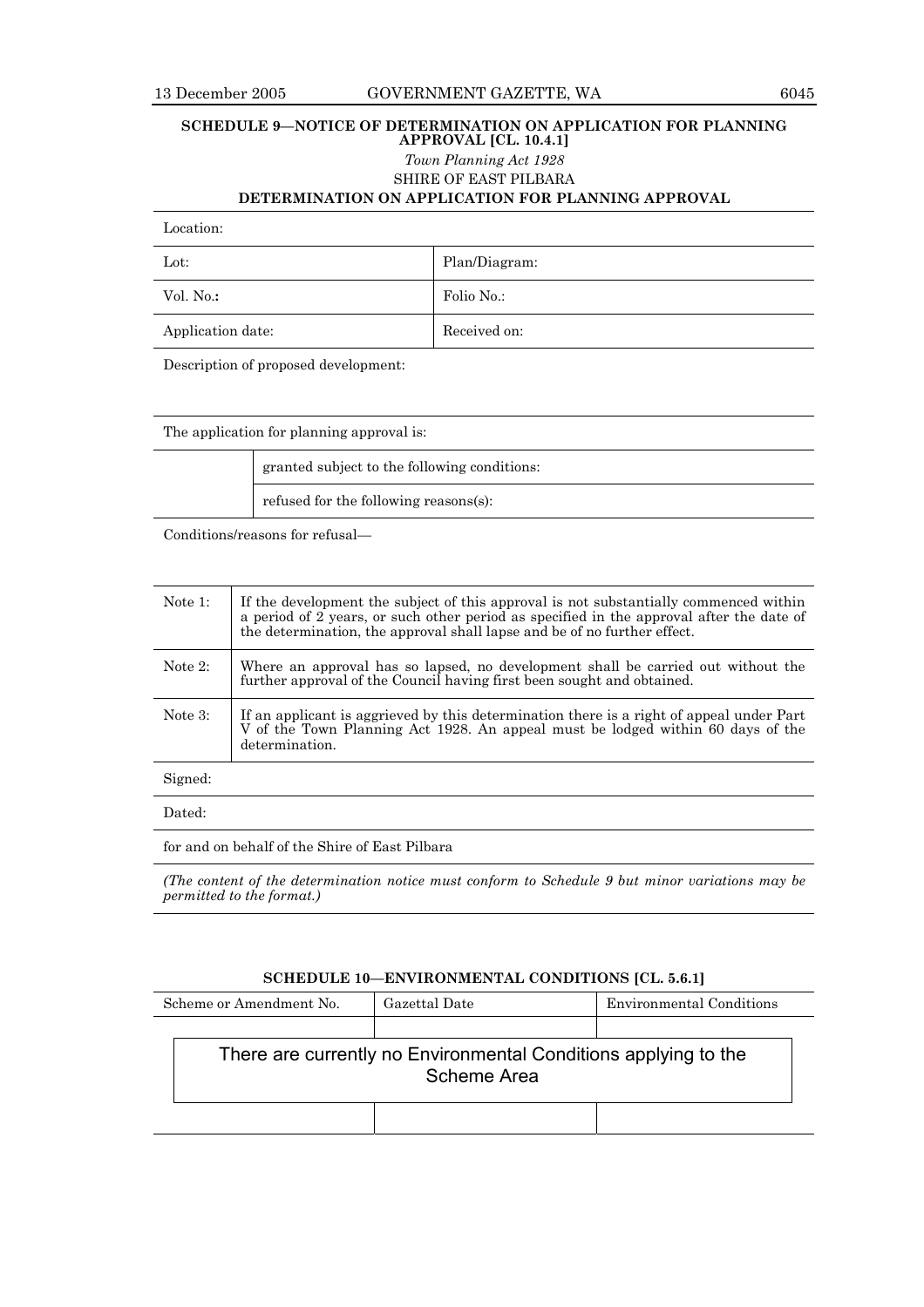## SCHEDULE 9—NOTICE OF DETERMINATION ON APPLICATION FOR PLANNING APPROVAL [CL. 10.4.1]

*Town Planning Act 1928*

SHIRE OF EAST PILBARA

**DETERMINATION ON APPLICATION FOR PLANNING APPROVAL**

| Location: | |
|---|---|
| Lot: | Plan/Diagram: |
| Vol. No.**:** | Folio No.: |
| Application date: | Received on: |

Description of proposed development:

The application for planning approval is:

| | |
|---|---|
| | granted subject to the following conditions: |
| | refused for the following reasons(s): |

Conditions/reasons for refusal—

| | |
|---|---|
| Note 1: | If the development the subject of this approval is not substantially commenced within a period of 2 years, or such other period as specified in the approval after the date of the determination, the approval shall lapse and be of no further effect. |
| Note 2: | Where an approval has so lapsed, no development shall be carried out without the further approval of the Council having first been sought and obtained. |
| Note 3: | If an applicant is aggrieved by this determination there is a right of appeal under Part V of the Town Planning Act 1928. An appeal must be lodged within 60 days of the determination. |

Signed:

Dated:

for and on behalf of the Shire of East Pilbara

*(The content of the determination notice must conform to Schedule 9 but minor variations may be permitted to the format.)*

## SCHEDULE 10—ENVIRONMENTAL CONDITIONS [CL. 5.6.1]

| Scheme or Amendment No. | Gazettal Date | Environmental Conditions |
|---|---|---|
| There are currently no Environmental Conditions applying to the Scheme Area | | |
| | | |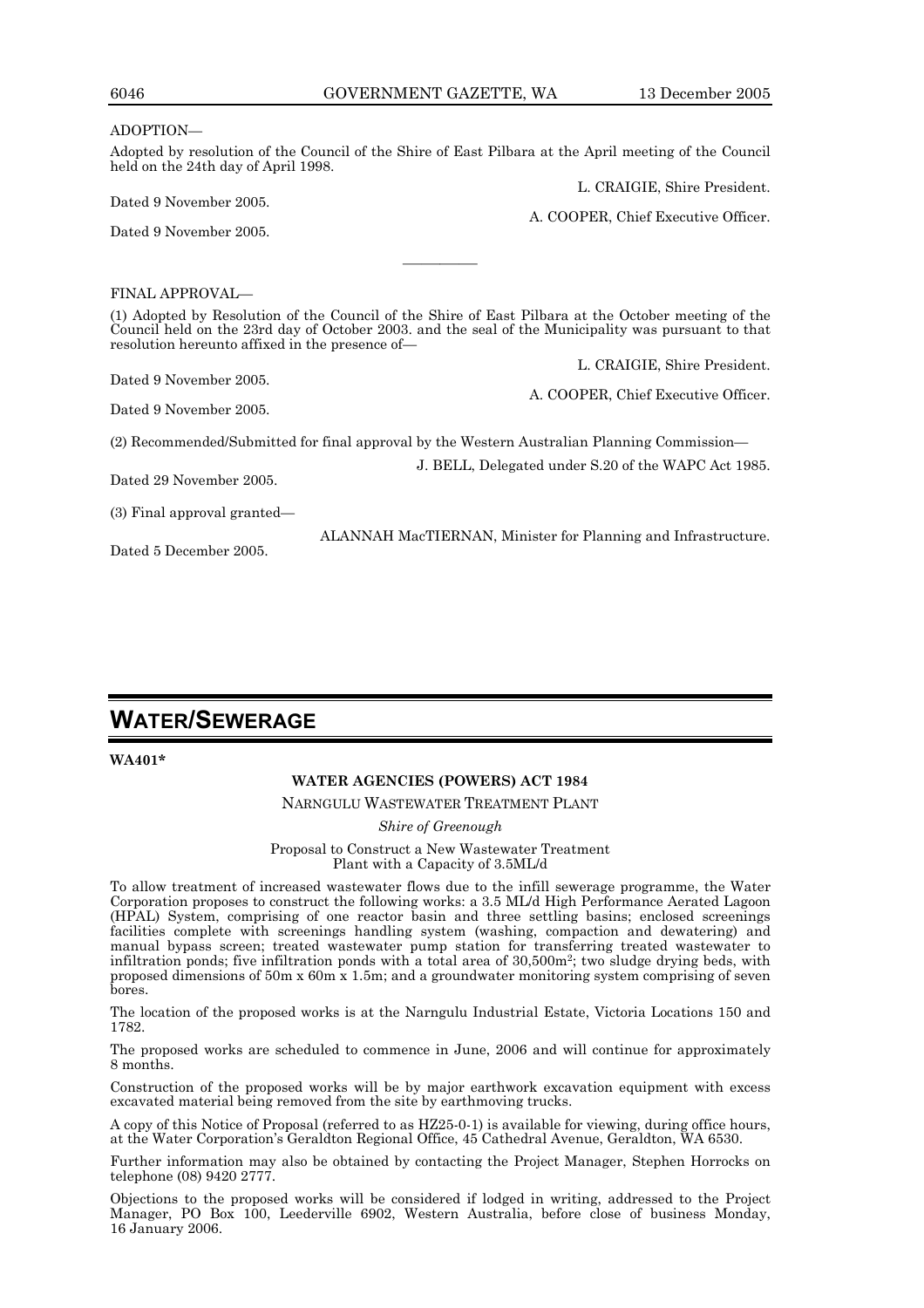ADOPTION—

Adopted by resolution of the Council of the Shire of East Pilbara at the April meeting of the Council held on the 24th day of April 1998.

L. CRAIGIE, Shire President.

Dated 9 November 2005.

A. COOPER, Chief Executive Officer.

Dated 9 November 2005.

---

FINAL APPROVAL—

(1) Adopted by Resolution of the Council of the Shire of East Pilbara at the October meeting of the Council held on the 23rd day of October 2003. and the seal of the Municipality was pursuant to that resolution hereunto affixed in the presence of—

L. CRAIGIE, Shire President.

Dated 9 November 2005.

A. COOPER, Chief Executive Officer.

Dated 9 November 2005.

(2) Recommended/Submitted for final approval by the Western Australian Planning Commission—

J. BELL, Delegated under S.20 of the WAPC Act 1985.

Dated 29 November 2005.

(3) Final approval granted—

ALANNAH MacTIERNAN, Minister for Planning and Infrastructure.

Dated 5 December 2005.

# WATER/SEWERAGE

**WA401***

**WATER AGENCIES (POWERS) ACT 1984**

NARNGULU WASTEWATER TREATMENT PLANT

*Shire of Greenough*

Proposal to Construct a New Wastewater Treatment Plant with a Capacity of 3.5ML/d

To allow treatment of increased wastewater flows due to the infill sewerage programme, the Water Corporation proposes to construct the following works: a 3.5 ML/d High Performance Aerated Lagoon (HPAL) System, comprising of one reactor basin and three settling basins; enclosed screenings facilities complete with screenings handling system (washing, compaction and dewatering) and manual bypass screen; treated wastewater pump station for transferring treated wastewater to infiltration ponds; five infiltration ponds with a total area of 30,500m$^2$; two sludge drying beds, with proposed dimensions of 50m x 60m x 1.5m; and a groundwater monitoring system comprising of seven bores.

The location of the proposed works is at the Narngulu Industrial Estate, Victoria Locations 150 and 1782.

The proposed works are scheduled to commence in June, 2006 and will continue for approximately 8 months.

Construction of the proposed works will be by major earthwork excavation equipment with excess excavated material being removed from the site by earthmoving trucks.

A copy of this Notice of Proposal (referred to as HZ25-0-1) is available for viewing, during office hours, at the Water Corporation's Geraldton Regional Office, 45 Cathedral Avenue, Geraldton, WA 6530.

Further information may also be obtained by contacting the Project Manager, Stephen Horrocks on telephone (08) 9420 2777.

Objections to the proposed works will be considered if lodged in writing, addressed to the Project Manager, PO Box 100, Leederville 6902, Western Australia, before close of business Monday, 16 January 2006.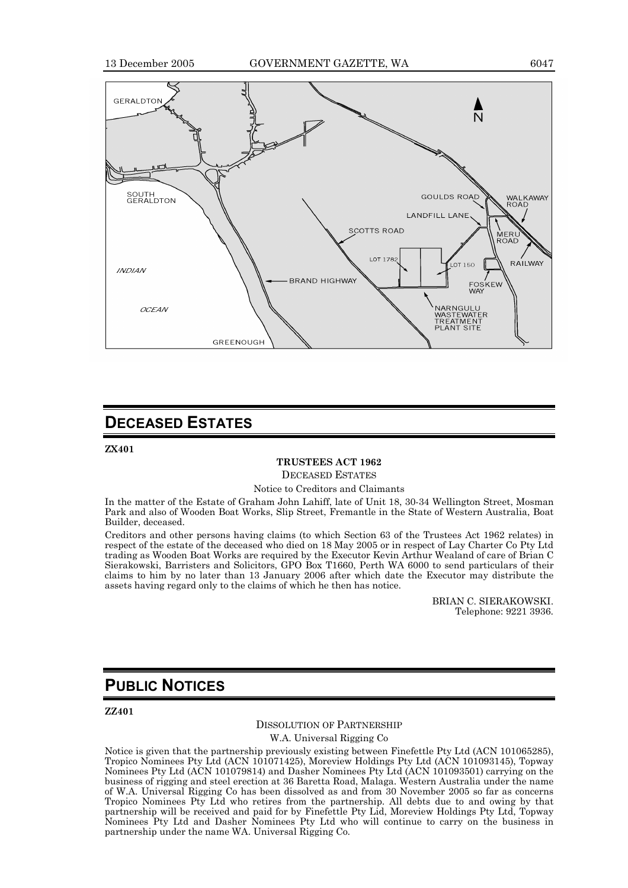## DECEASED ESTATES

**ZX401**

**TRUSTEES ACT 1962**

DECEASED ESTATES

Notice to Creditors and Claimants

In the matter of the Estate of Graham John Lahiff, late of Unit 18, 30-34 Wellington Street, Mosman Park and also of Wooden Boat Works, Slip Street, Fremantle in the State of Western Australia, Boat Builder, deceased.

Creditors and other persons having claims (to which Section 63 of the Trustees Act 1962 relates) in respect of the estate of the deceased who died on 18 May 2005 or in respect of Lay Charter Co Pty Ltd trading as Wooden Boat Works are required by the Executor Kevin Arthur Wealand of care of Brian C Sierakowski, Barristers and Solicitors, GPO Box T1660, Perth WA 6000 to send particulars of their claims to him by no later than 13 January 2006 after which date the Executor may distribute the assets having regard only to the claims of which he then has notice.

BRIAN C. SIERAKOWSKI.
Telephone: 9221 3936.

## PUBLIC NOTICES

**ZZ401**

DISSOLUTION OF PARTNERSHIP

W.A. Universal Rigging Co

Notice is given that the partnership previously existing between Finefettle Pty Ltd (ACN 101065285), Tropico Nominees Pty Ltd (ACN 101071425), Moreview Holdings Pty Ltd (ACN 101093145), Topway Nominees Pty Ltd (ACN 101079814) and Dasher Nominees Pty Ltd (ACN 101093501) carrying on the business of rigging and steel erection at 36 Baretta Road, Malaga. Western Australia under the name of W.A. Universal Rigging Co has been dissolved as and from 30 November 2005 so far as concerns Tropico Nominees Pty Ltd who retires from the partnership. All debts due to and owing by that partnership will be received and paid for by Finefettle Pty Lid, Moreview Holdings Pty Ltd, Topway Nominees Pty Ltd and Dasher Nominees Pty Ltd who will continue to carry on the business in partnership under the name WA. Universal Rigging Co.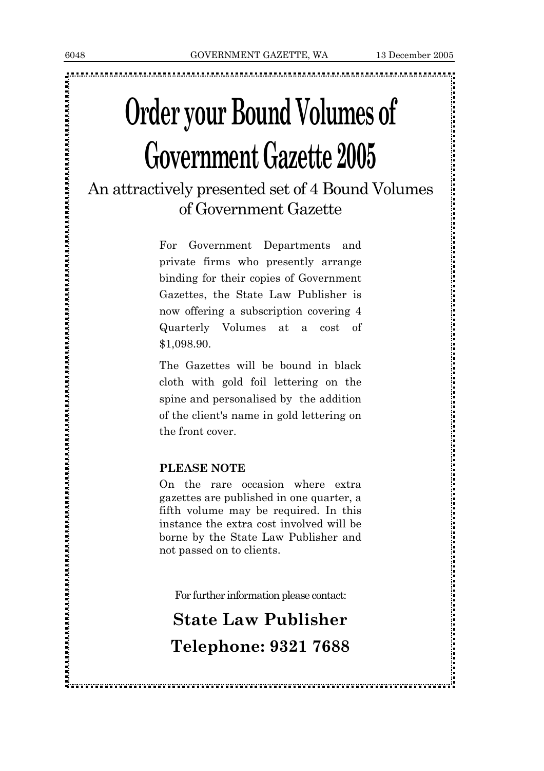# Order your Bound Volumes of Government Gazette 2005

## An attractively presented set of 4 Bound Volumes of Government Gazette

For Government Departments and private firms who presently arrange binding for their copies of Government Gazettes, the State Law Publisher is now offering a subscription covering 4 Quarterly Volumes at a cost of $1,098.90.

The Gazettes will be bound in black cloth with gold foil lettering on the spine and personalised by the addition of the client's name in gold lettering on the front cover.

**PLEASE NOTE**

On the rare occasion where extra gazettes are published in one quarter, a fifth volume may be required. In this instance the extra cost involved will be borne by the State Law Publisher and not passed on to clients.

For further information please contact:

**State Law Publisher**

**Telephone: 9321 7688**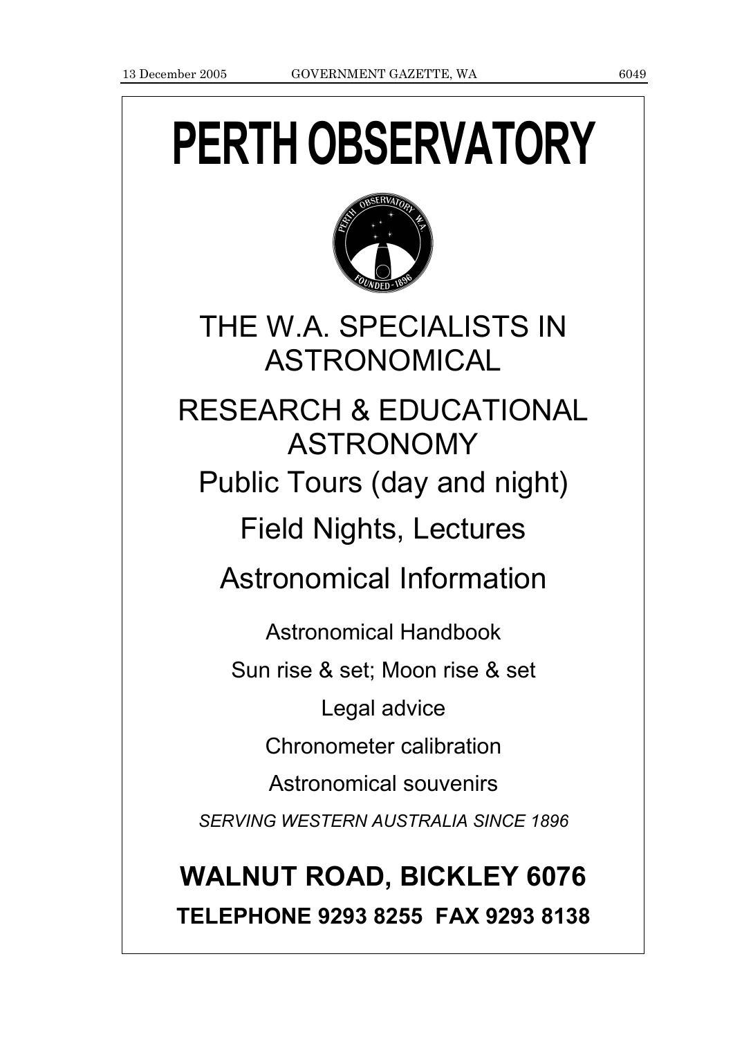# PERTH OBSERVATORY

THE W.A. SPECIALISTS IN ASTRONOMICAL

RESEARCH & EDUCATIONAL ASTRONOMY

Public Tours (day and night)

Field Nights, Lectures

Astronomical Information

Astronomical Handbook

Sun rise & set; Moon rise & set

Legal advice

Chronometer calibration

Astronomical souvenirs

*SERVING WESTERN AUSTRALIA SINCE 1896*

**WALNUT ROAD, BICKLEY 6076**

**TELEPHONE 9293 8255 FAX 9293 8138**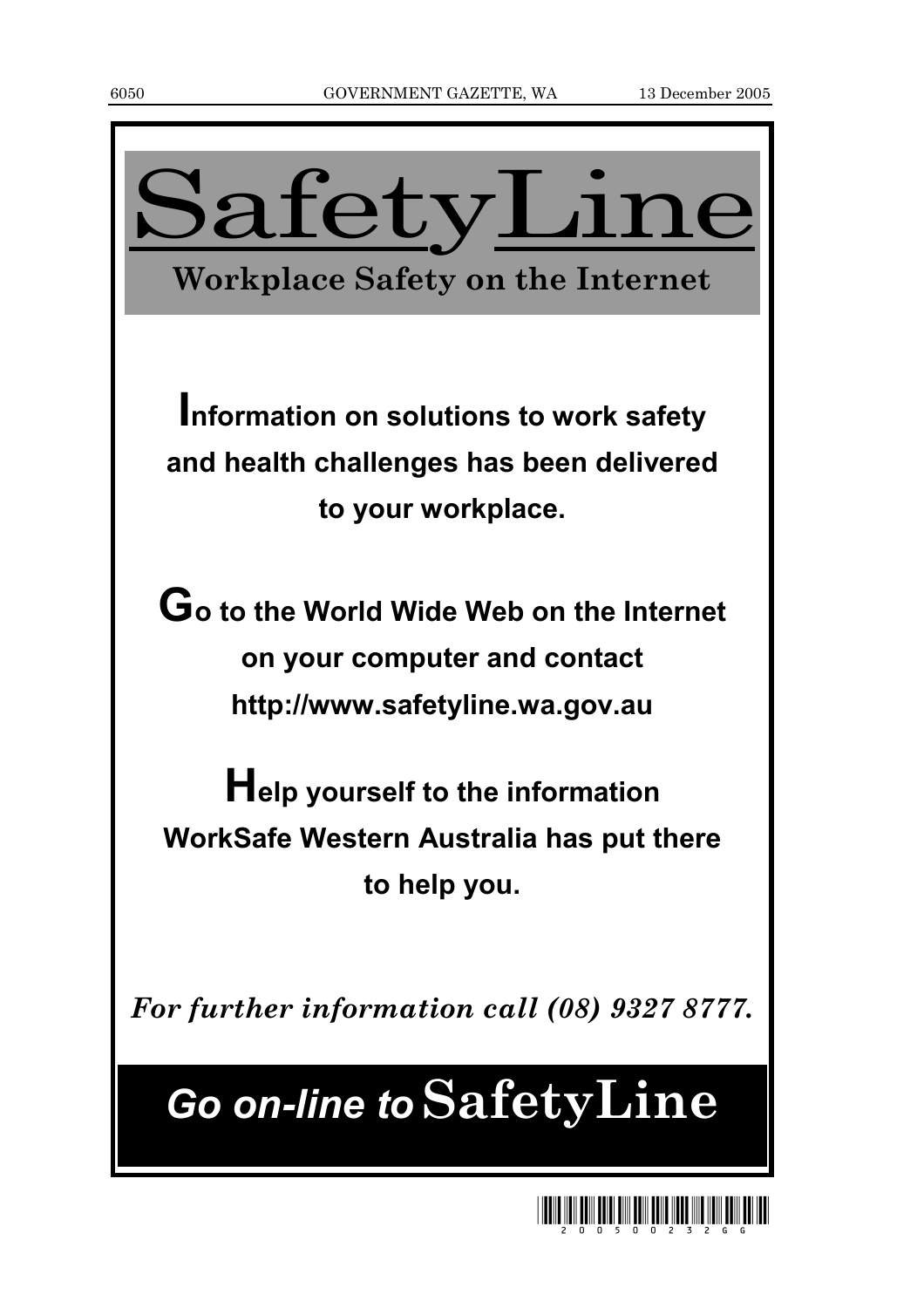# SafetyLine

## Workplace Safety on the Internet

**Information on solutions to work safety and health challenges has been delivered to your workplace.**

**Go to the World Wide Web on the Internet on your computer and contact http://www.safetyline.wa.gov.au**

**Help yourself to the information WorkSafe Western Australia has put there to help you.**

***For further information call (08) 9327 8777.***

## *Go on-line to* SafetyLine